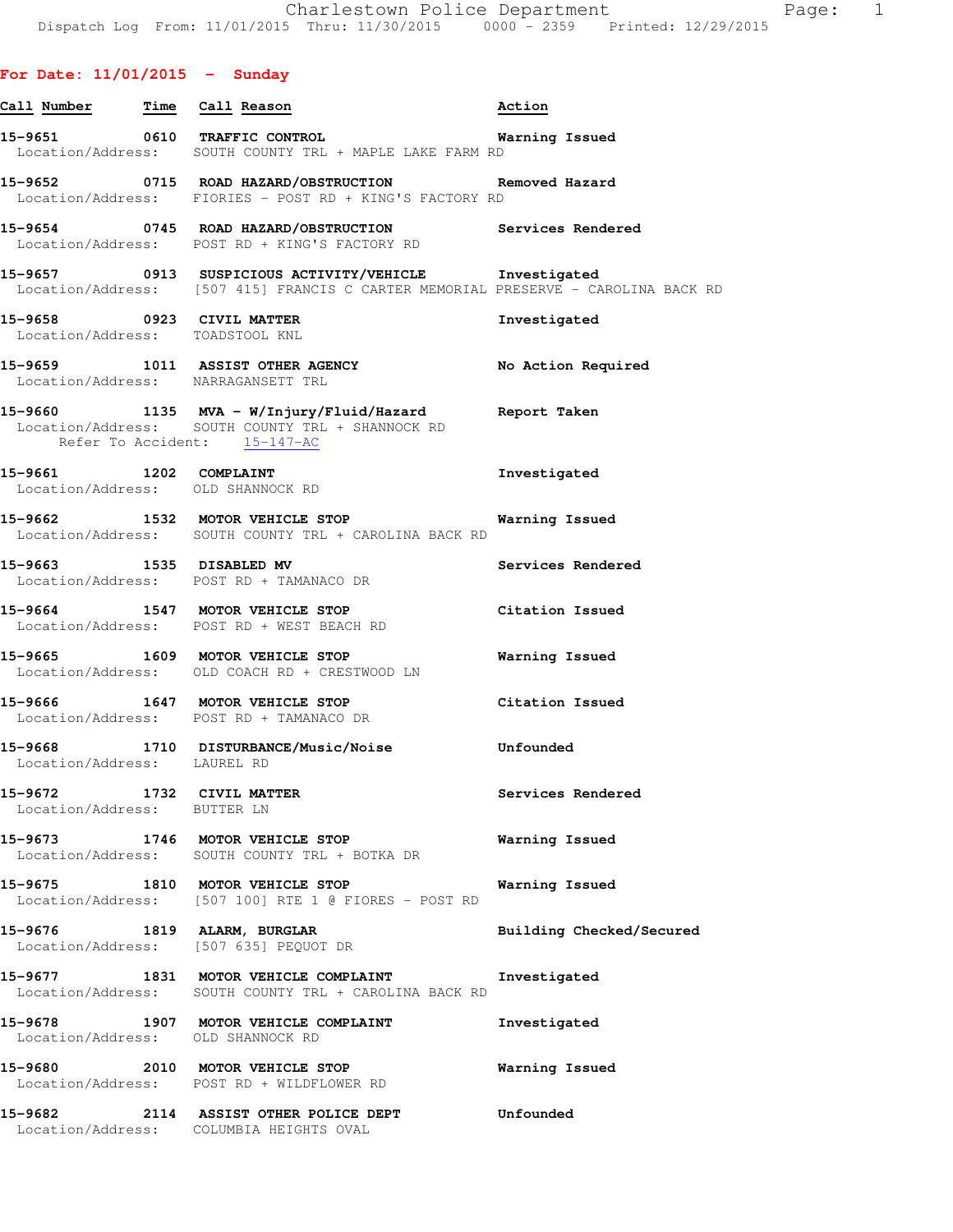**For Date: 11/01/2015 - Sunday**

| Call Number | Time | Call Reason | Action |
|---|---|---|---|
| 15-9651 | 0610 | TRAFFIC CONTROL | Warning Issued |
| Location/Address: SOUTH COUNTY TRL + MAPLE LAKE FARM RD | | | |
| 15-9652 | 0715 | ROAD HAZARD/OBSTRUCTION | Removed Hazard |
| Location/Address: FIORIES - POST RD + KING'S FACTORY RD | | | |
| 15-9654 | 0745 | ROAD HAZARD/OBSTRUCTION | Services Rendered |
| Location/Address: POST RD + KING'S FACTORY RD | | | |
| 15-9657 | 0913 | SUSPICIOUS ACTIVITY/VEHICLE | Investigated |
| Location/Address: [507 415] FRANCIS C CARTER MEMORIAL PRESERVE - CAROLINA BACK RD | | | |
| 15-9658 | 0923 | CIVIL MATTER | Investigated |
| Location/Address: TOADSTOOL KNL | | | |
| 15-9659 | 1011 | ASSIST OTHER AGENCY | No Action Required |
| Location/Address: NARRAGANSETT TRL | | | |
| 15-9660 | 1135 | MVA - W/Injury/Fluid/Hazard | Report Taken |
| Location/Address: SOUTH COUNTY TRL + SHANNOCK RD | | | |
| Refer To Accident: 15-147-AC | | | |
| 15-9661 | 1202 | COMPLAINT | Investigated |
| Location/Address: OLD SHANNOCK RD | | | |
| 15-9662 | 1532 | MOTOR VEHICLE STOP | Warning Issued |
| Location/Address: SOUTH COUNTY TRL + CAROLINA BACK RD | | | |
| 15-9663 | 1535 | DISABLED MV | Services Rendered |
| Location/Address: POST RD + TAMANACO DR | | | |
| 15-9664 | 1547 | MOTOR VEHICLE STOP | Citation Issued |
| Location/Address: POST RD + WEST BEACH RD | | | |
| 15-9665 | 1609 | MOTOR VEHICLE STOP | Warning Issued |
| Location/Address: OLD COACH RD + CRESTWOOD LN | | | |
| 15-9666 | 1647 | MOTOR VEHICLE STOP | Citation Issued |
| Location/Address: POST RD + TAMANACO DR | | | |
| 15-9668 | 1710 | DISTURBANCE/Music/Noise | Unfounded |
| Location/Address: LAUREL RD | | | |
| 15-9672 | 1732 | CIVIL MATTER | Services Rendered |
| Location/Address: BUTTER LN | | | |
| 15-9673 | 1746 | MOTOR VEHICLE STOP | Warning Issued |
| Location/Address: SOUTH COUNTY TRL + BOTKA DR | | | |
| 15-9675 | 1810 | MOTOR VEHICLE STOP | Warning Issued |
| Location/Address: [507 100] RTE 1 @ FIORES - POST RD | | | |
| 15-9676 | 1819 | ALARM, BURGLAR | Building Checked/Secured |
| Location/Address: [507 635] PEQUOT DR | | | |
| 15-9677 | 1831 | MOTOR VEHICLE COMPLAINT | Investigated |
| Location/Address: SOUTH COUNTY TRL + CAROLINA BACK RD | | | |
| 15-9678 | 1907 | MOTOR VEHICLE COMPLAINT | Investigated |
| Location/Address: OLD SHANNOCK RD | | | |
| 15-9680 | 2010 | MOTOR VEHICLE STOP | Warning Issued |
| Location/Address: POST RD + WILDFLOWER RD | | | |
| 15-9682 | 2114 | ASSIST OTHER POLICE DEPT | Unfounded |
| Location/Address: COLUMBIA HEIGHTS OVAL | | | |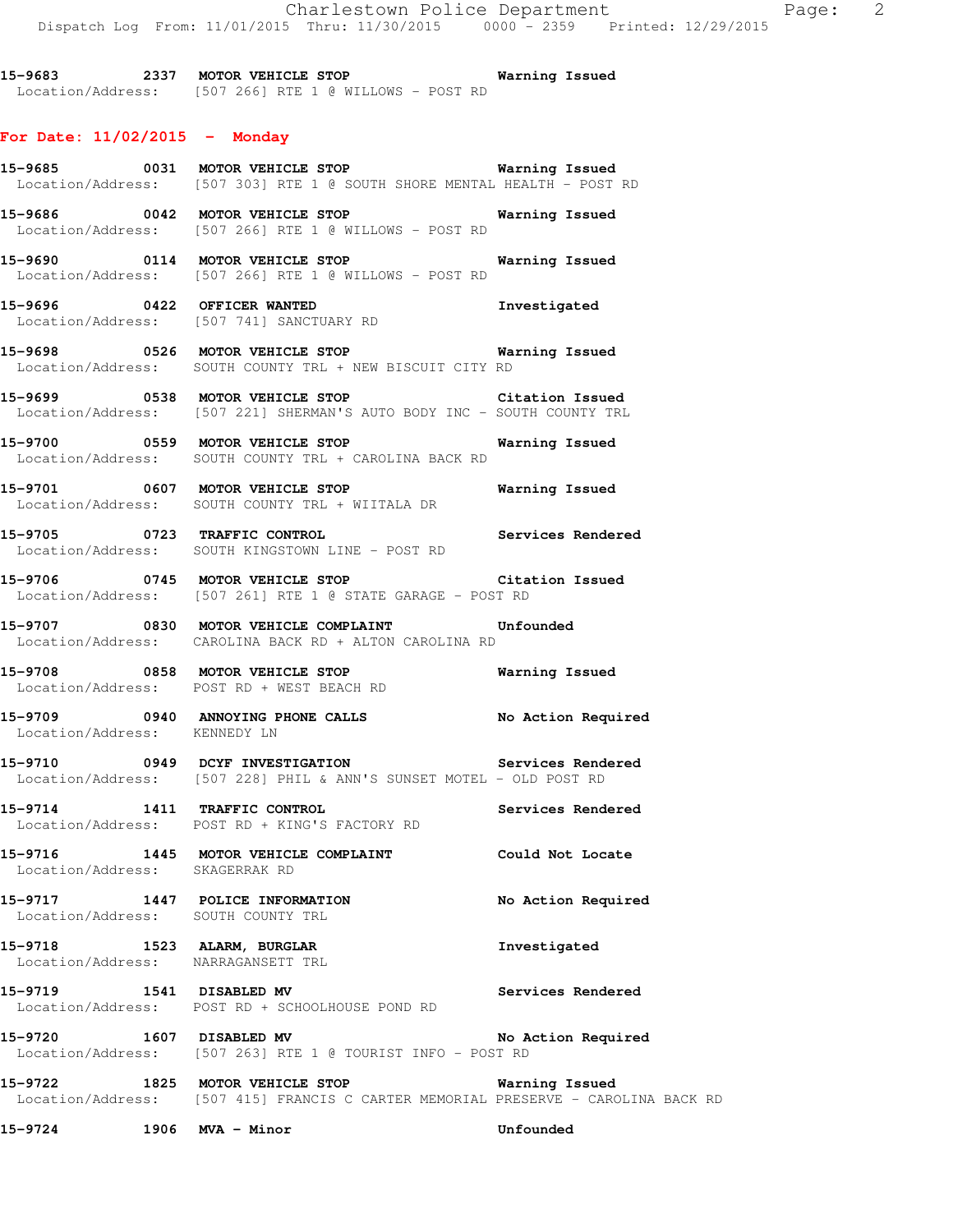**15-9683 2337 MOTOR VEHICLE STOP Warning Issued**
Location/Address: [507 266] RTE 1 @ WILLOWS - POST RD

## For Date: 11/02/2015 - Monday

**15-9685 0031 MOTOR VEHICLE STOP Warning Issued**
Location/Address: [507 303] RTE 1 @ SOUTH SHORE MENTAL HEALTH - POST RD

**15-9686 0042 MOTOR VEHICLE STOP Warning Issued**
Location/Address: [507 266] RTE 1 @ WILLOWS - POST RD

**15-9690 0114 MOTOR VEHICLE STOP Warning Issued**
Location/Address: [507 266] RTE 1 @ WILLOWS - POST RD

**15-9696 0422 OFFICER WANTED Investigated**
Location/Address: [507 741] SANCTUARY RD

**15-9698 0526 MOTOR VEHICLE STOP Warning Issued**
Location/Address: SOUTH COUNTY TRL + NEW BISCUIT CITY RD

**15-9699 0538 MOTOR VEHICLE STOP Citation Issued**
Location/Address: [507 221] SHERMAN'S AUTO BODY INC - SOUTH COUNTY TRL

**15-9700 0559 MOTOR VEHICLE STOP Warning Issued**
Location/Address: SOUTH COUNTY TRL + CAROLINA BACK RD

**15-9701 0607 MOTOR VEHICLE STOP Warning Issued**
Location/Address: SOUTH COUNTY TRL + WIITALA DR

**15-9705 0723 TRAFFIC CONTROL Services Rendered**
Location/Address: SOUTH KINGSTOWN LINE - POST RD

**15-9706 0745 MOTOR VEHICLE STOP Citation Issued**
Location/Address: [507 261] RTE 1 @ STATE GARAGE - POST RD

**15-9707 0830 MOTOR VEHICLE COMPLAINT Unfounded**
Location/Address: CAROLINA BACK RD + ALTON CAROLINA RD

**15-9708 0858 MOTOR VEHICLE STOP Warning Issued**
Location/Address: POST RD + WEST BEACH RD

**15-9709 0940 ANNOYING PHONE CALLS No Action Required**
Location/Address: KENNEDY LN

**15-9710 0949 DCYF INVESTIGATION Services Rendered**
Location/Address: [507 228] PHIL & ANN'S SUNSET MOTEL - OLD POST RD

**15-9714 1411 TRAFFIC CONTROL Services Rendered**
Location/Address: POST RD + KING'S FACTORY RD

**15-9716 1445 MOTOR VEHICLE COMPLAINT Could Not Locate**
Location/Address: SKAGERRAK RD

**15-9717 1447 POLICE INFORMATION No Action Required**
Location/Address: SOUTH COUNTY TRL

**15-9718 1523 ALARM, BURGLAR Investigated**
Location/Address: NARRAGANSETT TRL

**15-9719 1541 DISABLED MV Services Rendered**
Location/Address: POST RD + SCHOOLHOUSE POND RD

**15-9720 1607 DISABLED MV No Action Required**
Location/Address: [507 263] RTE 1 @ TOURIST INFO - POST RD

**15-9722 1825 MOTOR VEHICLE STOP Warning Issued**
Location/Address: [507 415] FRANCIS C CARTER MEMORIAL PRESERVE - CAROLINA BACK RD

**15-9724 1906 MVA - Minor Unfounded**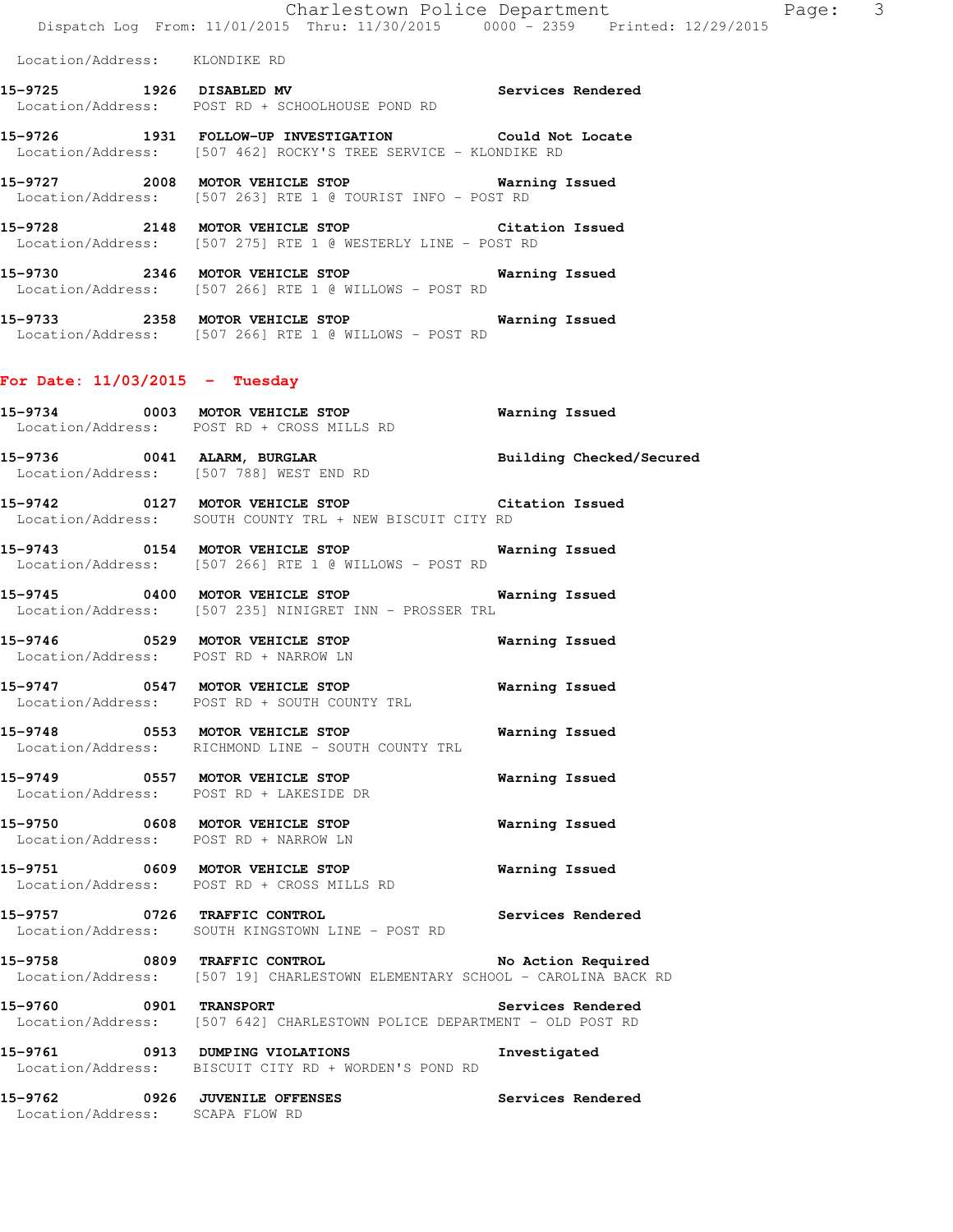Location/Address: KLONDIKE RD

**15-9725 1926 DISABLED MV** Services Rendered
Location/Address: POST RD + SCHOOLHOUSE POND RD

**15-9726 1931 FOLLOW-UP INVESTIGATION** Could Not Locate
Location/Address: [507 462] ROCKY'S TREE SERVICE - KLONDIKE RD

**15-9727 2008 MOTOR VEHICLE STOP** Warning Issued
Location/Address: [507 263] RTE 1 @ TOURIST INFO - POST RD

**15-9728 2148 MOTOR VEHICLE STOP** Citation Issued
Location/Address: [507 275] RTE 1 @ WESTERLY LINE - POST RD

**15-9730 2346 MOTOR VEHICLE STOP** Warning Issued
Location/Address: [507 266] RTE 1 @ WILLOWS - POST RD

**15-9733 2358 MOTOR VEHICLE STOP** Warning Issued
Location/Address: [507 266] RTE 1 @ WILLOWS - POST RD

## For Date: 11/03/2015 - Tuesday

**15-9734 0003 MOTOR VEHICLE STOP** Warning Issued
Location/Address: POST RD + CROSS MILLS RD

**15-9736 0041 ALARM, BURGLAR** Building Checked/Secured
Location/Address: [507 788] WEST END RD

**15-9742 0127 MOTOR VEHICLE STOP** Citation Issued
Location/Address: SOUTH COUNTY TRL + NEW BISCUIT CITY RD

**15-9743 0154 MOTOR VEHICLE STOP** Warning Issued
Location/Address: [507 266] RTE 1 @ WILLOWS - POST RD

**15-9745 0400 MOTOR VEHICLE STOP** Warning Issued
Location/Address: [507 235] NINIGRET INN - PROSSER TRL

**15-9746 0529 MOTOR VEHICLE STOP** Warning Issued
Location/Address: POST RD + NARROW LN

**15-9747 0547 MOTOR VEHICLE STOP** Warning Issued
Location/Address: POST RD + SOUTH COUNTY TRL

**15-9748 0553 MOTOR VEHICLE STOP** Warning Issued
Location/Address: RICHMOND LINE - SOUTH COUNTY TRL

**15-9749 0557 MOTOR VEHICLE STOP** Warning Issued
Location/Address: POST RD + LAKESIDE DR

**15-9750 0608 MOTOR VEHICLE STOP** Warning Issued
Location/Address: POST RD + NARROW LN

**15-9751 0609 MOTOR VEHICLE STOP** Warning Issued
Location/Address: POST RD + CROSS MILLS RD

**15-9757 0726 TRAFFIC CONTROL** Services Rendered
Location/Address: SOUTH KINGSTOWN LINE - POST RD

**15-9758 0809 TRAFFIC CONTROL** No Action Required
Location/Address: [507 19] CHARLESTOWN ELEMENTARY SCHOOL - CAROLINA BACK RD

**15-9760 0901 TRANSPORT** Services Rendered
Location/Address: [507 642] CHARLESTOWN POLICE DEPARTMENT - OLD POST RD

**15-9761 0913 DUMPING VIOLATIONS** Investigated
Location/Address: BISCUIT CITY RD + WORDEN'S POND RD

**15-9762 0926 JUVENILE OFFENSES** Services Rendered
Location/Address: SCAPA FLOW RD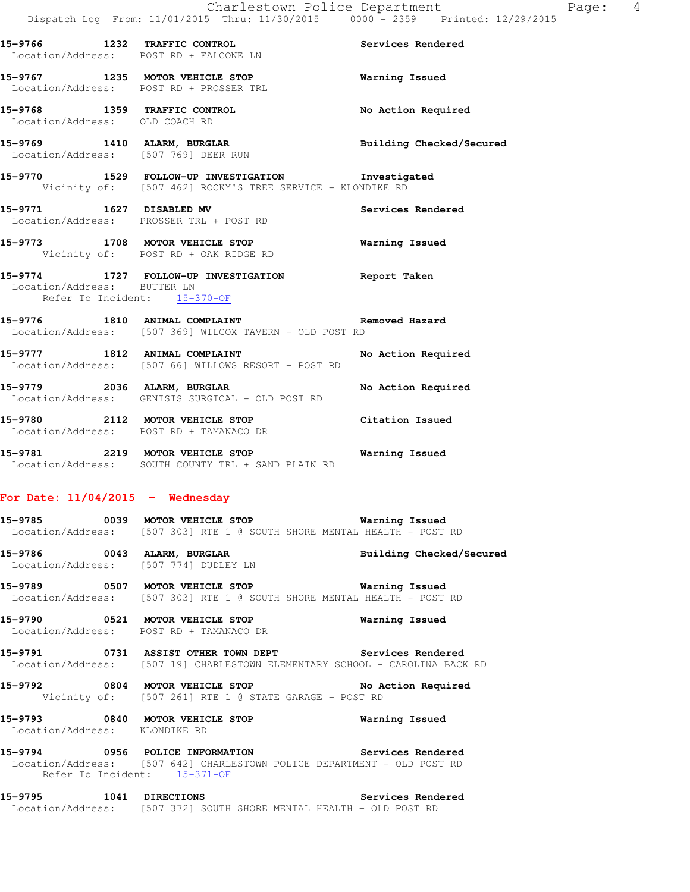15-9766 1232 TRAFFIC CONTROL Services Rendered
Location/Address: POST RD + FALCONE LN

15-9767 1235 MOTOR VEHICLE STOP Warning Issued
Location/Address: POST RD + PROSSER TRL

15-9768 1359 TRAFFIC CONTROL No Action Required
Location/Address: OLD COACH RD

15-9769 1410 ALARM, BURGLAR Building Checked/Secured
Location/Address: [507 769] DEER RUN

15-9770 1529 FOLLOW-UP INVESTIGATION Investigated
Vicinity of: [507 462] ROCKY'S TREE SERVICE - KLONDIKE RD

15-9771 1627 DISABLED MV Services Rendered
Location/Address: PROSSER TRL + POST RD

15-9773 1708 MOTOR VEHICLE STOP Warning Issued
Vicinity of: POST RD + OAK RIDGE RD

15-9774 1727 FOLLOW-UP INVESTIGATION Report Taken
Location/Address: BUTTER LN
Refer To Incident: 15-370-OF

15-9776 1810 ANIMAL COMPLAINT Removed Hazard
Location/Address: [507 369] WILCOX TAVERN - OLD POST RD

15-9777 1812 ANIMAL COMPLAINT No Action Required
Location/Address: [507 66] WILLOWS RESORT - POST RD

15-9779 2036 ALARM, BURGLAR No Action Required
Location/Address: GENISIS SURGICAL - OLD POST RD

15-9780 2112 MOTOR VEHICLE STOP Citation Issued
Location/Address: POST RD + TAMANACO DR

15-9781 2219 MOTOR VEHICLE STOP Warning Issued
Location/Address: SOUTH COUNTY TRL + SAND PLAIN RD

## For Date: 11/04/2015 - Wednesday

15-9785 0039 MOTOR VEHICLE STOP Warning Issued
Location/Address: [507 303] RTE 1 @ SOUTH SHORE MENTAL HEALTH - POST RD

15-9786 0043 ALARM, BURGLAR Building Checked/Secured
Location/Address: [507 774] DUDLEY LN

15-9789 0507 MOTOR VEHICLE STOP Warning Issued
Location/Address: [507 303] RTE 1 @ SOUTH SHORE MENTAL HEALTH - POST RD

15-9790 0521 MOTOR VEHICLE STOP Warning Issued
Location/Address: POST RD + TAMANACO DR

15-9791 0731 ASSIST OTHER TOWN DEPT Services Rendered
Location/Address: [507 19] CHARLESTOWN ELEMENTARY SCHOOL - CAROLINA BACK RD

15-9792 0804 MOTOR VEHICLE STOP No Action Required
Vicinity of: [507 261] RTE 1 @ STATE GARAGE - POST RD

15-9793 0840 MOTOR VEHICLE STOP Warning Issued
Location/Address: KLONDIKE RD

15-9794 0956 POLICE INFORMATION Services Rendered
Location/Address: [507 642] CHARLESTOWN POLICE DEPARTMENT - OLD POST RD
Refer To Incident: 15-371-OF

15-9795 1041 DIRECTIONS Services Rendered
Location/Address: [507 372] SOUTH SHORE MENTAL HEALTH - OLD POST RD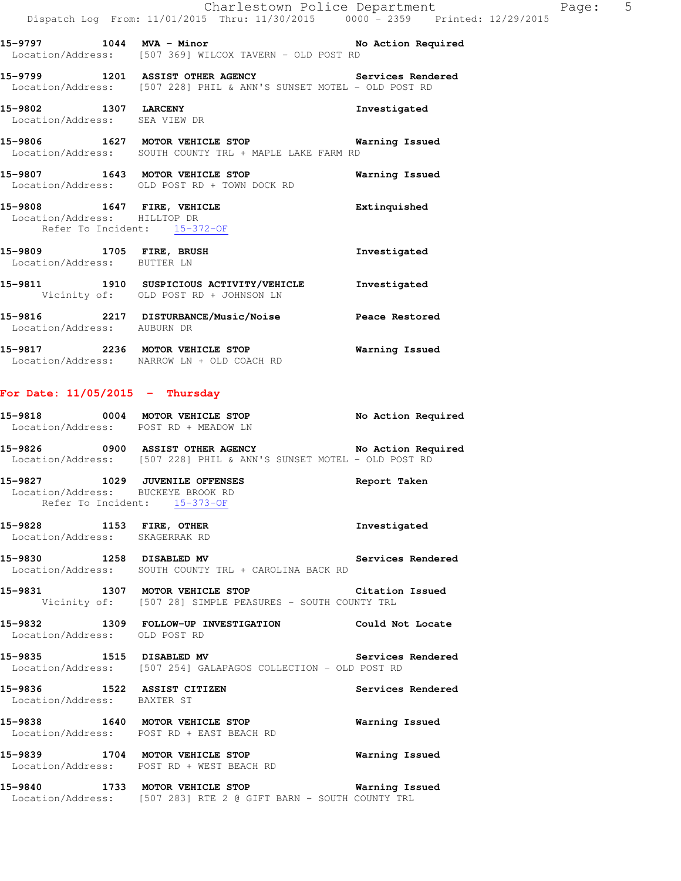**15-9797 1044 MVA - Minor** **No Action Required**
Location/Address: [507 369] WILCOX TAVERN - OLD POST RD

**15-9799 1201 ASSIST OTHER AGENCY** **Services Rendered**
Location/Address: [507 228] PHIL & ANN'S SUNSET MOTEL - OLD POST RD

**15-9802 1307 LARCENY** **Investigated**
Location/Address: SEA VIEW DR

**15-9806 1627 MOTOR VEHICLE STOP** **Warning Issued**
Location/Address: SOUTH COUNTY TRL + MAPLE LAKE FARM RD

**15-9807 1643 MOTOR VEHICLE STOP** **Warning Issued**
Location/Address: OLD POST RD + TOWN DOCK RD

**15-9808 1647 FIRE, VEHICLE** **Extinquished**
Location/Address: HILLTOP DR
Refer To Incident: 15-372-OF

**15-9809 1705 FIRE, BRUSH** **Investigated**
Location/Address: BUTTER LN

**15-9811 1910 SUSPICIOUS ACTIVITY/VEHICLE** **Investigated**
Vicinity of: OLD POST RD + JOHNSON LN

**15-9816 2217 DISTURBANCE/Music/Noise** **Peace Restored**
Location/Address: AUBURN DR

**15-9817 2236 MOTOR VEHICLE STOP** **Warning Issued**
Location/Address: NARROW LN + OLD COACH RD

## For Date: 11/05/2015 - Thursday

**15-9818 0004 MOTOR VEHICLE STOP** **No Action Required**
Location/Address: POST RD + MEADOW LN

**15-9826 0900 ASSIST OTHER AGENCY** **No Action Required**
Location/Address: [507 228] PHIL & ANN'S SUNSET MOTEL - OLD POST RD

**15-9827 1029 JUVENILE OFFENSES** **Report Taken**
Location/Address: BUCKEYE BROOK RD
Refer To Incident: 15-373-OF

**15-9828 1153 FIRE, OTHER** **Investigated**
Location/Address: SKAGERRAK RD

**15-9830 1258 DISABLED MV** **Services Rendered**
Location/Address: SOUTH COUNTY TRL + CAROLINA BACK RD

**15-9831 1307 MOTOR VEHICLE STOP** **Citation Issued**
Vicinity of: [507 28] SIMPLE PEASURES - SOUTH COUNTY TRL

**15-9832 1309 FOLLOW-UP INVESTIGATION** **Could Not Locate**
Location/Address: OLD POST RD

**15-9835 1515 DISABLED MV** **Services Rendered**
Location/Address: [507 254] GALAPAGOS COLLECTION - OLD POST RD

**15-9836 1522 ASSIST CITIZEN** **Services Rendered**
Location/Address: BAXTER ST

**15-9838 1640 MOTOR VEHICLE STOP** **Warning Issued**
Location/Address: POST RD + EAST BEACH RD

**15-9839 1704 MOTOR VEHICLE STOP** **Warning Issued**
Location/Address: POST RD + WEST BEACH RD

**15-9840 1733 MOTOR VEHICLE STOP** **Warning Issued**
Location/Address: [507 283] RTE 2 @ GIFT BARN - SOUTH COUNTY TRL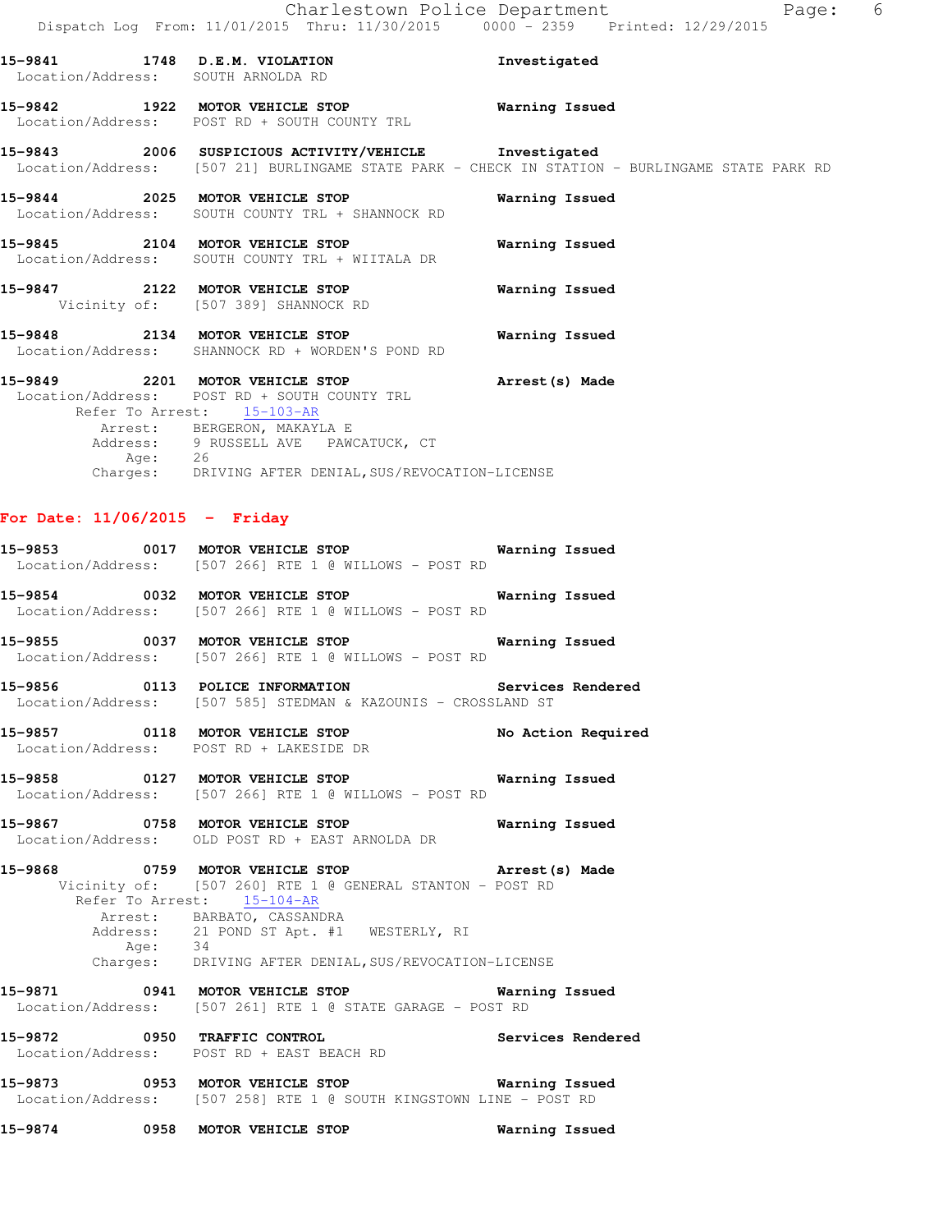**15-9841 1748 D.E.M. VIOLATION** — Investigated
Location/Address: SOUTH ARNOLDA RD

**15-9842 1922 MOTOR VEHICLE STOP** — Warning Issued
Location/Address: POST RD + SOUTH COUNTY TRL

**15-9843 2006 SUSPICIOUS ACTIVITY/VEHICLE** — Investigated
Location/Address: [507 21] BURLINGAME STATE PARK - CHECK IN STATION - BURLINGAME STATE PARK RD

**15-9844 2025 MOTOR VEHICLE STOP** — Warning Issued
Location/Address: SOUTH COUNTY TRL + SHANNOCK RD

**15-9845 2104 MOTOR VEHICLE STOP** — Warning Issued
Location/Address: SOUTH COUNTY TRL + WIITALA DR

**15-9847 2122 MOTOR VEHICLE STOP** — Warning Issued
Vicinity of: [507 389] SHANNOCK RD

**15-9848 2134 MOTOR VEHICLE STOP** — Warning Issued
Location/Address: SHANNOCK RD + WORDEN'S POND RD

**15-9849 2201 MOTOR VEHICLE STOP** — Arrest(s) Made
Location/Address: POST RD + SOUTH COUNTY TRL
Refer To Arrest: 15-103-AR
Arrest: BERGERON, MAKAYLA E
Address: 9 RUSSELL AVE PAWCATUCK, CT
Age: 26
Charges: DRIVING AFTER DENIAL,SUS/REVOCATION-LICENSE

## For Date: 11/06/2015 - Friday

**15-9853 0017 MOTOR VEHICLE STOP** — Warning Issued
Location/Address: [507 266] RTE 1 @ WILLOWS - POST RD

**15-9854 0032 MOTOR VEHICLE STOP** — Warning Issued
Location/Address: [507 266] RTE 1 @ WILLOWS - POST RD

**15-9855 0037 MOTOR VEHICLE STOP** — Warning Issued
Location/Address: [507 266] RTE 1 @ WILLOWS - POST RD

**15-9856 0113 POLICE INFORMATION** — Services Rendered
Location/Address: [507 585] STEDMAN & KAZOUNIS - CROSSLAND ST

**15-9857 0118 MOTOR VEHICLE STOP** — No Action Required
Location/Address: POST RD + LAKESIDE DR

**15-9858 0127 MOTOR VEHICLE STOP** — Warning Issued
Location/Address: [507 266] RTE 1 @ WILLOWS - POST RD

**15-9867 0758 MOTOR VEHICLE STOP** — Warning Issued
Location/Address: OLD POST RD + EAST ARNOLDA DR

**15-9868 0759 MOTOR VEHICLE STOP** — Arrest(s) Made
Vicinity of: [507 260] RTE 1 @ GENERAL STANTON - POST RD
Refer To Arrest: 15-104-AR
Arrest: BARBATO, CASSANDRA
Address: 21 POND ST Apt. #1 WESTERLY, RI
Age: 34
Charges: DRIVING AFTER DENIAL,SUS/REVOCATION-LICENSE

**15-9871 0941 MOTOR VEHICLE STOP** — Warning Issued
Location/Address: [507 261] RTE 1 @ STATE GARAGE - POST RD

**15-9872 0950 TRAFFIC CONTROL** — Services Rendered
Location/Address: POST RD + EAST BEACH RD

**15-9873 0953 MOTOR VEHICLE STOP** — Warning Issued
Location/Address: [507 258] RTE 1 @ SOUTH KINGSTOWN LINE - POST RD

**15-9874 0958 MOTOR VEHICLE STOP** — Warning Issued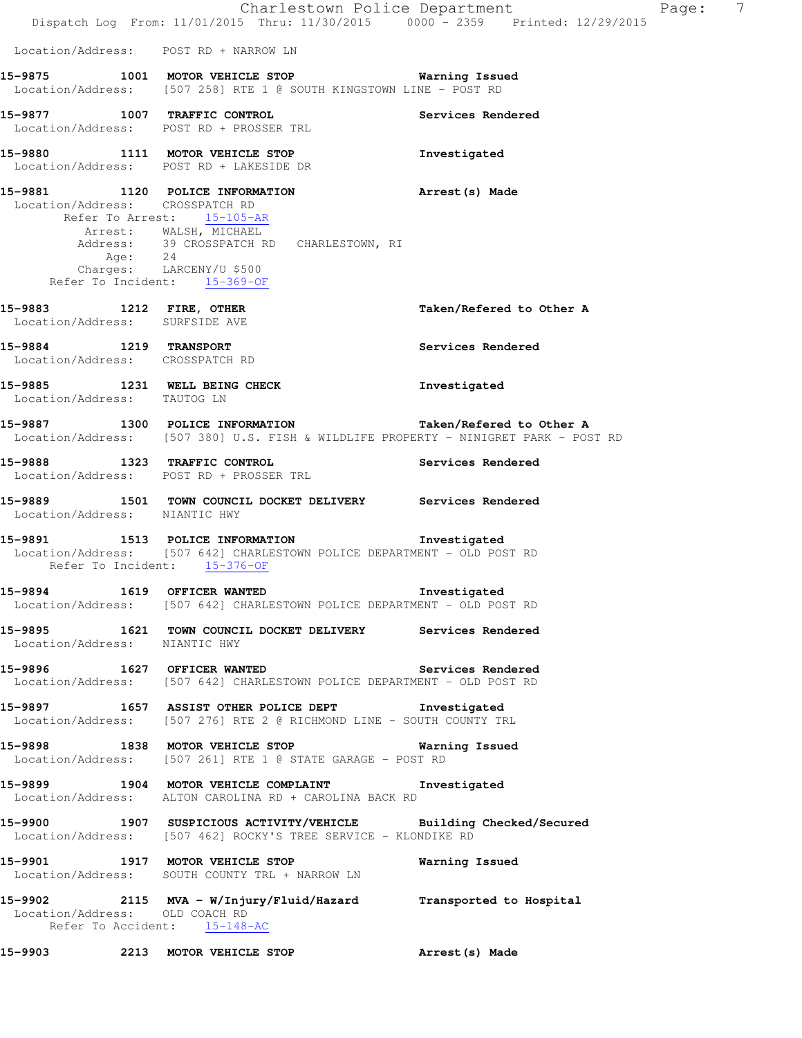Location/Address: POST RD + NARROW LN

**15-9875 1001 MOTOR VEHICLE STOP** Warning Issued
Location/Address: [507 258] RTE 1 @ SOUTH KINGSTOWN LINE - POST RD

**15-9877 1007 TRAFFIC CONTROL** Services Rendered
Location/Address: POST RD + PROSSER TRL

**15-9880 1111 MOTOR VEHICLE STOP** Investigated
Location/Address: POST RD + LAKESIDE DR

**15-9881 1120 POLICE INFORMATION** Arrest(s) Made
Location/Address: CROSSPATCH RD
Refer To Arrest: 15-105-AR
Arrest: WALSH, MICHAEL
Address: 39 CROSSPATCH RD CHARLESTOWN, RI
Age: 24
Charges: LARCENY/U $500
Refer To Incident: 15-369-OF

**15-9883 1212 FIRE, OTHER** Taken/Refered to Other A
Location/Address: SURFSIDE AVE

**15-9884 1219 TRANSPORT** Services Rendered
Location/Address: CROSSPATCH RD

**15-9885 1231 WELL BEING CHECK** Investigated
Location/Address: TAUTOG LN

**15-9887 1300 POLICE INFORMATION** Taken/Refered to Other A
Location/Address: [507 380] U.S. FISH & WILDLIFE PROPERTY - NINIGRET PARK - POST RD

**15-9888 1323 TRAFFIC CONTROL** Services Rendered
Location/Address: POST RD + PROSSER TRL

**15-9889 1501 TOWN COUNCIL DOCKET DELIVERY** Services Rendered
Location/Address: NIANTIC HWY

**15-9891 1513 POLICE INFORMATION** Investigated
Location/Address: [507 642] CHARLESTOWN POLICE DEPARTMENT - OLD POST RD
Refer To Incident: 15-376-OF

**15-9894 1619 OFFICER WANTED** Investigated
Location/Address: [507 642] CHARLESTOWN POLICE DEPARTMENT - OLD POST RD

**15-9895 1621 TOWN COUNCIL DOCKET DELIVERY** Services Rendered
Location/Address: NIANTIC HWY

**15-9896 1627 OFFICER WANTED** Services Rendered
Location/Address: [507 642] CHARLESTOWN POLICE DEPARTMENT - OLD POST RD

**15-9897 1657 ASSIST OTHER POLICE DEPT** Investigated
Location/Address: [507 276] RTE 2 @ RICHMOND LINE - SOUTH COUNTY TRL

**15-9898 1838 MOTOR VEHICLE STOP** Warning Issued
Location/Address: [507 261] RTE 1 @ STATE GARAGE - POST RD

**15-9899 1904 MOTOR VEHICLE COMPLAINT** Investigated
Location/Address: ALTON CAROLINA RD + CAROLINA BACK RD

**15-9900 1907 SUSPICIOUS ACTIVITY/VEHICLE** Building Checked/Secured
Location/Address: [507 462] ROCKY'S TREE SERVICE - KLONDIKE RD

**15-9901 1917 MOTOR VEHICLE STOP** Warning Issued
Location/Address: SOUTH COUNTY TRL + NARROW LN

**15-9902 2115 MVA - W/Injury/Fluid/Hazard** Transported to Hospital
Location/Address: OLD COACH RD
Refer To Accident: 15-148-AC

**15-9903 2213 MOTOR VEHICLE STOP** Arrest(s) Made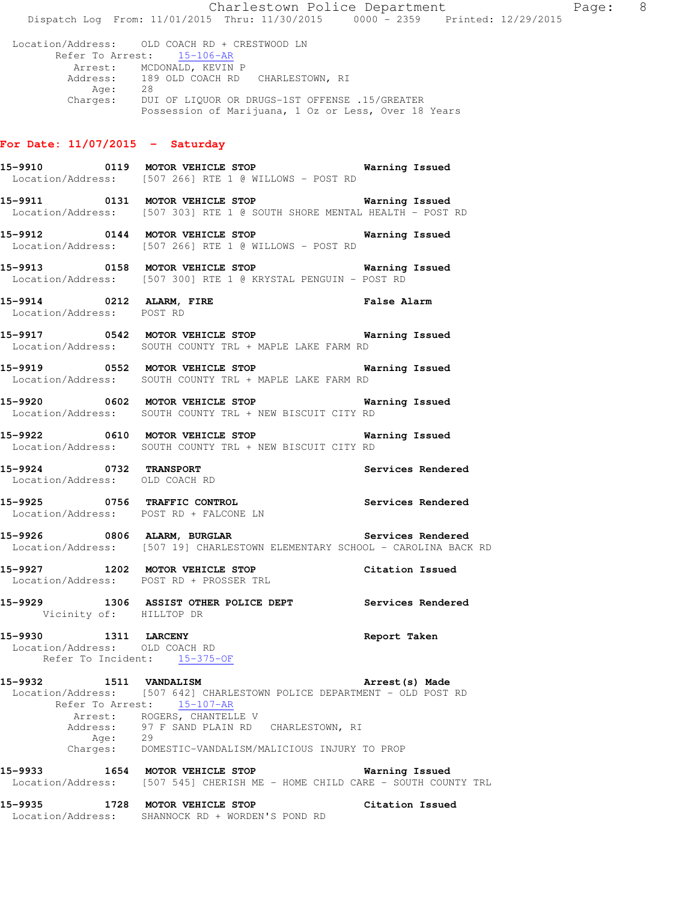```
 Location/Address:    OLD COACH RD + CRESTWOOD LN
       Refer To Arrest:    15-106-AR
          Arrest:    MCDONALD, KEVIN P
         Address:    189 OLD COACH RD   CHARLESTOWN, RI
             Age:    28
         Charges:    DUI OF LIQUOR OR DRUGS-1ST OFFENSE .15/GREATER
                     Possession of Marijuana, 1 Oz or Less, Over 18 Years
```

**For Date: 11/07/2015 - Saturday**

```
15-9910        0119   MOTOR VEHICLE STOP                    Warning Issued
 Location/Address:    [507 266] RTE 1 @ WILLOWS - POST RD

15-9911        0131   MOTOR VEHICLE STOP                    Warning Issued
 Location/Address:    [507 303] RTE 1 @ SOUTH SHORE MENTAL HEALTH - POST RD

15-9912        0144   MOTOR VEHICLE STOP                    Warning Issued
 Location/Address:    [507 266] RTE 1 @ WILLOWS - POST RD

15-9913        0158   MOTOR VEHICLE STOP                    Warning Issued
 Location/Address:    [507 300] RTE 1 @ KRYSTAL PENGUIN - POST RD

15-9914        0212   ALARM, FIRE                           False Alarm
 Location/Address:    POST RD

15-9917        0542   MOTOR VEHICLE STOP                    Warning Issued
 Location/Address:    SOUTH COUNTY TRL + MAPLE LAKE FARM RD

15-9919        0552   MOTOR VEHICLE STOP                    Warning Issued
 Location/Address:    SOUTH COUNTY TRL + MAPLE LAKE FARM RD

15-9920        0602   MOTOR VEHICLE STOP                    Warning Issued
 Location/Address:    SOUTH COUNTY TRL + NEW BISCUIT CITY RD

15-9922        0610   MOTOR VEHICLE STOP                    Warning Issued
 Location/Address:    SOUTH COUNTY TRL + NEW BISCUIT CITY RD

15-9924        0732   TRANSPORT                             Services Rendered
 Location/Address:    OLD COACH RD

15-9925        0756   TRAFFIC CONTROL                       Services Rendered
 Location/Address:    POST RD + FALCONE LN

15-9926        0806   ALARM, BURGLAR                        Services Rendered
 Location/Address:    [507 19] CHARLESTOWN ELEMENTARY SCHOOL - CAROLINA BACK RD

15-9927        1202   MOTOR VEHICLE STOP                    Citation Issued
 Location/Address:    POST RD + PROSSER TRL

15-9929        1306   ASSIST OTHER POLICE DEPT              Services Rendered
       Vicinity of:   HILLTOP DR

15-9930        1311   LARCENY                               Report Taken
 Location/Address:    OLD COACH RD
       Refer To Incident:    15-375-OF

15-9932        1511   VANDALISM                             Arrest(s) Made
 Location/Address:    [507 642] CHARLESTOWN POLICE DEPARTMENT - OLD POST RD
       Refer To Arrest:    15-107-AR
          Arrest:    ROGERS, CHANTELLE V
         Address:    97 F SAND PLAIN RD   CHARLESTOWN, RI
             Age:    29
         Charges:    DOMESTIC-VANDALISM/MALICIOUS INJURY TO PROP

15-9933        1654   MOTOR VEHICLE STOP                    Warning Issued
 Location/Address:    [507 545] CHERISH ME - HOME CHILD CARE - SOUTH COUNTY TRL

15-9935        1728   MOTOR VEHICLE STOP                    Citation Issued
 Location/Address:    SHANNOCK RD + WORDEN'S POND RD
```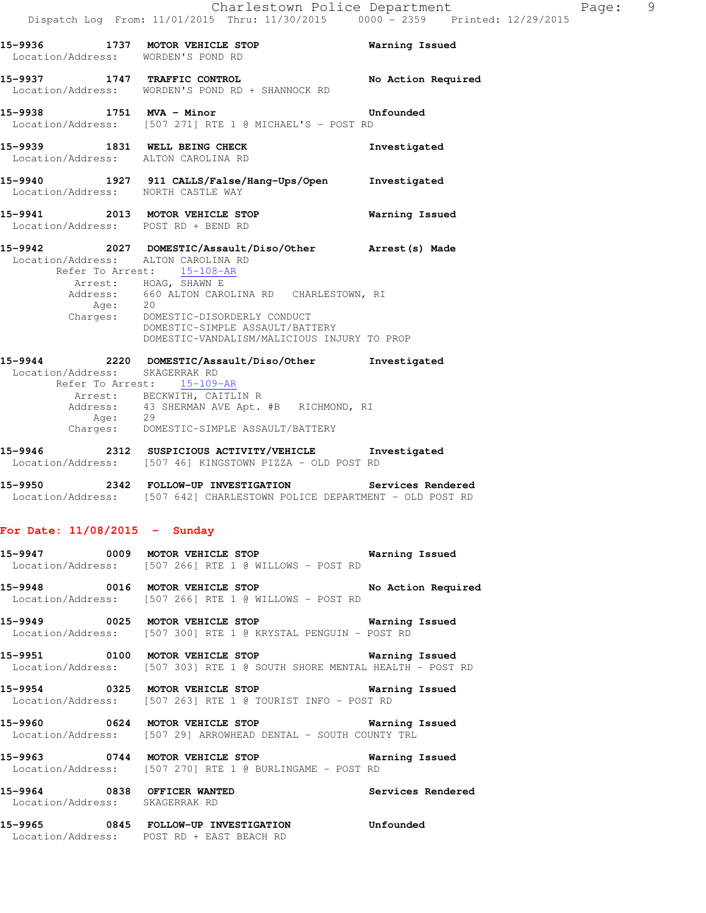**15-9936 1737 MOTOR VEHICLE STOP** Warning Issued
Location/Address: WORDEN'S POND RD

**15-9937 1747 TRAFFIC CONTROL** No Action Required
Location/Address: WORDEN'S POND RD + SHANNOCK RD

**15-9938 1751 MVA - Minor** Unfounded
Location/Address: [507 271] RTE 1 @ MICHAEL'S - POST RD

**15-9939 1831 WELL BEING CHECK** Investigated
Location/Address: ALTON CAROLINA RD

**15-9940 1927 911 CALLS/False/Hang-Ups/Open** Investigated
Location/Address: NORTH CASTLE WAY

**15-9941 2013 MOTOR VEHICLE STOP** Warning Issued
Location/Address: POST RD + BEND RD

**15-9942 2027 DOMESTIC/Assault/Diso/Other** Arrest(s) Made
Location/Address: ALTON CAROLINA RD
Refer To Arrest: 15-108-AR
Arrest: HOAG, SHAWN E
Address: 660 ALTON CAROLINA RD CHARLESTOWN, RI
Age: 20
Charges: DOMESTIC-DISORDERLY CONDUCT
DOMESTIC-SIMPLE ASSAULT/BATTERY
DOMESTIC-VANDALISM/MALICIOUS INJURY TO PROP

**15-9944 2220 DOMESTIC/Assault/Diso/Other** Investigated
Location/Address: SKAGERRAK RD
Refer To Arrest: 15-109-AR
Arrest: BECKWITH, CAITLIN R
Address: 43 SHERMAN AVE Apt. #B RICHMOND, RI
Age: 29
Charges: DOMESTIC-SIMPLE ASSAULT/BATTERY

**15-9946 2312 SUSPICIOUS ACTIVITY/VEHICLE** Investigated
Location/Address: [507 46] KINGSTOWN PIZZA - OLD POST RD

**15-9950 2342 FOLLOW-UP INVESTIGATION** Services Rendered
Location/Address: [507 642] CHARLESTOWN POLICE DEPARTMENT - OLD POST RD

## For Date: 11/08/2015 - Sunday

**15-9947 0009 MOTOR VEHICLE STOP** Warning Issued
Location/Address: [507 266] RTE 1 @ WILLOWS - POST RD

**15-9948 0016 MOTOR VEHICLE STOP** No Action Required
Location/Address: [507 266] RTE 1 @ WILLOWS - POST RD

**15-9949 0025 MOTOR VEHICLE STOP** Warning Issued
Location/Address: [507 300] RTE 1 @ KRYSTAL PENGUIN - POST RD

**15-9951 0100 MOTOR VEHICLE STOP** Warning Issued
Location/Address: [507 303] RTE 1 @ SOUTH SHORE MENTAL HEALTH - POST RD

**15-9954 0325 MOTOR VEHICLE STOP** Warning Issued
Location/Address: [507 263] RTE 1 @ TOURIST INFO - POST RD

**15-9960 0624 MOTOR VEHICLE STOP** Warning Issued
Location/Address: [507 29] ARROWHEAD DENTAL - SOUTH COUNTY TRL

**15-9963 0744 MOTOR VEHICLE STOP** Warning Issued
Location/Address: [507 270] RTE 1 @ BURLINGAME - POST RD

**15-9964 0838 OFFICER WANTED** Services Rendered
Location/Address: SKAGERRAK RD

**15-9965 0845 FOLLOW-UP INVESTIGATION** Unfounded
Location/Address: POST RD + EAST BEACH RD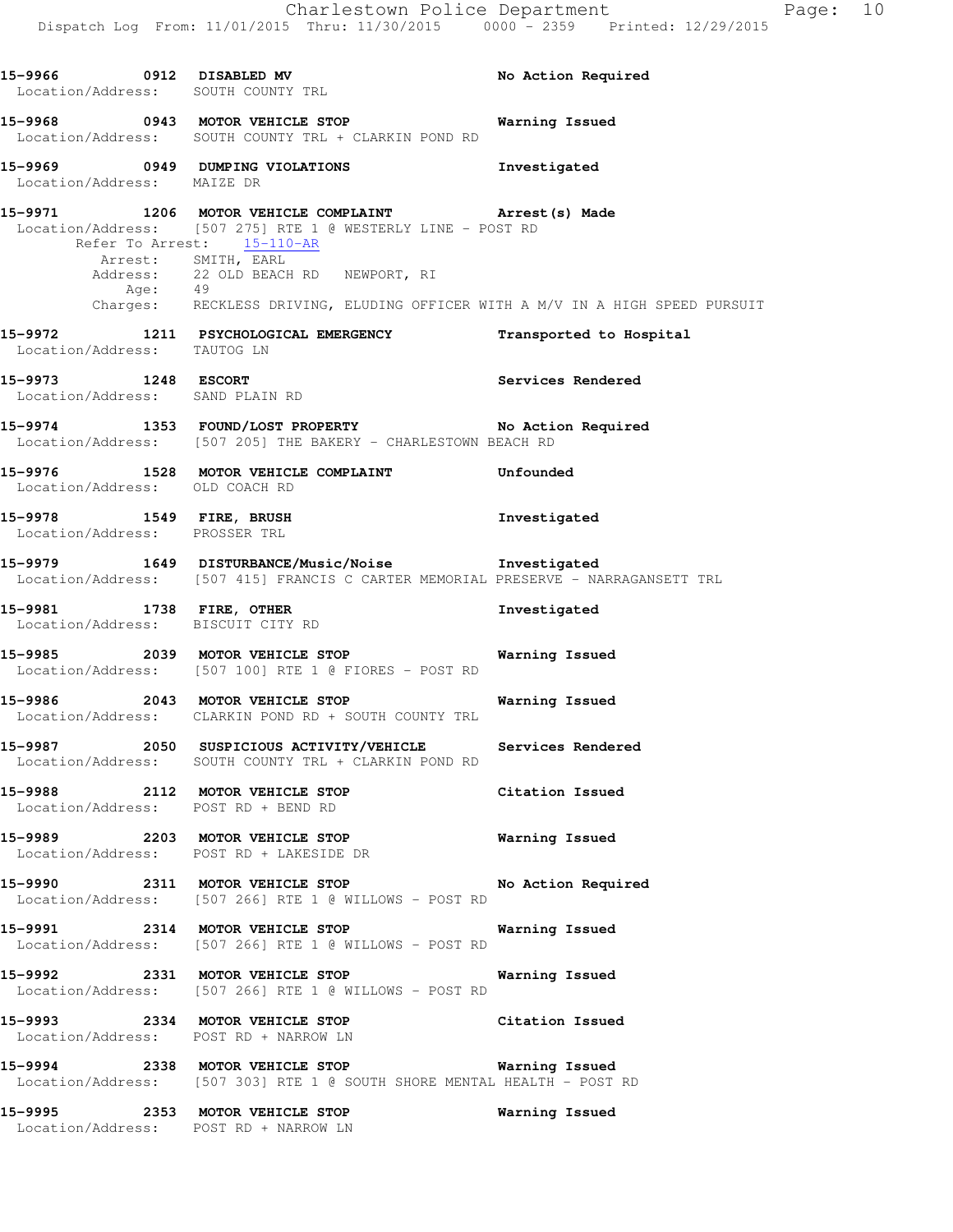15-9966 0912 DISABLED MV No Action Required
Location/Address: SOUTH COUNTY TRL

15-9968 0943 MOTOR VEHICLE STOP Warning Issued
Location/Address: SOUTH COUNTY TRL + CLARKIN POND RD

15-9969 0949 DUMPING VIOLATIONS Investigated
Location/Address: MAIZE DR

15-9971 1206 MOTOR VEHICLE COMPLAINT Arrest(s) Made
Location/Address: [507 275] RTE 1 @ WESTERLY LINE - POST RD
Refer To Arrest: 15-110-AR
Arrest: SMITH, EARL
Address: 22 OLD BEACH RD NEWPORT, RI
Age: 49
Charges: RECKLESS DRIVING, ELUDING OFFICER WITH A M/V IN A HIGH SPEED PURSUIT

15-9972 1211 PSYCHOLOGICAL EMERGENCY Transported to Hospital
Location/Address: TAUTOG LN

15-9973 1248 ESCORT Services Rendered
Location/Address: SAND PLAIN RD

15-9974 1353 FOUND/LOST PROPERTY No Action Required
Location/Address: [507 205] THE BAKERY - CHARLESTOWN BEACH RD

15-9976 1528 MOTOR VEHICLE COMPLAINT Unfounded
Location/Address: OLD COACH RD

15-9978 1549 FIRE, BRUSH Investigated
Location/Address: PROSSER TRL

15-9979 1649 DISTURBANCE/Music/Noise Investigated
Location/Address: [507 415] FRANCIS C CARTER MEMORIAL PRESERVE - NARRAGANSETT TRL

15-9981 1738 FIRE, OTHER Investigated
Location/Address: BISCUIT CITY RD

15-9985 2039 MOTOR VEHICLE STOP Warning Issued
Location/Address: [507 100] RTE 1 @ FIORES - POST RD

15-9986 2043 MOTOR VEHICLE STOP Warning Issued
Location/Address: CLARKIN POND RD + SOUTH COUNTY TRL

15-9987 2050 SUSPICIOUS ACTIVITY/VEHICLE Services Rendered
Location/Address: SOUTH COUNTY TRL + CLARKIN POND RD

15-9988 2112 MOTOR VEHICLE STOP Citation Issued
Location/Address: POST RD + BEND RD

15-9989 2203 MOTOR VEHICLE STOP Warning Issued
Location/Address: POST RD + LAKESIDE DR

15-9990 2311 MOTOR VEHICLE STOP No Action Required
Location/Address: [507 266] RTE 1 @ WILLOWS - POST RD

15-9991 2314 MOTOR VEHICLE STOP Warning Issued
Location/Address: [507 266] RTE 1 @ WILLOWS - POST RD

15-9992 2331 MOTOR VEHICLE STOP Warning Issued
Location/Address: [507 266] RTE 1 @ WILLOWS - POST RD

15-9993 2334 MOTOR VEHICLE STOP Citation Issued
Location/Address: POST RD + NARROW LN

15-9994 2338 MOTOR VEHICLE STOP Warning Issued
Location/Address: [507 303] RTE 1 @ SOUTH SHORE MENTAL HEALTH - POST RD

15-9995 2353 MOTOR VEHICLE STOP Warning Issued
Location/Address: POST RD + NARROW LN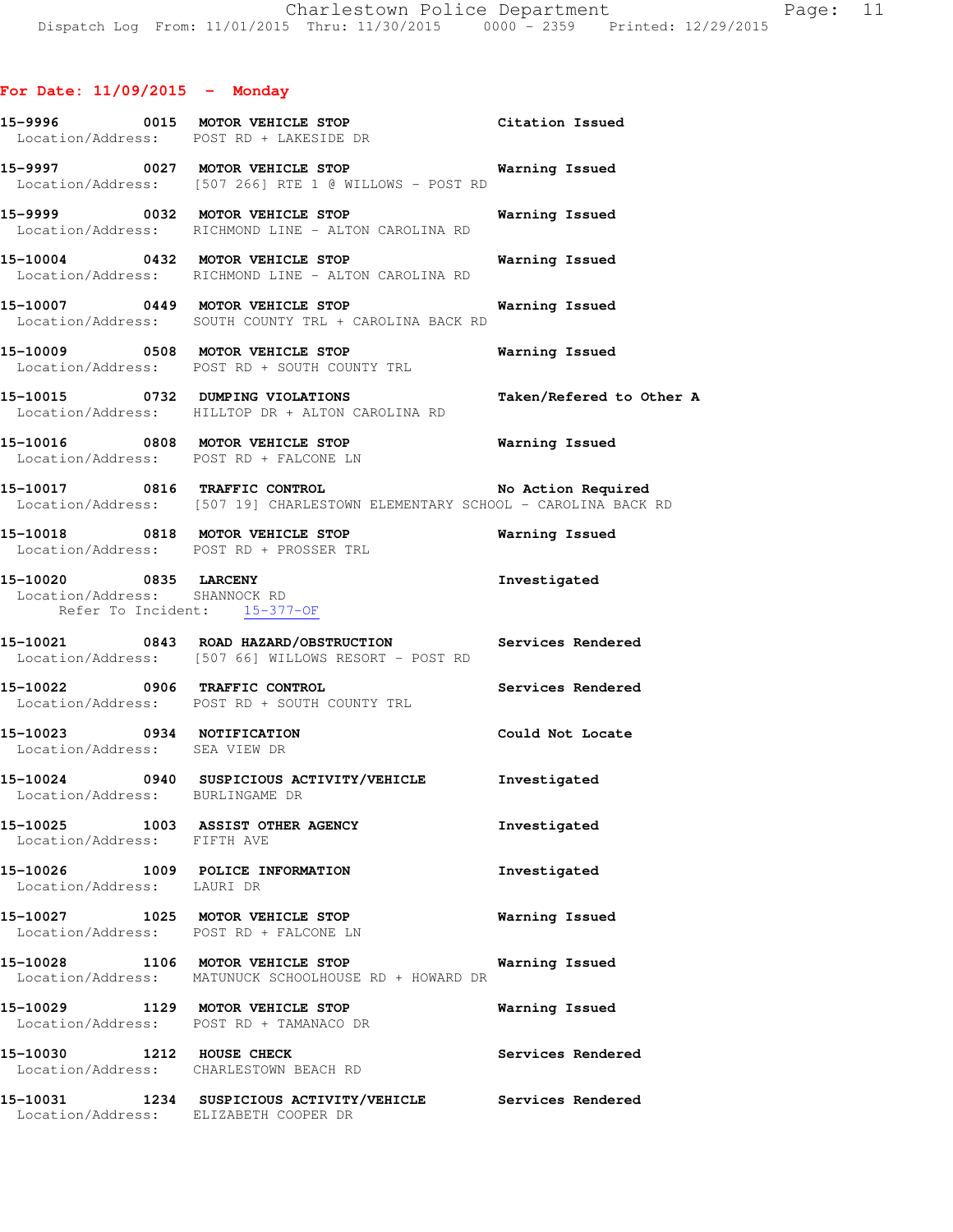## For Date: 11/09/2015 - Monday

**15-9996 0015 MOTOR VEHICLE STOP** Citation Issued
Location/Address: POST RD + LAKESIDE DR

**15-9997 0027 MOTOR VEHICLE STOP** Warning Issued
Location/Address: [507 266] RTE 1 @ WILLOWS - POST RD

**15-9999 0032 MOTOR VEHICLE STOP** Warning Issued
Location/Address: RICHMOND LINE - ALTON CAROLINA RD

**15-10004 0432 MOTOR VEHICLE STOP** Warning Issued
Location/Address: RICHMOND LINE - ALTON CAROLINA RD

**15-10007 0449 MOTOR VEHICLE STOP** Warning Issued
Location/Address: SOUTH COUNTY TRL + CAROLINA BACK RD

**15-10009 0508 MOTOR VEHICLE STOP** Warning Issued
Location/Address: POST RD + SOUTH COUNTY TRL

**15-10015 0732 DUMPING VIOLATIONS** Taken/Refered to Other A
Location/Address: HILLTOP DR + ALTON CAROLINA RD

**15-10016 0808 MOTOR VEHICLE STOP** Warning Issued
Location/Address: POST RD + FALCONE LN

**15-10017 0816 TRAFFIC CONTROL** No Action Required
Location/Address: [507 19] CHARLESTOWN ELEMENTARY SCHOOL - CAROLINA BACK RD

**15-10018 0818 MOTOR VEHICLE STOP** Warning Issued
Location/Address: POST RD + PROSSER TRL

**15-10020 0835 LARCENY** Investigated
Location/Address: SHANNOCK RD
Refer To Incident: 15-377-OF

**15-10021 0843 ROAD HAZARD/OBSTRUCTION** Services Rendered
Location/Address: [507 66] WILLOWS RESORT - POST RD

**15-10022 0906 TRAFFIC CONTROL** Services Rendered
Location/Address: POST RD + SOUTH COUNTY TRL

**15-10023 0934 NOTIFICATION** Could Not Locate
Location/Address: SEA VIEW DR

**15-10024 0940 SUSPICIOUS ACTIVITY/VEHICLE** Investigated
Location/Address: BURLINGAME DR

**15-10025 1003 ASSIST OTHER AGENCY** Investigated
Location/Address: FIFTH AVE

**15-10026 1009 POLICE INFORMATION** Investigated
Location/Address: LAURI DR

**15-10027 1025 MOTOR VEHICLE STOP** Warning Issued
Location/Address: POST RD + FALCONE LN

**15-10028 1106 MOTOR VEHICLE STOP** Warning Issued
Location/Address: MATUNUCK SCHOOLHOUSE RD + HOWARD DR

**15-10029 1129 MOTOR VEHICLE STOP** Warning Issued
Location/Address: POST RD + TAMANACO DR

**15-10030 1212 HOUSE CHECK** Services Rendered
Location/Address: CHARLESTOWN BEACH RD

**15-10031 1234 SUSPICIOUS ACTIVITY/VEHICLE** Services Rendered
Location/Address: ELIZABETH COOPER DR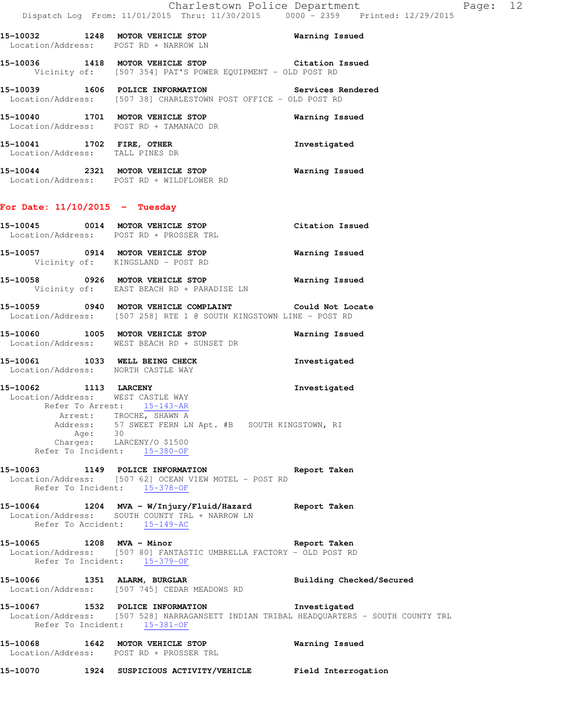15-10032 1248 **MOTOR VEHICLE STOP** Warning Issued
Location/Address: POST RD + NARROW LN

15-10036 1418 **MOTOR VEHICLE STOP** Citation Issued
Vicinity of: [507 354] PAT'S POWER EQUIPMENT - OLD POST RD

15-10039 1606 **POLICE INFORMATION** Services Rendered
Location/Address: [507 38] CHARLESTOWN POST OFFICE - OLD POST RD

15-10040 1701 **MOTOR VEHICLE STOP** Warning Issued
Location/Address: POST RD + TAMANACO DR

15-10041 1702 **FIRE, OTHER** Investigated
Location/Address: TALL PINES DR

15-10044 2321 **MOTOR VEHICLE STOP** Warning Issued
Location/Address: POST RD + WILDFLOWER RD

## For Date: 11/10/2015 - Tuesday

15-10045 0014 **MOTOR VEHICLE STOP** Citation Issued
Location/Address: POST RD + PROSSER TRL

15-10057 0914 **MOTOR VEHICLE STOP** Warning Issued
Vicinity of: KINGSLAND - POST RD

15-10058 0926 **MOTOR VEHICLE STOP** Warning Issued
Vicinity of: EAST BEACH RD + PARADISE LN

15-10059 0940 **MOTOR VEHICLE COMPLAINT** Could Not Locate
Location/Address: [507 258] RTE 1 @ SOUTH KINGSTOWN LINE - POST RD

15-10060 1005 **MOTOR VEHICLE STOP** Warning Issued
Location/Address: WEST BEACH RD + SUNSET DR

15-10061 1033 **WELL BEING CHECK** Investigated
Location/Address: NORTH CASTLE WAY

15-10062 1113 **LARCENY** Investigated
Location/Address: WEST CASTLE WAY
Refer To Arrest: 15-143-AR
Arrest: TROCHE, SHAWN A
Address: 57 SWEET FERN LN Apt. #B SOUTH KINGSTOWN, RI
Age: 30
Charges: LARCENY/O $1500
Refer To Incident: 15-380-OF

15-10063 1149 **POLICE INFORMATION** Report Taken
Location/Address: [507 62] OCEAN VIEW MOTEL - POST RD
Refer To Incident: 15-378-OF

15-10064 1204 **MVA - W/Injury/Fluid/Hazard** Report Taken
Location/Address: SOUTH COUNTY TRL + NARROW LN
Refer To Accident: 15-149-AC

15-10065 1208 **MVA - Minor** Report Taken
Location/Address: [507 80] FANTASTIC UMBRELLA FACTORY - OLD POST RD
Refer To Incident: 15-379-OF

15-10066 1351 **ALARM, BURGLAR** Building Checked/Secured
Location/Address: [507 745] CEDAR MEADOWS RD

15-10067 1532 **POLICE INFORMATION** Investigated
Location/Address: [507 528] NARRAGANSETT INDIAN TRIBAL HEADQUARTERS - SOUTH COUNTY TRL
Refer To Incident: 15-381-OF

15-10068 1642 **MOTOR VEHICLE STOP** Warning Issued
Location/Address: POST RD + PROSSER TRL

15-10070 1924 **SUSPICIOUS ACTIVITY/VEHICLE** Field Interrogation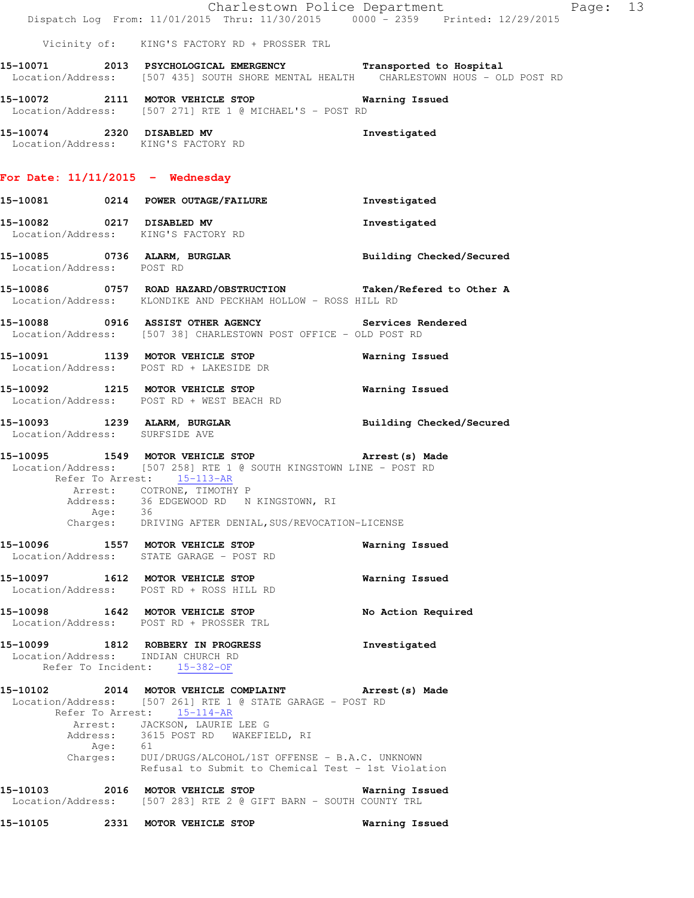Vicinity of: KING'S FACTORY RD + PROSSER TRL

**15-10071 2013 PSYCHOLOGICAL EMERGENCY** — **Transported to Hospital**
Location/Address: [507 435] SOUTH SHORE MENTAL HEALTH CHARLESTOWN HOUS - OLD POST RD

**15-10072 2111 MOTOR VEHICLE STOP** — **Warning Issued**
Location/Address: [507 271] RTE 1 @ MICHAEL'S - POST RD

**15-10074 2320 DISABLED MV** — **Investigated**
Location/Address: KING'S FACTORY RD

## For Date: 11/11/2015 - Wednesday

**15-10081 0214 POWER OUTAGE/FAILURE** — **Investigated**

**15-10082 0217 DISABLED MV** — **Investigated**
Location/Address: KING'S FACTORY RD

**15-10085 0736 ALARM, BURGLAR** — **Building Checked/Secured**
Location/Address: POST RD

**15-10086 0757 ROAD HAZARD/OBSTRUCTION** — **Taken/Refered to Other A**
Location/Address: KLONDIKE AND PECKHAM HOLLOW - ROSS HILL RD

**15-10088 0916 ASSIST OTHER AGENCY** — **Services Rendered**
Location/Address: [507 38] CHARLESTOWN POST OFFICE - OLD POST RD

**15-10091 1139 MOTOR VEHICLE STOP** — **Warning Issued**
Location/Address: POST RD + LAKESIDE DR

**15-10092 1215 MOTOR VEHICLE STOP** — **Warning Issued**
Location/Address: POST RD + WEST BEACH RD

**15-10093 1239 ALARM, BURGLAR** — **Building Checked/Secured**
Location/Address: SURFSIDE AVE

**15-10095 1549 MOTOR VEHICLE STOP** — **Arrest(s) Made**
Location/Address: [507 258] RTE 1 @ SOUTH KINGSTOWN LINE - POST RD
Refer To Arrest: 15-113-AR
Arrest: COTRONE, TIMOTHY P
Address: 36 EDGEWOOD RD N KINGSTOWN, RI
Age: 36
Charges: DRIVING AFTER DENIAL,SUS/REVOCATION-LICENSE

**15-10096 1557 MOTOR VEHICLE STOP** — **Warning Issued**
Location/Address: STATE GARAGE - POST RD

**15-10097 1612 MOTOR VEHICLE STOP** — **Warning Issued**
Location/Address: POST RD + ROSS HILL RD

**15-10098 1642 MOTOR VEHICLE STOP** — **No Action Required**
Location/Address: POST RD + PROSSER TRL

**15-10099 1812 ROBBERY IN PROGRESS** — **Investigated**
Location/Address: INDIAN CHURCH RD
Refer To Incident: 15-382-OF

**15-10102 2014 MOTOR VEHICLE COMPLAINT** — **Arrest(s) Made**
Location/Address: [507 261] RTE 1 @ STATE GARAGE - POST RD
Refer To Arrest: 15-114-AR
Arrest: JACKSON, LAURIE LEE G
Address: 3615 POST RD WAKEFIELD, RI
Age: 61
Charges: DUI/DRUGS/ALCOHOL/1ST OFFENSE - B.A.C. UNKNOWN
Refusal to Submit to Chemical Test - 1st Violation

**15-10103 2016 MOTOR VEHICLE STOP** — **Warning Issued**
Location/Address: [507 283] RTE 2 @ GIFT BARN - SOUTH COUNTY TRL

**15-10105 2331 MOTOR VEHICLE STOP** — **Warning Issued**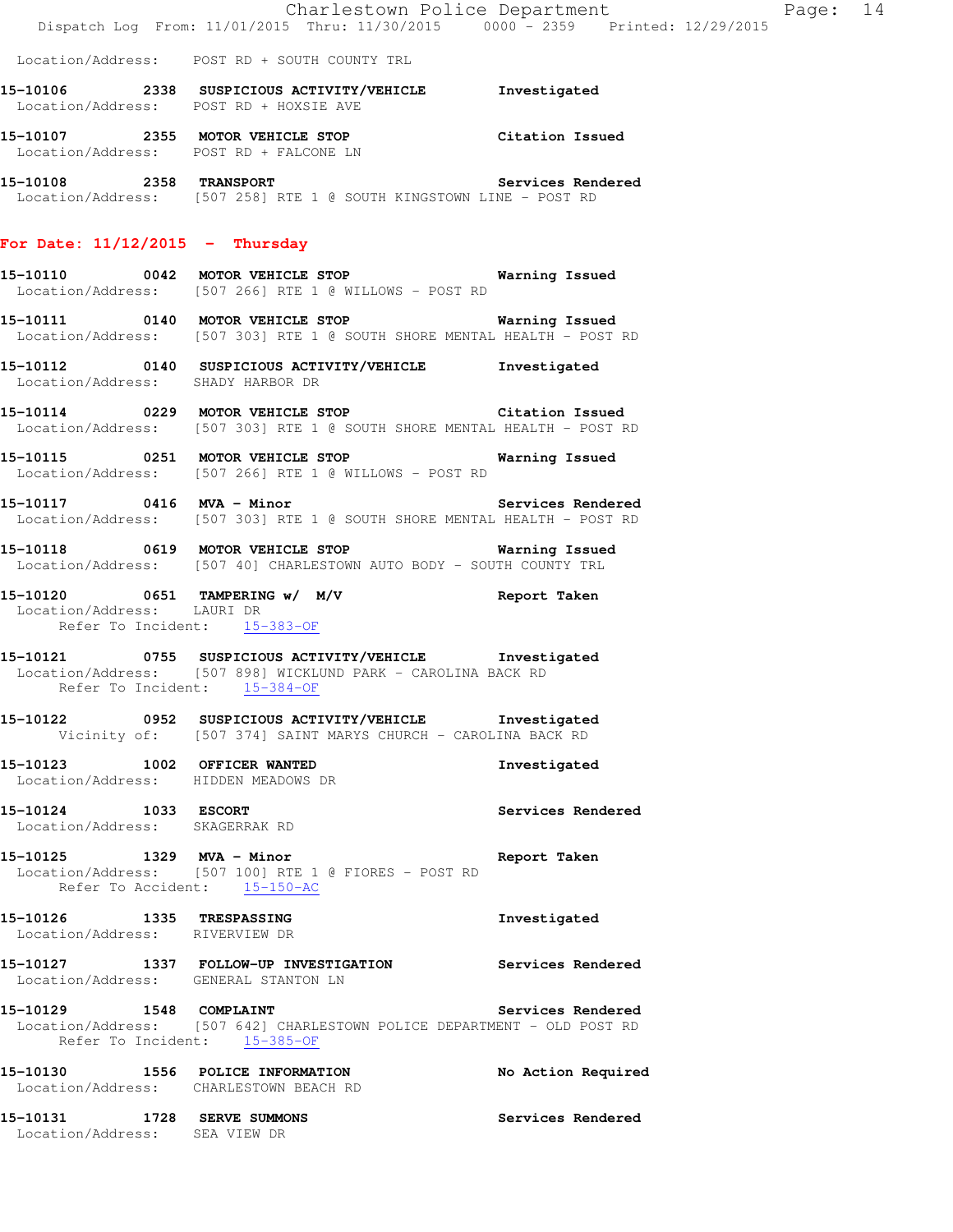Location/Address: POST RD + SOUTH COUNTY TRL

**15-10106 2338 SUSPICIOUS ACTIVITY/VEHICLE Investigated**
Location/Address: POST RD + HOXSIE AVE

**15-10107 2355 MOTOR VEHICLE STOP Citation Issued**
Location/Address: POST RD + FALCONE LN

**15-10108 2358 TRANSPORT Services Rendered**
Location/Address: [507 258] RTE 1 @ SOUTH KINGSTOWN LINE - POST RD

## For Date: 11/12/2015 - Thursday

**15-10110 0042 MOTOR VEHICLE STOP Warning Issued**
Location/Address: [507 266] RTE 1 @ WILLOWS - POST RD

**15-10111 0140 MOTOR VEHICLE STOP Warning Issued**
Location/Address: [507 303] RTE 1 @ SOUTH SHORE MENTAL HEALTH - POST RD

**15-10112 0140 SUSPICIOUS ACTIVITY/VEHICLE Investigated**
Location/Address: SHADY HARBOR DR

**15-10114 0229 MOTOR VEHICLE STOP Citation Issued**
Location/Address: [507 303] RTE 1 @ SOUTH SHORE MENTAL HEALTH - POST RD

**15-10115 0251 MOTOR VEHICLE STOP Warning Issued**
Location/Address: [507 266] RTE 1 @ WILLOWS - POST RD

**15-10117 0416 MVA - Minor Services Rendered**
Location/Address: [507 303] RTE 1 @ SOUTH SHORE MENTAL HEALTH - POST RD

**15-10118 0619 MOTOR VEHICLE STOP Warning Issued**
Location/Address: [507 40] CHARLESTOWN AUTO BODY - SOUTH COUNTY TRL

**15-10120 0651 TAMPERING w/ M/V Report Taken**
Location/Address: LAURI DR
Refer To Incident: 15-383-OF

**15-10121 0755 SUSPICIOUS ACTIVITY/VEHICLE Investigated**
Location/Address: [507 898] WICKLUND PARK - CAROLINA BACK RD
Refer To Incident: 15-384-OF

**15-10122 0952 SUSPICIOUS ACTIVITY/VEHICLE Investigated**
Vicinity of: [507 374] SAINT MARYS CHURCH - CAROLINA BACK RD

**15-10123 1002 OFFICER WANTED Investigated**
Location/Address: HIDDEN MEADOWS DR

**15-10124 1033 ESCORT Services Rendered**
Location/Address: SKAGERRAK RD

**15-10125 1329 MVA - Minor Report Taken**
Location/Address: [507 100] RTE 1 @ FIORES - POST RD
Refer To Accident: 15-150-AC

**15-10126 1335 TRESPASSING Investigated**
Location/Address: RIVERVIEW DR

**15-10127 1337 FOLLOW-UP INVESTIGATION Services Rendered**
Location/Address: GENERAL STANTON LN

**15-10129 1548 COMPLAINT Services Rendered**
Location/Address: [507 642] CHARLESTOWN POLICE DEPARTMENT - OLD POST RD
Refer To Incident: 15-385-OF

**15-10130 1556 POLICE INFORMATION No Action Required**
Location/Address: CHARLESTOWN BEACH RD

**15-10131 1728 SERVE SUMMONS Services Rendered**
Location/Address: SEA VIEW DR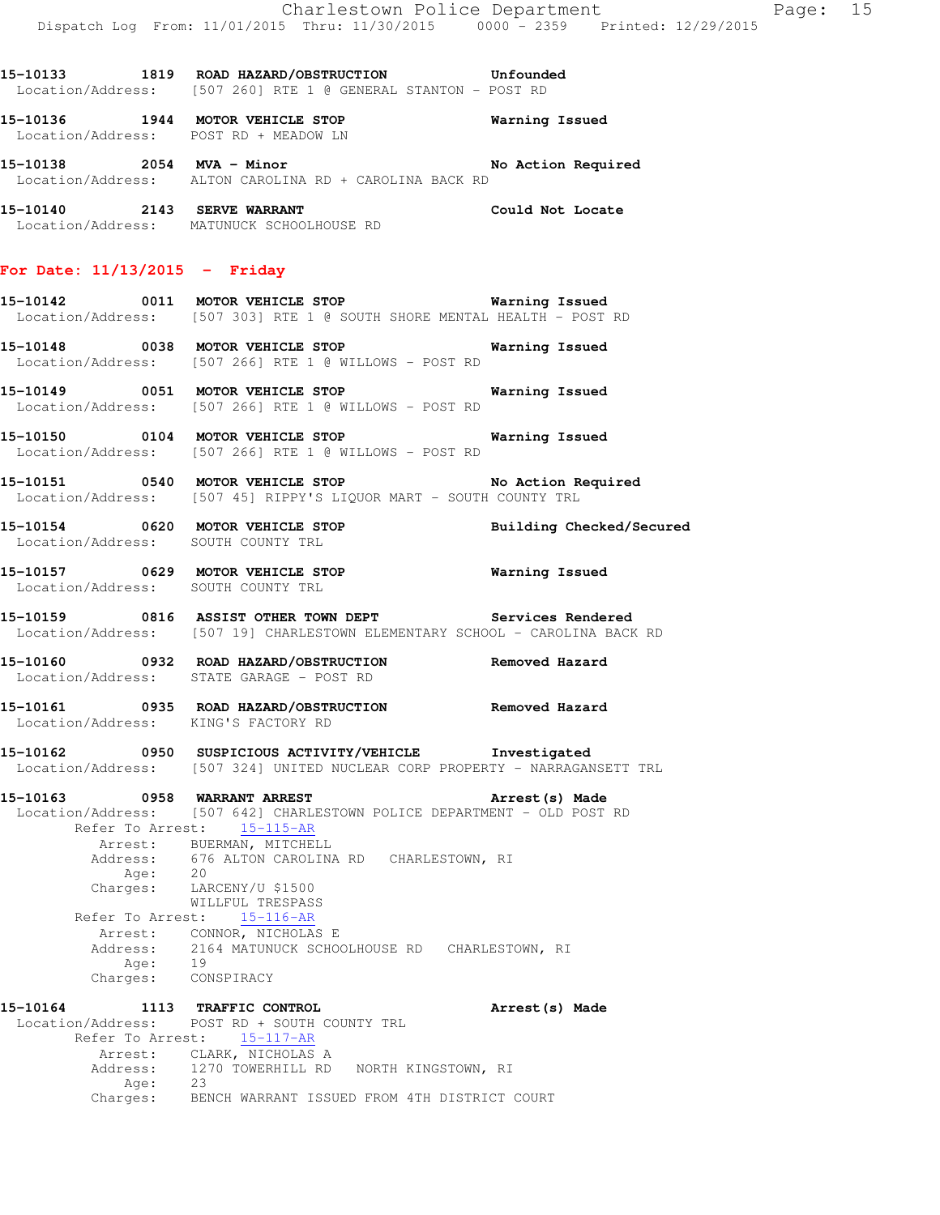**15-10133** 1819 **ROAD HAZARD/OBSTRUCTION** **Unfounded**
Location/Address: [507 260] RTE 1 @ GENERAL STANTON - POST RD

**15-10136** 1944 **MOTOR VEHICLE STOP** **Warning Issued**
Location/Address: POST RD + MEADOW LN

**15-10138** 2054 **MVA - Minor** **No Action Required**
Location/Address: ALTON CAROLINA RD + CAROLINA BACK RD

**15-10140** 2143 **SERVE WARRANT** **Could Not Locate**
Location/Address: MATUNUCK SCHOOLHOUSE RD

## For Date: 11/13/2015 - Friday

**15-10142** 0011 **MOTOR VEHICLE STOP** **Warning Issued**
Location/Address: [507 303] RTE 1 @ SOUTH SHORE MENTAL HEALTH - POST RD

**15-10148** 0038 **MOTOR VEHICLE STOP** **Warning Issued**
Location/Address: [507 266] RTE 1 @ WILLOWS - POST RD

**15-10149** 0051 **MOTOR VEHICLE STOP** **Warning Issued**
Location/Address: [507 266] RTE 1 @ WILLOWS - POST RD

**15-10150** 0104 **MOTOR VEHICLE STOP** **Warning Issued**
Location/Address: [507 266] RTE 1 @ WILLOWS - POST RD

**15-10151** 0540 **MOTOR VEHICLE STOP** **No Action Required**
Location/Address: [507 45] RIPPY'S LIQUOR MART - SOUTH COUNTY TRL

**15-10154** 0620 **MOTOR VEHICLE STOP** **Building Checked/Secured**
Location/Address: SOUTH COUNTY TRL

**15-10157** 0629 **MOTOR VEHICLE STOP** **Warning Issued**
Location/Address: SOUTH COUNTY TRL

**15-10159** 0816 **ASSIST OTHER TOWN DEPT** **Services Rendered**
Location/Address: [507 19] CHARLESTOWN ELEMENTARY SCHOOL - CAROLINA BACK RD

**15-10160** 0932 **ROAD HAZARD/OBSTRUCTION** **Removed Hazard**
Location/Address: STATE GARAGE - POST RD

**15-10161** 0935 **ROAD HAZARD/OBSTRUCTION** **Removed Hazard**
Location/Address: KING'S FACTORY RD

**15-10162** 0950 **SUSPICIOUS ACTIVITY/VEHICLE** **Investigated**
Location/Address: [507 324] UNITED NUCLEAR CORP PROPERTY - NARRAGANSETT TRL

**15-10163** 0958 **WARRANT ARREST** **Arrest(s) Made**
Location/Address: [507 642] CHARLESTOWN POLICE DEPARTMENT - OLD POST RD
Refer To Arrest: 15-115-AR
Arrest: BUERMAN, MITCHELL
Address: 676 ALTON CAROLINA RD CHARLESTOWN, RI
Age: 20
Charges: LARCENY/U $1500
WILLFUL TRESPASS
Refer To Arrest: 15-116-AR
Arrest: CONNOR, NICHOLAS E
Address: 2164 MATUNUCK SCHOOLHOUSE RD CHARLESTOWN, RI
Age: 19
Charges: CONSPIRACY

**15-10164** 1113 **TRAFFIC CONTROL** **Arrest(s) Made**
Location/Address: POST RD + SOUTH COUNTY TRL
Refer To Arrest: 15-117-AR
Arrest: CLARK, NICHOLAS A
Address: 1270 TOWERHILL RD NORTH KINGSTOWN, RI
Age: 23
Charges: BENCH WARRANT ISSUED FROM 4TH DISTRICT COURT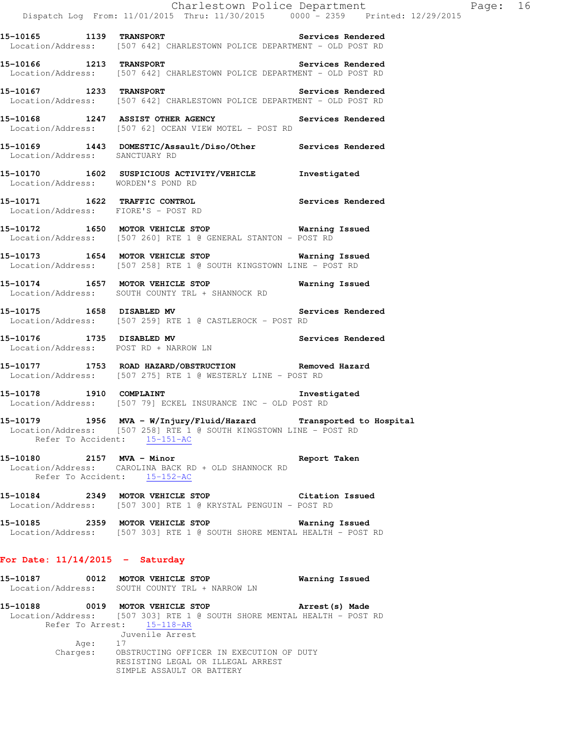15-10165 1139 **TRANSPORT** **Services Rendered**
Location/Address: [507 642] CHARLESTOWN POLICE DEPARTMENT - OLD POST RD

15-10166 1213 **TRANSPORT** **Services Rendered**
Location/Address: [507 642] CHARLESTOWN POLICE DEPARTMENT - OLD POST RD

15-10167 1233 **TRANSPORT** **Services Rendered**
Location/Address: [507 642] CHARLESTOWN POLICE DEPARTMENT - OLD POST RD

15-10168 1247 **ASSIST OTHER AGENCY** **Services Rendered**
Location/Address: [507 62] OCEAN VIEW MOTEL - POST RD

15-10169 1443 **DOMESTIC/Assault/Diso/Other** **Services Rendered**
Location/Address: SANCTUARY RD

15-10170 1602 **SUSPICIOUS ACTIVITY/VEHICLE** **Investigated**
Location/Address: WORDEN'S POND RD

15-10171 1622 **TRAFFIC CONTROL** **Services Rendered**
Location/Address: FIORE'S - POST RD

15-10172 1650 **MOTOR VEHICLE STOP** **Warning Issued**
Location/Address: [507 260] RTE 1 @ GENERAL STANTON - POST RD

15-10173 1654 **MOTOR VEHICLE STOP** **Warning Issued**
Location/Address: [507 258] RTE 1 @ SOUTH KINGSTOWN LINE - POST RD

15-10174 1657 **MOTOR VEHICLE STOP** **Warning Issued**
Location/Address: SOUTH COUNTY TRL + SHANNOCK RD

15-10175 1658 **DISABLED MV** **Services Rendered**
Location/Address: [507 259] RTE 1 @ CASTLEROCK - POST RD

15-10176 1735 **DISABLED MV** **Services Rendered**
Location/Address: POST RD + NARROW LN

15-10177 1753 **ROAD HAZARD/OBSTRUCTION** **Removed Hazard**
Location/Address: [507 275] RTE 1 @ WESTERLY LINE - POST RD

15-10178 1910 **COMPLAINT** **Investigated**
Location/Address: [507 79] ECKEL INSURANCE INC - OLD POST RD

15-10179 1956 **MVA - W/Injury/Fluid/Hazard** **Transported to Hospital**
Location/Address: [507 258] RTE 1 @ SOUTH KINGSTOWN LINE - POST RD
Refer To Accident: 15-151-AC

15-10180 2157 **MVA - Minor** **Report Taken**
Location/Address: CAROLINA BACK RD + OLD SHANNOCK RD
Refer To Accident: 15-152-AC

15-10184 2349 **MOTOR VEHICLE STOP** **Citation Issued**
Location/Address: [507 300] RTE 1 @ KRYSTAL PENGUIN - POST RD

15-10185 2359 **MOTOR VEHICLE STOP** **Warning Issued**
Location/Address: [507 303] RTE 1 @ SOUTH SHORE MENTAL HEALTH - POST RD

## For Date: 11/14/2015 - Saturday

15-10187 0012 **MOTOR VEHICLE STOP** **Warning Issued**
Location/Address: SOUTH COUNTY TRL + NARROW LN

15-10188 0019 **MOTOR VEHICLE STOP** **Arrest(s) Made**
Location/Address: [507 303] RTE 1 @ SOUTH SHORE MENTAL HEALTH - POST RD
Refer To Arrest: 15-118-AR
Juvenile Arrest
Age: 17
Charges: OBSTRUCTING OFFICER IN EXECUTION OF DUTY
RESISTING LEGAL OR ILLEGAL ARREST
SIMPLE ASSAULT OR BATTERY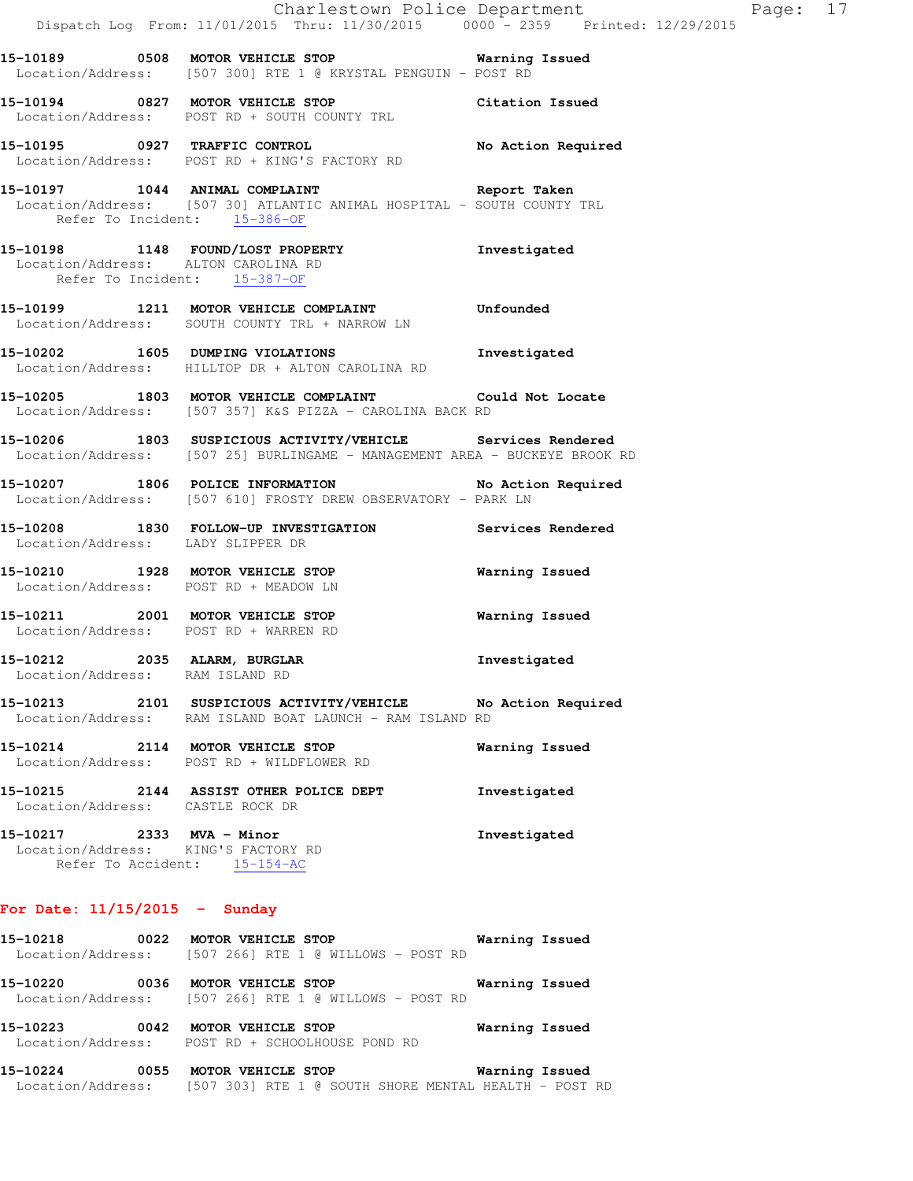15-10189 0508 MOTOR VEHICLE STOP Warning Issued
Location/Address: [507 300] RTE 1 @ KRYSTAL PENGUIN - POST RD

15-10194 0827 MOTOR VEHICLE STOP Citation Issued
Location/Address: POST RD + SOUTH COUNTY TRL

15-10195 0927 TRAFFIC CONTROL No Action Required
Location/Address: POST RD + KING'S FACTORY RD

15-10197 1044 ANIMAL COMPLAINT Report Taken
Location/Address: [507 30] ATLANTIC ANIMAL HOSPITAL - SOUTH COUNTY TRL
Refer To Incident: 15-386-OF

15-10198 1148 FOUND/LOST PROPERTY Investigated
Location/Address: ALTON CAROLINA RD
Refer To Incident: 15-387-OF

15-10199 1211 MOTOR VEHICLE COMPLAINT Unfounded
Location/Address: SOUTH COUNTY TRL + NARROW LN

15-10202 1605 DUMPING VIOLATIONS Investigated
Location/Address: HILLTOP DR + ALTON CAROLINA RD

15-10205 1803 MOTOR VEHICLE COMPLAINT Could Not Locate
Location/Address: [507 357] K&S PIZZA - CAROLINA BACK RD

15-10206 1803 SUSPICIOUS ACTIVITY/VEHICLE Services Rendered
Location/Address: [507 25] BURLINGAME - MANAGEMENT AREA - BUCKEYE BROOK RD

15-10207 1806 POLICE INFORMATION No Action Required
Location/Address: [507 610] FROSTY DREW OBSERVATORY - PARK LN

15-10208 1830 FOLLOW-UP INVESTIGATION Services Rendered
Location/Address: LADY SLIPPER DR

15-10210 1928 MOTOR VEHICLE STOP Warning Issued
Location/Address: POST RD + MEADOW LN

15-10211 2001 MOTOR VEHICLE STOP Warning Issued
Location/Address: POST RD + WARREN RD

15-10212 2035 ALARM, BURGLAR Investigated
Location/Address: RAM ISLAND RD

15-10213 2101 SUSPICIOUS ACTIVITY/VEHICLE No Action Required
Location/Address: RAM ISLAND BOAT LAUNCH - RAM ISLAND RD

15-10214 2114 MOTOR VEHICLE STOP Warning Issued
Location/Address: POST RD + WILDFLOWER RD

15-10215 2144 ASSIST OTHER POLICE DEPT Investigated
Location/Address: CASTLE ROCK DR

15-10217 2333 MVA - Minor Investigated
Location/Address: KING'S FACTORY RD
Refer To Accident: 15-154-AC

**For Date: 11/15/2015 - Sunday**

15-10218 0022 MOTOR VEHICLE STOP Warning Issued
Location/Address: [507 266] RTE 1 @ WILLOWS - POST RD

15-10220 0036 MOTOR VEHICLE STOP Warning Issued
Location/Address: [507 266] RTE 1 @ WILLOWS - POST RD

15-10223 0042 MOTOR VEHICLE STOP Warning Issued
Location/Address: POST RD + SCHOOLHOUSE POND RD

15-10224 0055 MOTOR VEHICLE STOP Warning Issued
Location/Address: [507 303] RTE 1 @ SOUTH SHORE MENTAL HEALTH - POST RD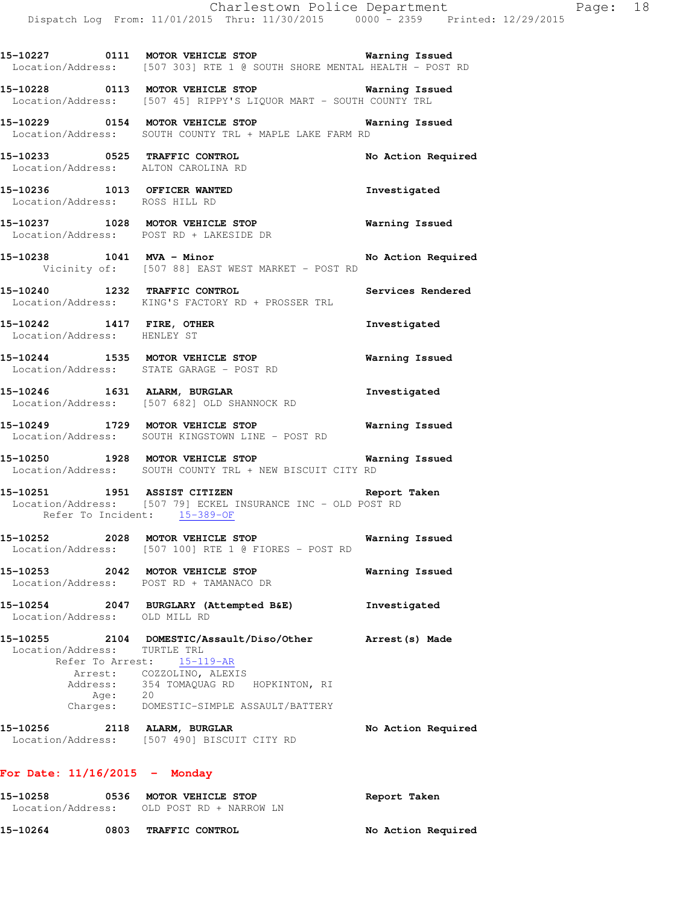15-10227 0111 **MOTOR VEHICLE STOP** **Warning Issued**
Location/Address: [507 303] RTE 1 @ SOUTH SHORE MENTAL HEALTH - POST RD

15-10228 0113 **MOTOR VEHICLE STOP** **Warning Issued**
Location/Address: [507 45] RIPPY'S LIQUOR MART - SOUTH COUNTY TRL

15-10229 0154 **MOTOR VEHICLE STOP** **Warning Issued**
Location/Address: SOUTH COUNTY TRL + MAPLE LAKE FARM RD

15-10233 0525 **TRAFFIC CONTROL** **No Action Required**
Location/Address: ALTON CAROLINA RD

15-10236 1013 **OFFICER WANTED** **Investigated**
Location/Address: ROSS HILL RD

15-10237 1028 **MOTOR VEHICLE STOP** **Warning Issued**
Location/Address: POST RD + LAKESIDE DR

15-10238 1041 **MVA - Minor** **No Action Required**
Vicinity of: [507 88] EAST WEST MARKET - POST RD

15-10240 1232 **TRAFFIC CONTROL** **Services Rendered**
Location/Address: KING'S FACTORY RD + PROSSER TRL

15-10242 1417 **FIRE, OTHER** **Investigated**
Location/Address: HENLEY ST

15-10244 1535 **MOTOR VEHICLE STOP** **Warning Issued**
Location/Address: STATE GARAGE - POST RD

15-10246 1631 **ALARM, BURGLAR** **Investigated**
Location/Address: [507 682] OLD SHANNOCK RD

15-10249 1729 **MOTOR VEHICLE STOP** **Warning Issued**
Location/Address: SOUTH KINGSTOWN LINE - POST RD

15-10250 1928 **MOTOR VEHICLE STOP** **Warning Issued**
Location/Address: SOUTH COUNTY TRL + NEW BISCUIT CITY RD

15-10251 1951 **ASSIST CITIZEN** **Report Taken**
Location/Address: [507 79] ECKEL INSURANCE INC - OLD POST RD
Refer To Incident: 15-389-OF

15-10252 2028 **MOTOR VEHICLE STOP** **Warning Issued**
Location/Address: [507 100] RTE 1 @ FIORES - POST RD

15-10253 2042 **MOTOR VEHICLE STOP** **Warning Issued**
Location/Address: POST RD + TAMANACO DR

15-10254 2047 **BURGLARY (Attempted B&E)** **Investigated**
Location/Address: OLD MILL RD

15-10255 2104 **DOMESTIC/Assault/Diso/Other** **Arrest(s) Made**
Location/Address: TURTLE TRL
Refer To Arrest: 15-119-AR
Arrest: COZZOLINO, ALEXIS
Address: 354 TOMAQUAG RD HOPKINTON, RI
Age: 20
Charges: DOMESTIC-SIMPLE ASSAULT/BATTERY

15-10256 2118 **ALARM, BURGLAR** **No Action Required**
Location/Address: [507 490] BISCUIT CITY RD

## For Date: 11/16/2015 - Monday

15-10258 0536 **MOTOR VEHICLE STOP** **Report Taken**
Location/Address: OLD POST RD + NARROW LN

15-10264 0803 **TRAFFIC CONTROL** **No Action Required**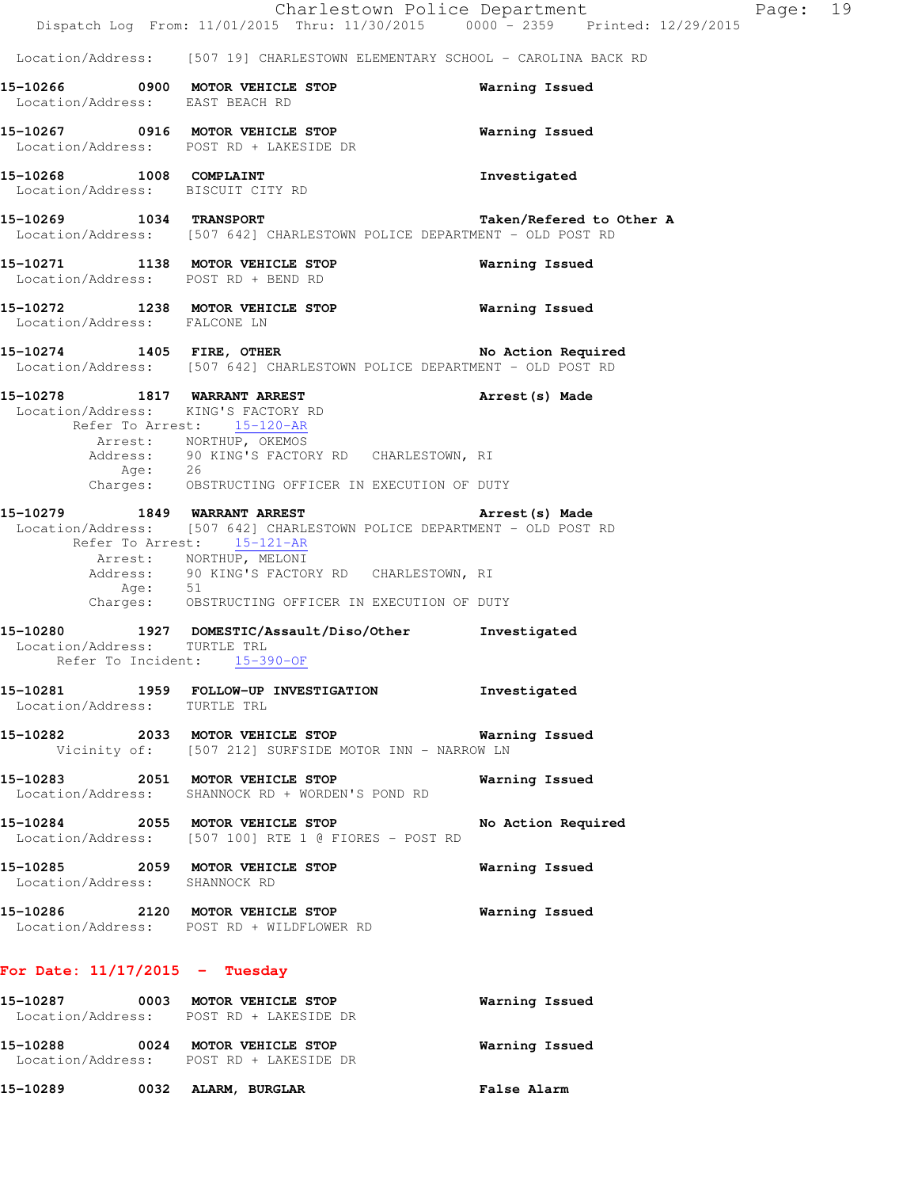Location/Address: [507 19] CHARLESTOWN ELEMENTARY SCHOOL - CAROLINA BACK RD

**15-10266 0900 MOTOR VEHICLE STOP** — **Warning Issued**
Location/Address: EAST BEACH RD

**15-10267 0916 MOTOR VEHICLE STOP** — **Warning Issued**
Location/Address: POST RD + LAKESIDE DR

**15-10268 1008 COMPLAINT** — **Investigated**
Location/Address: BISCUIT CITY RD

**15-10269 1034 TRANSPORT** — **Taken/Refered to Other A**
Location/Address: [507 642] CHARLESTOWN POLICE DEPARTMENT - OLD POST RD

**15-10271 1138 MOTOR VEHICLE STOP** — **Warning Issued**
Location/Address: POST RD + BEND RD

**15-10272 1238 MOTOR VEHICLE STOP** — **Warning Issued**
Location/Address: FALCONE LN

**15-10274 1405 FIRE, OTHER** — **No Action Required**
Location/Address: [507 642] CHARLESTOWN POLICE DEPARTMENT - OLD POST RD

**15-10278 1817 WARRANT ARREST** — **Arrest(s) Made**
Location/Address: KING'S FACTORY RD
Refer To Arrest: 15-120-AR
Arrest: NORTHUP, OKEMOS
Address: 90 KING'S FACTORY RD CHARLESTOWN, RI
Age: 26
Charges: OBSTRUCTING OFFICER IN EXECUTION OF DUTY

**15-10279 1849 WARRANT ARREST** — **Arrest(s) Made**
Location/Address: [507 642] CHARLESTOWN POLICE DEPARTMENT - OLD POST RD
Refer To Arrest: 15-121-AR
Arrest: NORTHUP, MELONI
Address: 90 KING'S FACTORY RD CHARLESTOWN, RI
Age: 51
Charges: OBSTRUCTING OFFICER IN EXECUTION OF DUTY

**15-10280 1927 DOMESTIC/Assault/Diso/Other** — **Investigated**
Location/Address: TURTLE TRL
Refer To Incident: 15-390-OF

**15-10281 1959 FOLLOW-UP INVESTIGATION** — **Investigated**
Location/Address: TURTLE TRL

**15-10282 2033 MOTOR VEHICLE STOP** — **Warning Issued**
Vicinity of: [507 212] SURFSIDE MOTOR INN - NARROW LN

**15-10283 2051 MOTOR VEHICLE STOP** — **Warning Issued**
Location/Address: SHANNOCK RD + WORDEN'S POND RD

**15-10284 2055 MOTOR VEHICLE STOP** — **No Action Required**
Location/Address: [507 100] RTE 1 @ FIORES - POST RD

**15-10285 2059 MOTOR VEHICLE STOP** — **Warning Issued**
Location/Address: SHANNOCK RD

**15-10286 2120 MOTOR VEHICLE STOP** — **Warning Issued**
Location/Address: POST RD + WILDFLOWER RD

## For Date: 11/17/2015 - Tuesday

**15-10287 0003 MOTOR VEHICLE STOP** — **Warning Issued**
Location/Address: POST RD + LAKESIDE DR

**15-10288 0024 MOTOR VEHICLE STOP** — **Warning Issued**
Location/Address: POST RD + LAKESIDE DR

**15-10289 0032 ALARM, BURGLAR** — **False Alarm**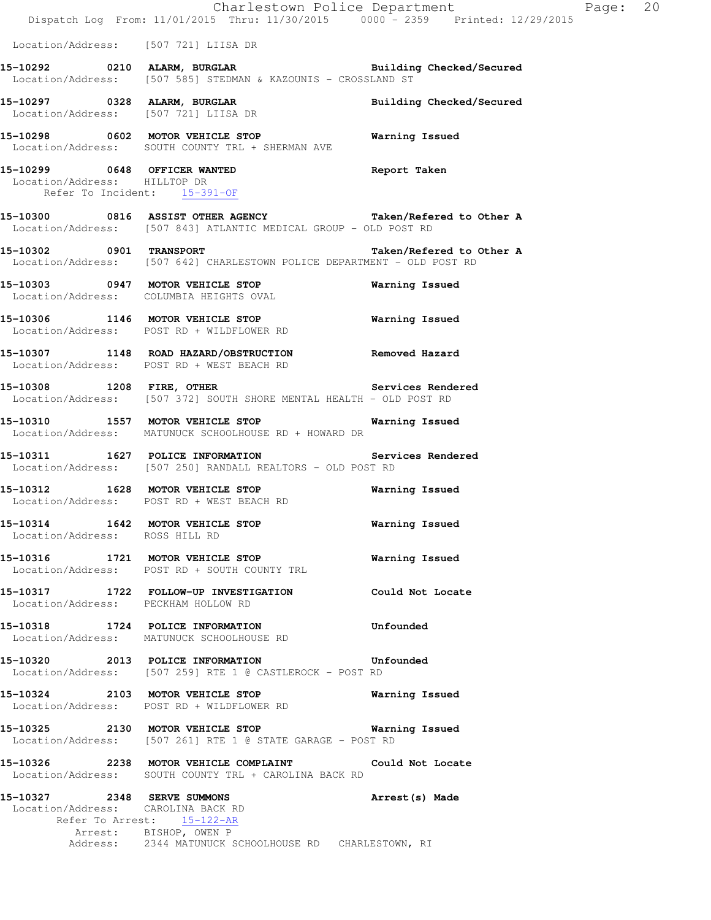Location/Address: [507 721] LIISA DR

**15-10292 0210 ALARM, BURGLAR** Building Checked/Secured
Location/Address: [507 585] STEDMAN & KAZOUNIS - CROSSLAND ST

**15-10297 0328 ALARM, BURGLAR** Building Checked/Secured
Location/Address: [507 721] LIISA DR

**15-10298 0602 MOTOR VEHICLE STOP** Warning Issued
Location/Address: SOUTH COUNTY TRL + SHERMAN AVE

**15-10299 0648 OFFICER WANTED** Report Taken
Location/Address: HILLTOP DR
Refer To Incident: 15-391-OF

**15-10300 0816 ASSIST OTHER AGENCY** Taken/Refered to Other A
Location/Address: [507 843] ATLANTIC MEDICAL GROUP - OLD POST RD

**15-10302 0901 TRANSPORT** Taken/Refered to Other A
Location/Address: [507 642] CHARLESTOWN POLICE DEPARTMENT - OLD POST RD

**15-10303 0947 MOTOR VEHICLE STOP** Warning Issued
Location/Address: COLUMBIA HEIGHTS OVAL

**15-10306 1146 MOTOR VEHICLE STOP** Warning Issued
Location/Address: POST RD + WILDFLOWER RD

**15-10307 1148 ROAD HAZARD/OBSTRUCTION** Removed Hazard
Location/Address: POST RD + WEST BEACH RD

**15-10308 1208 FIRE, OTHER** Services Rendered
Location/Address: [507 372] SOUTH SHORE MENTAL HEALTH - OLD POST RD

**15-10310 1557 MOTOR VEHICLE STOP** Warning Issued
Location/Address: MATUNUCK SCHOOLHOUSE RD + HOWARD DR

**15-10311 1627 POLICE INFORMATION** Services Rendered
Location/Address: [507 250] RANDALL REALTORS - OLD POST RD

**15-10312 1628 MOTOR VEHICLE STOP** Warning Issued
Location/Address: POST RD + WEST BEACH RD

**15-10314 1642 MOTOR VEHICLE STOP** Warning Issued
Location/Address: ROSS HILL RD

**15-10316 1721 MOTOR VEHICLE STOP** Warning Issued
Location/Address: POST RD + SOUTH COUNTY TRL

**15-10317 1722 FOLLOW-UP INVESTIGATION** Could Not Locate
Location/Address: PECKHAM HOLLOW RD

**15-10318 1724 POLICE INFORMATION** Unfounded
Location/Address: MATUNUCK SCHOOLHOUSE RD

**15-10320 2013 POLICE INFORMATION** Unfounded
Location/Address: [507 259] RTE 1 @ CASTLEROCK - POST RD

**15-10324 2103 MOTOR VEHICLE STOP** Warning Issued
Location/Address: POST RD + WILDFLOWER RD

**15-10325 2130 MOTOR VEHICLE STOP** Warning Issued
Location/Address: [507 261] RTE 1 @ STATE GARAGE - POST RD

**15-10326 2238 MOTOR VEHICLE COMPLAINT** Could Not Locate
Location/Address: SOUTH COUNTY TRL + CAROLINA BACK RD

**15-10327 2348 SERVE SUMMONS** Arrest(s) Made
Location/Address: CAROLINA BACK RD
Refer To Arrest: 15-122-AR
Arrest: BISHOP, OWEN P
Address: 2344 MATUNUCK SCHOOLHOUSE RD CHARLESTOWN, RI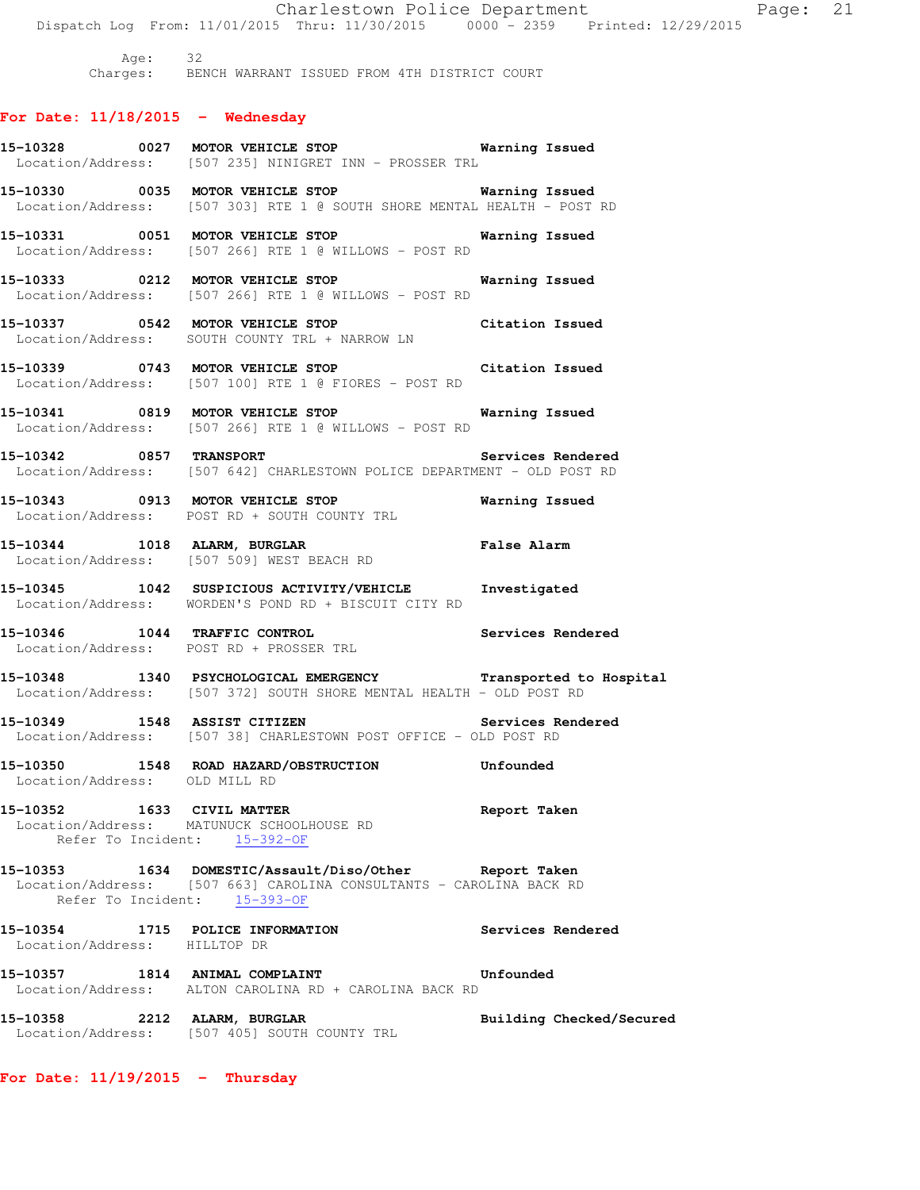Age: 32
Charges: BENCH WARRANT ISSUED FROM 4TH DISTRICT COURT

## For Date: 11/18/2015 - Wednesday

**15-10328 0027 MOTOR VEHICLE STOP** — Warning Issued
Location/Address: [507 235] NINIGRET INN - PROSSER TRL

**15-10330 0035 MOTOR VEHICLE STOP** — Warning Issued
Location/Address: [507 303] RTE 1 @ SOUTH SHORE MENTAL HEALTH - POST RD

**15-10331 0051 MOTOR VEHICLE STOP** — Warning Issued
Location/Address: [507 266] RTE 1 @ WILLOWS - POST RD

**15-10333 0212 MOTOR VEHICLE STOP** — Warning Issued
Location/Address: [507 266] RTE 1 @ WILLOWS - POST RD

**15-10337 0542 MOTOR VEHICLE STOP** — Citation Issued
Location/Address: SOUTH COUNTY TRL + NARROW LN

**15-10339 0743 MOTOR VEHICLE STOP** — Citation Issued
Location/Address: [507 100] RTE 1 @ FIORES - POST RD

**15-10341 0819 MOTOR VEHICLE STOP** — Warning Issued
Location/Address: [507 266] RTE 1 @ WILLOWS - POST RD

**15-10342 0857 TRANSPORT** — Services Rendered
Location/Address: [507 642] CHARLESTOWN POLICE DEPARTMENT - OLD POST RD

**15-10343 0913 MOTOR VEHICLE STOP** — Warning Issued
Location/Address: POST RD + SOUTH COUNTY TRL

**15-10344 1018 ALARM, BURGLAR** — False Alarm
Location/Address: [507 509] WEST BEACH RD

**15-10345 1042 SUSPICIOUS ACTIVITY/VEHICLE** — Investigated
Location/Address: WORDEN'S POND RD + BISCUIT CITY RD

**15-10346 1044 TRAFFIC CONTROL** — Services Rendered
Location/Address: POST RD + PROSSER TRL

**15-10348 1340 PSYCHOLOGICAL EMERGENCY** — Transported to Hospital
Location/Address: [507 372] SOUTH SHORE MENTAL HEALTH - OLD POST RD

**15-10349 1548 ASSIST CITIZEN** — Services Rendered
Location/Address: [507 38] CHARLESTOWN POST OFFICE - OLD POST RD

**15-10350 1548 ROAD HAZARD/OBSTRUCTION** — Unfounded
Location/Address: OLD MILL RD

**15-10352 1633 CIVIL MATTER** — Report Taken
Location/Address: MATUNUCK SCHOOLHOUSE RD
Refer To Incident: 15-392-OF

**15-10353 1634 DOMESTIC/Assault/Diso/Other** — Report Taken
Location/Address: [507 663] CAROLINA CONSULTANTS - CAROLINA BACK RD
Refer To Incident: 15-393-OF

**15-10354 1715 POLICE INFORMATION** — Services Rendered
Location/Address: HILLTOP DR

**15-10357 1814 ANIMAL COMPLAINT** — Unfounded
Location/Address: ALTON CAROLINA RD + CAROLINA BACK RD

**15-10358 2212 ALARM, BURGLAR** — Building Checked/Secured
Location/Address: [507 405] SOUTH COUNTY TRL

## For Date: 11/19/2015 - Thursday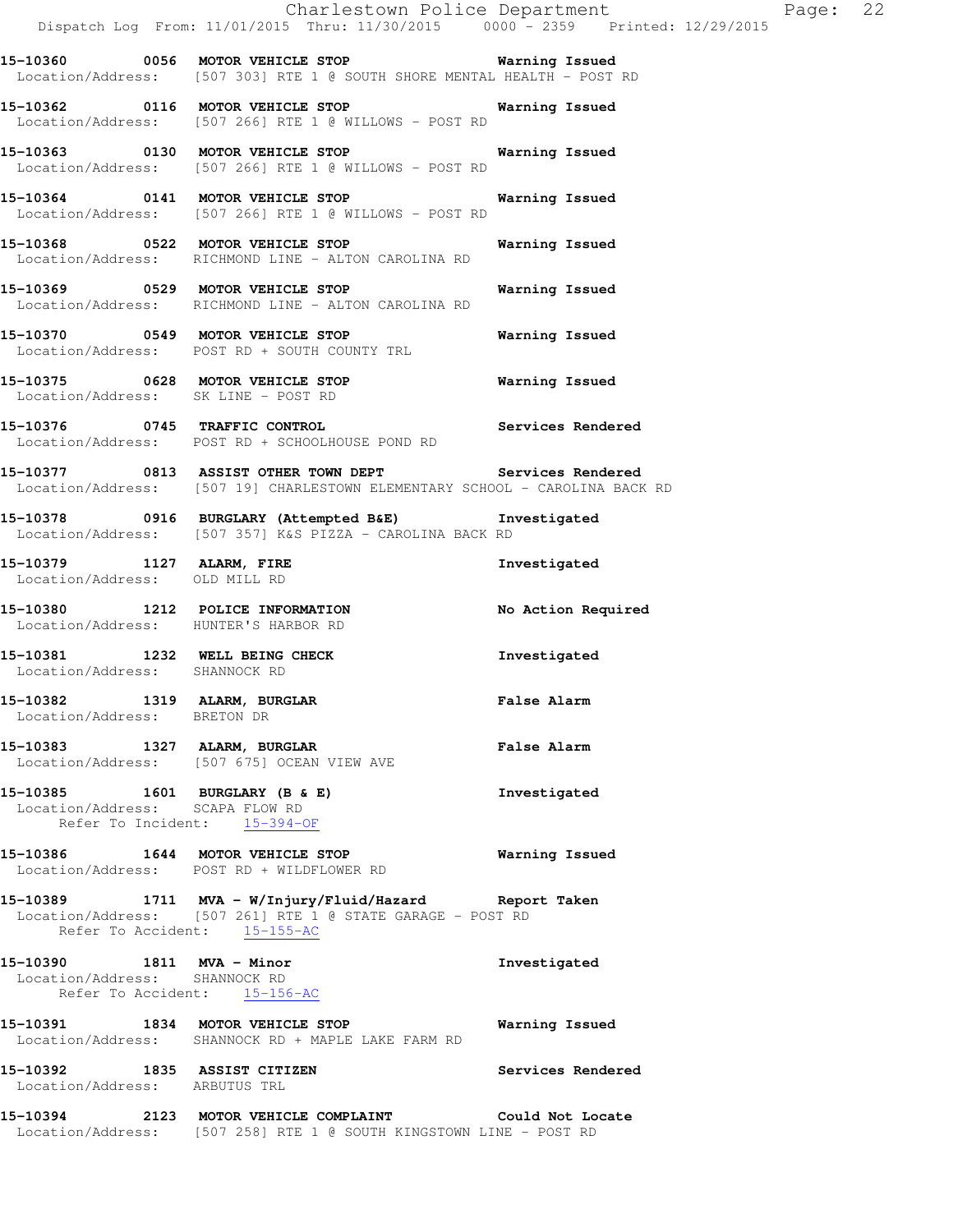**15-10360 0056 MOTOR VEHICLE STOP** **Warning Issued**
Location/Address: [507 303] RTE 1 @ SOUTH SHORE MENTAL HEALTH - POST RD

**15-10362 0116 MOTOR VEHICLE STOP** **Warning Issued**
Location/Address: [507 266] RTE 1 @ WILLOWS - POST RD

**15-10363 0130 MOTOR VEHICLE STOP** **Warning Issued**
Location/Address: [507 266] RTE 1 @ WILLOWS - POST RD

**15-10364 0141 MOTOR VEHICLE STOP** **Warning Issued**
Location/Address: [507 266] RTE 1 @ WILLOWS - POST RD

**15-10368 0522 MOTOR VEHICLE STOP** **Warning Issued**
Location/Address: RICHMOND LINE - ALTON CAROLINA RD

**15-10369 0529 MOTOR VEHICLE STOP** **Warning Issued**
Location/Address: RICHMOND LINE - ALTON CAROLINA RD

**15-10370 0549 MOTOR VEHICLE STOP** **Warning Issued**
Location/Address: POST RD + SOUTH COUNTY TRL

**15-10375 0628 MOTOR VEHICLE STOP** **Warning Issued**
Location/Address: SK LINE - POST RD

**15-10376 0745 TRAFFIC CONTROL** **Services Rendered**
Location/Address: POST RD + SCHOOLHOUSE POND RD

**15-10377 0813 ASSIST OTHER TOWN DEPT** **Services Rendered**
Location/Address: [507 19] CHARLESTOWN ELEMENTARY SCHOOL - CAROLINA BACK RD

**15-10378 0916 BURGLARY (Attempted B&E)** **Investigated**
Location/Address: [507 357] K&S PIZZA - CAROLINA BACK RD

**15-10379 1127 ALARM, FIRE** **Investigated**
Location/Address: OLD MILL RD

**15-10380 1212 POLICE INFORMATION** **No Action Required**
Location/Address: HUNTER'S HARBOR RD

**15-10381 1232 WELL BEING CHECK** **Investigated**
Location/Address: SHANNOCK RD

**15-10382 1319 ALARM, BURGLAR** **False Alarm**
Location/Address: BRETON DR

**15-10383 1327 ALARM, BURGLAR** **False Alarm**
Location/Address: [507 675] OCEAN VIEW AVE

**15-10385 1601 BURGLARY (B & E)** **Investigated**
Location/Address: SCAPA FLOW RD
Refer To Incident: 15-394-OF

**15-10386 1644 MOTOR VEHICLE STOP** **Warning Issued**
Location/Address: POST RD + WILDFLOWER RD

**15-10389 1711 MVA - W/Injury/Fluid/Hazard** **Report Taken**
Location/Address: [507 261] RTE 1 @ STATE GARAGE - POST RD
Refer To Accident: 15-155-AC

**15-10390 1811 MVA - Minor** **Investigated**
Location/Address: SHANNOCK RD
Refer To Accident: 15-156-AC

**15-10391 1834 MOTOR VEHICLE STOP** **Warning Issued**
Location/Address: SHANNOCK RD + MAPLE LAKE FARM RD

**15-10392 1835 ASSIST CITIZEN** **Services Rendered**
Location/Address: ARBUTUS TRL

**15-10394 2123 MOTOR VEHICLE COMPLAINT** **Could Not Locate**
Location/Address: [507 258] RTE 1 @ SOUTH KINGSTOWN LINE - POST RD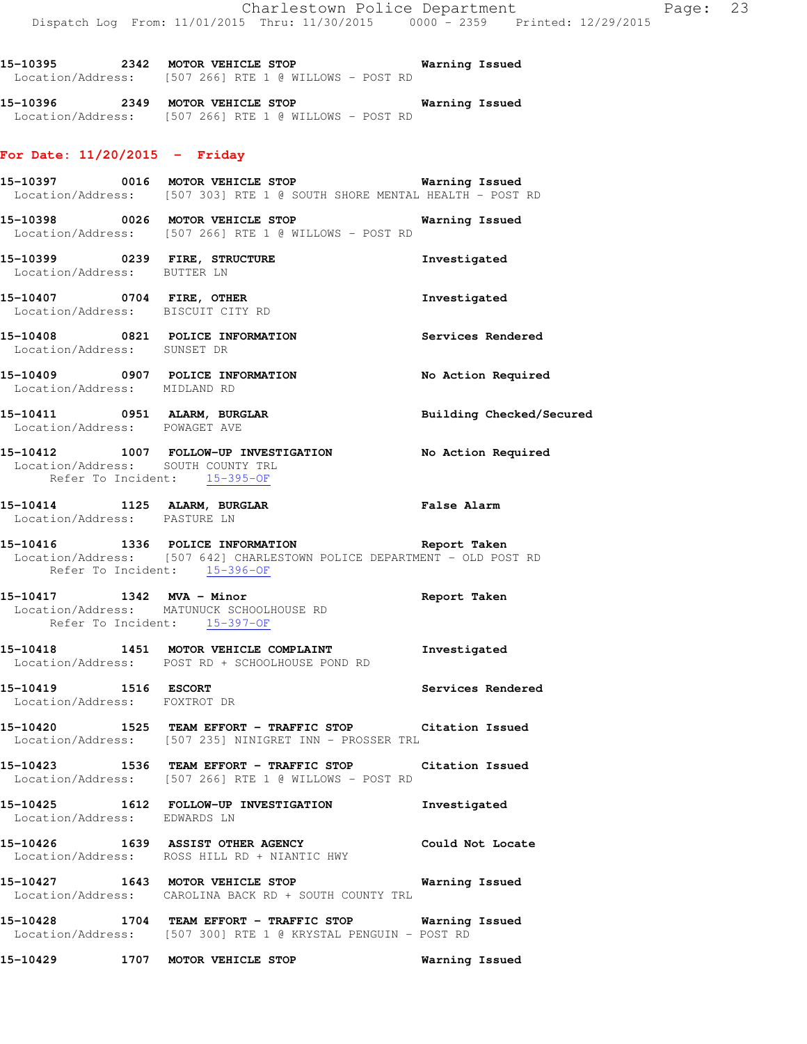15-10395 2342 MOTOR VEHICLE STOP Warning Issued
Location/Address: [507 266] RTE 1 @ WILLOWS - POST RD

15-10396 2349 MOTOR VEHICLE STOP Warning Issued
Location/Address: [507 266] RTE 1 @ WILLOWS - POST RD

## For Date: 11/20/2015 - Friday

15-10397 0016 MOTOR VEHICLE STOP Warning Issued
Location/Address: [507 303] RTE 1 @ SOUTH SHORE MENTAL HEALTH - POST RD

15-10398 0026 MOTOR VEHICLE STOP Warning Issued
Location/Address: [507 266] RTE 1 @ WILLOWS - POST RD

15-10399 0239 FIRE, STRUCTURE Investigated
Location/Address: BUTTER LN

15-10407 0704 FIRE, OTHER Investigated
Location/Address: BISCUIT CITY RD

15-10408 0821 POLICE INFORMATION Services Rendered
Location/Address: SUNSET DR

15-10409 0907 POLICE INFORMATION No Action Required
Location/Address: MIDLAND RD

15-10411 0951 ALARM, BURGLAR Building Checked/Secured
Location/Address: POWAGET AVE

15-10412 1007 FOLLOW-UP INVESTIGATION No Action Required
Location/Address: SOUTH COUNTY TRL
Refer To Incident: 15-395-OF

15-10414 1125 ALARM, BURGLAR False Alarm
Location/Address: PASTURE LN

15-10416 1336 POLICE INFORMATION Report Taken
Location/Address: [507 642] CHARLESTOWN POLICE DEPARTMENT - OLD POST RD
Refer To Incident: 15-396-OF

15-10417 1342 MVA - Minor Report Taken
Location/Address: MATUNUCK SCHOOLHOUSE RD
Refer To Incident: 15-397-OF

15-10418 1451 MOTOR VEHICLE COMPLAINT Investigated
Location/Address: POST RD + SCHOOLHOUSE POND RD

15-10419 1516 ESCORT Services Rendered
Location/Address: FOXTROT DR

15-10420 1525 TEAM EFFORT - TRAFFIC STOP Citation Issued
Location/Address: [507 235] NINIGRET INN - PROSSER TRL

15-10423 1536 TEAM EFFORT - TRAFFIC STOP Citation Issued
Location/Address: [507 266] RTE 1 @ WILLOWS - POST RD

15-10425 1612 FOLLOW-UP INVESTIGATION Investigated
Location/Address: EDWARDS LN

15-10426 1639 ASSIST OTHER AGENCY Could Not Locate
Location/Address: ROSS HILL RD + NIANTIC HWY

15-10427 1643 MOTOR VEHICLE STOP Warning Issued
Location/Address: CAROLINA BACK RD + SOUTH COUNTY TRL

15-10428 1704 TEAM EFFORT - TRAFFIC STOP Warning Issued
Location/Address: [507 300] RTE 1 @ KRYSTAL PENGUIN - POST RD

15-10429 1707 MOTOR VEHICLE STOP Warning Issued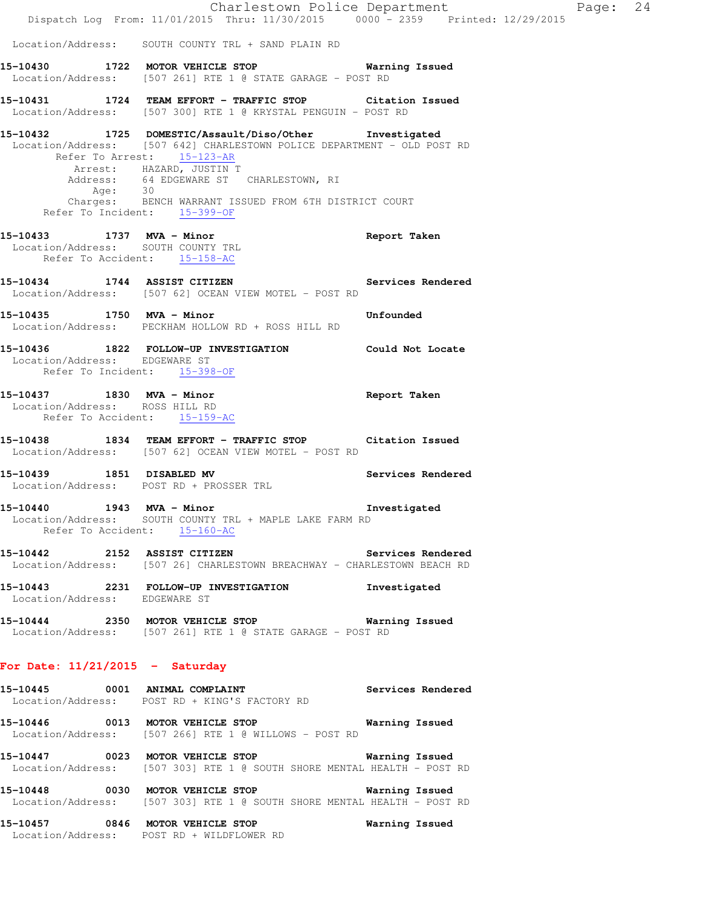Location/Address: SOUTH COUNTY TRL + SAND PLAIN RD

**15-10430 1722 MOTOR VEHICLE STOP** Warning Issued
Location/Address: [507 261] RTE 1 @ STATE GARAGE - POST RD

**15-10431 1724 TEAM EFFORT - TRAFFIC STOP** Citation Issued
Location/Address: [507 300] RTE 1 @ KRYSTAL PENGUIN - POST RD

**15-10432 1725 DOMESTIC/Assault/Diso/Other** Investigated
Location/Address: [507 642] CHARLESTOWN POLICE DEPARTMENT - OLD POST RD
Refer To Arrest: 15-123-AR
Arrest: HAZARD, JUSTIN T
Address: 64 EDGEWARE ST CHARLESTOWN, RI
Age: 30
Charges: BENCH WARRANT ISSUED FROM 6TH DISTRICT COURT
Refer To Incident: 15-399-OF

**15-10433 1737 MVA - Minor** Report Taken
Location/Address: SOUTH COUNTY TRL
Refer To Accident: 15-158-AC

**15-10434 1744 ASSIST CITIZEN** Services Rendered
Location/Address: [507 62] OCEAN VIEW MOTEL - POST RD

**15-10435 1750 MVA - Minor** Unfounded
Location/Address: PECKHAM HOLLOW RD + ROSS HILL RD

**15-10436 1822 FOLLOW-UP INVESTIGATION** Could Not Locate
Location/Address: EDGEWARE ST
Refer To Incident: 15-398-OF

**15-10437 1830 MVA - Minor** Report Taken
Location/Address: ROSS HILL RD
Refer To Accident: 15-159-AC

**15-10438 1834 TEAM EFFORT - TRAFFIC STOP** Citation Issued
Location/Address: [507 62] OCEAN VIEW MOTEL - POST RD

**15-10439 1851 DISABLED MV** Services Rendered
Location/Address: POST RD + PROSSER TRL

**15-10440 1943 MVA - Minor** Investigated
Location/Address: SOUTH COUNTY TRL + MAPLE LAKE FARM RD
Refer To Accident: 15-160-AC

**15-10442 2152 ASSIST CITIZEN** Services Rendered
Location/Address: [507 26] CHARLESTOWN BREACHWAY - CHARLESTOWN BEACH RD

**15-10443 2231 FOLLOW-UP INVESTIGATION** Investigated
Location/Address: EDGEWARE ST

**15-10444 2350 MOTOR VEHICLE STOP** Warning Issued
Location/Address: [507 261] RTE 1 @ STATE GARAGE - POST RD

## For Date: 11/21/2015 - Saturday

**15-10445 0001 ANIMAL COMPLAINT** Services Rendered
Location/Address: POST RD + KING'S FACTORY RD

**15-10446 0013 MOTOR VEHICLE STOP** Warning Issued
Location/Address: [507 266] RTE 1 @ WILLOWS - POST RD

**15-10447 0023 MOTOR VEHICLE STOP** Warning Issued
Location/Address: [507 303] RTE 1 @ SOUTH SHORE MENTAL HEALTH - POST RD

**15-10448 0030 MOTOR VEHICLE STOP** Warning Issued
Location/Address: [507 303] RTE 1 @ SOUTH SHORE MENTAL HEALTH - POST RD

**15-10457 0846 MOTOR VEHICLE STOP** Warning Issued
Location/Address: POST RD + WILDFLOWER RD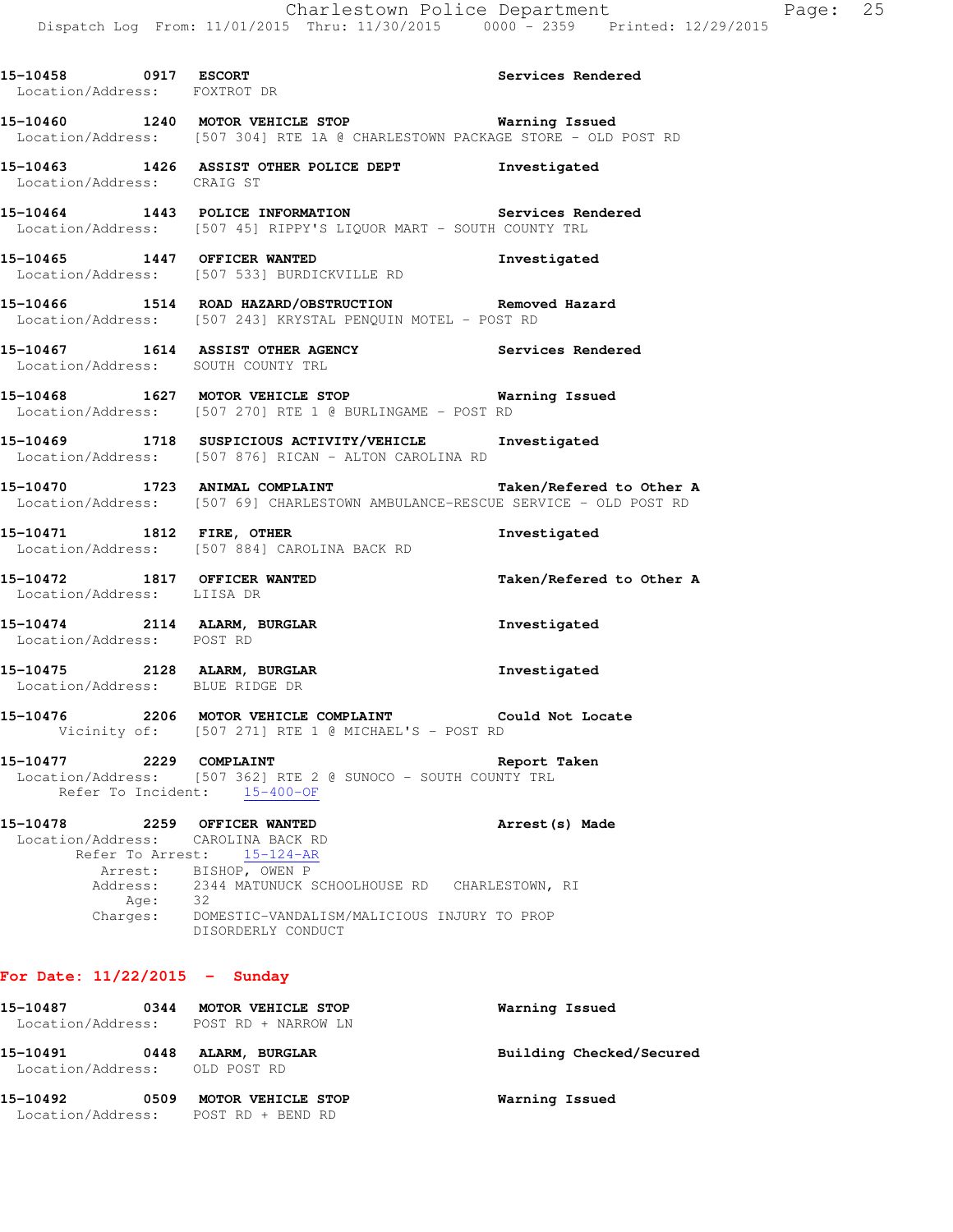**15-10458** 0917 **ESCORT** — **Services Rendered**
Location/Address: FOXTROT DR

**15-10460** 1240 **MOTOR VEHICLE STOP** — **Warning Issued**
Location/Address: [507 304] RTE 1A @ CHARLESTOWN PACKAGE STORE - OLD POST RD

**15-10463** 1426 **ASSIST OTHER POLICE DEPT** — **Investigated**
Location/Address: CRAIG ST

**15-10464** 1443 **POLICE INFORMATION** — **Services Rendered**
Location/Address: [507 45] RIPPY'S LIQUOR MART - SOUTH COUNTY TRL

**15-10465** 1447 **OFFICER WANTED** — **Investigated**
Location/Address: [507 533] BURDICKVILLE RD

**15-10466** 1514 **ROAD HAZARD/OBSTRUCTION** — **Removed Hazard**
Location/Address: [507 243] KRYSTAL PENQUIN MOTEL - POST RD

**15-10467** 1614 **ASSIST OTHER AGENCY** — **Services Rendered**
Location/Address: SOUTH COUNTY TRL

**15-10468** 1627 **MOTOR VEHICLE STOP** — **Warning Issued**
Location/Address: [507 270] RTE 1 @ BURLINGAME - POST RD

**15-10469** 1718 **SUSPICIOUS ACTIVITY/VEHICLE** — **Investigated**
Location/Address: [507 876] RICAN - ALTON CAROLINA RD

**15-10470** 1723 **ANIMAL COMPLAINT** — **Taken/Refered to Other A**
Location/Address: [507 69] CHARLESTOWN AMBULANCE-RESCUE SERVICE - OLD POST RD

**15-10471** 1812 **FIRE, OTHER** — **Investigated**
Location/Address: [507 884] CAROLINA BACK RD

**15-10472** 1817 **OFFICER WANTED** — **Taken/Refered to Other A**
Location/Address: LIISA DR

**15-10474** 2114 **ALARM, BURGLAR** — **Investigated**
Location/Address: POST RD

**15-10475** 2128 **ALARM, BURGLAR** — **Investigated**
Location/Address: BLUE RIDGE DR

**15-10476** 2206 **MOTOR VEHICLE COMPLAINT** — **Could Not Locate**
Vicinity of: [507 271] RTE 1 @ MICHAEL'S - POST RD

**15-10477** 2229 **COMPLAINT** — **Report Taken**
Location/Address: [507 362] RTE 2 @ SUNOCO - SOUTH COUNTY TRL
Refer To Incident: 15-400-OF

**15-10478** 2259 **OFFICER WANTED** — **Arrest(s) Made**
Location/Address: CAROLINA BACK RD
Refer To Arrest: 15-124-AR
Arrest: BISHOP, OWEN P
Address: 2344 MATUNUCK SCHOOLHOUSE RD CHARLESTOWN, RI
Age: 32
Charges: DOMESTIC-VANDALISM/MALICIOUS INJURY TO PROP
DISORDERLY CONDUCT

## For Date: 11/22/2015 - Sunday

**15-10487** 0344 **MOTOR VEHICLE STOP** — **Warning Issued**
Location/Address: POST RD + NARROW LN

**15-10491** 0448 **ALARM, BURGLAR** — **Building Checked/Secured**
Location/Address: OLD POST RD

**15-10492** 0509 **MOTOR VEHICLE STOP** — **Warning Issued**
Location/Address: POST RD + BEND RD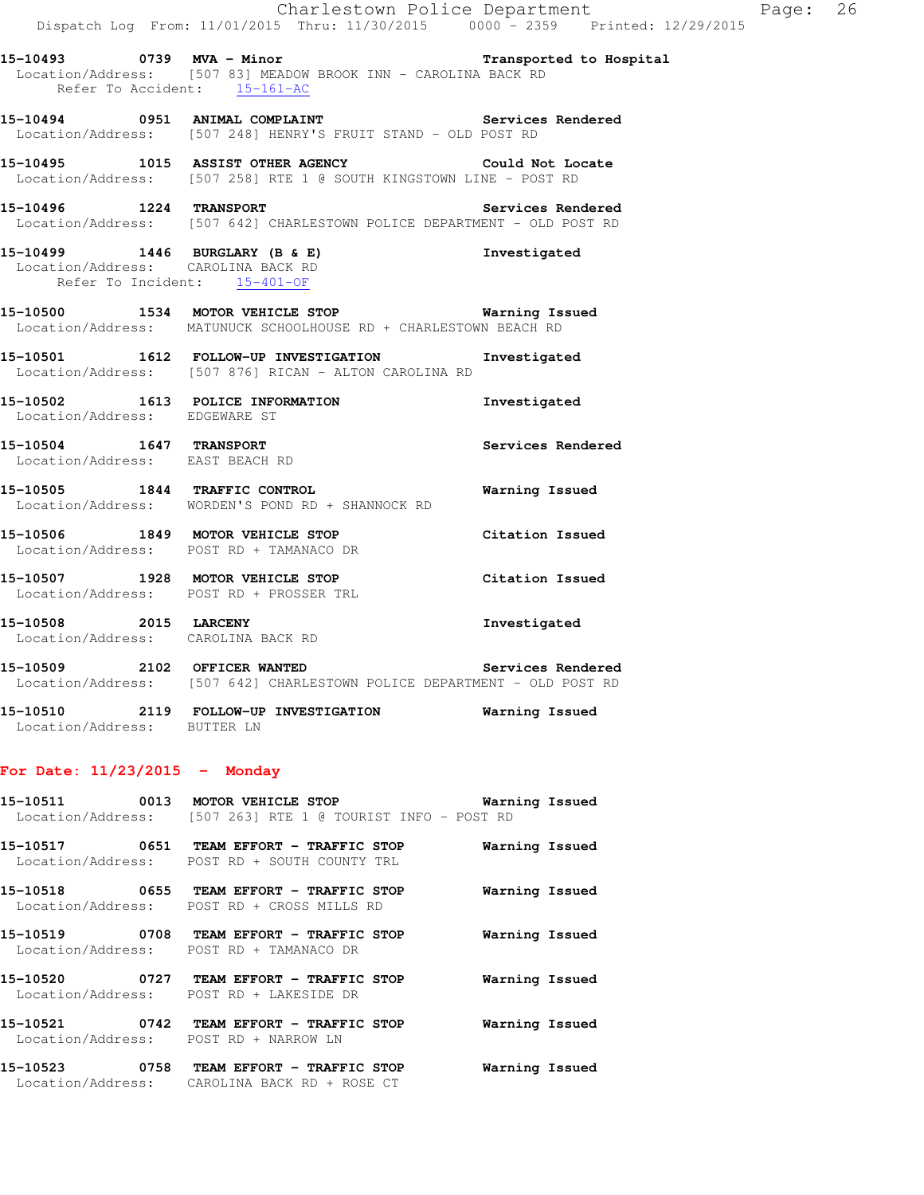**15-10493 0739 MVA - Minor** **Transported to Hospital**
Location/Address: [507 83] MEADOW BROOK INN - CAROLINA BACK RD
Refer To Accident: 15-161-AC

**15-10494 0951 ANIMAL COMPLAINT** **Services Rendered**
Location/Address: [507 248] HENRY'S FRUIT STAND - OLD POST RD

**15-10495 1015 ASSIST OTHER AGENCY** **Could Not Locate**
Location/Address: [507 258] RTE 1 @ SOUTH KINGSTOWN LINE - POST RD

**15-10496 1224 TRANSPORT** **Services Rendered**
Location/Address: [507 642] CHARLESTOWN POLICE DEPARTMENT - OLD POST RD

**15-10499 1446 BURGLARY (B & E)** **Investigated**
Location/Address: CAROLINA BACK RD
Refer To Incident: 15-401-OF

**15-10500 1534 MOTOR VEHICLE STOP** **Warning Issued**
Location/Address: MATUNUCK SCHOOLHOUSE RD + CHARLESTOWN BEACH RD

**15-10501 1612 FOLLOW-UP INVESTIGATION** **Investigated**
Location/Address: [507 876] RICAN - ALTON CAROLINA RD

**15-10502 1613 POLICE INFORMATION** **Investigated**
Location/Address: EDGEWARE ST

**15-10504 1647 TRANSPORT** **Services Rendered**
Location/Address: EAST BEACH RD

**15-10505 1844 TRAFFIC CONTROL** **Warning Issued**
Location/Address: WORDEN'S POND RD + SHANNOCK RD

**15-10506 1849 MOTOR VEHICLE STOP** **Citation Issued**
Location/Address: POST RD + TAMANACO DR

**15-10507 1928 MOTOR VEHICLE STOP** **Citation Issued**
Location/Address: POST RD + PROSSER TRL

**15-10508 2015 LARCENY** **Investigated**
Location/Address: CAROLINA BACK RD

**15-10509 2102 OFFICER WANTED** **Services Rendered**
Location/Address: [507 642] CHARLESTOWN POLICE DEPARTMENT - OLD POST RD

**15-10510 2119 FOLLOW-UP INVESTIGATION** **Warning Issued**
Location/Address: BUTTER LN

## For Date: 11/23/2015 - Monday

**15-10511 0013 MOTOR VEHICLE STOP** **Warning Issued**
Location/Address: [507 263] RTE 1 @ TOURIST INFO - POST RD

**15-10517 0651 TEAM EFFORT - TRAFFIC STOP** **Warning Issued**
Location/Address: POST RD + SOUTH COUNTY TRL

**15-10518 0655 TEAM EFFORT - TRAFFIC STOP** **Warning Issued**
Location/Address: POST RD + CROSS MILLS RD

**15-10519 0708 TEAM EFFORT - TRAFFIC STOP** **Warning Issued**
Location/Address: POST RD + TAMANACO DR

**15-10520 0727 TEAM EFFORT - TRAFFIC STOP** **Warning Issued**
Location/Address: POST RD + LAKESIDE DR

**15-10521 0742 TEAM EFFORT - TRAFFIC STOP** **Warning Issued**
Location/Address: POST RD + NARROW LN

**15-10523 0758 TEAM EFFORT - TRAFFIC STOP** **Warning Issued**
Location/Address: CAROLINA BACK RD + ROSE CT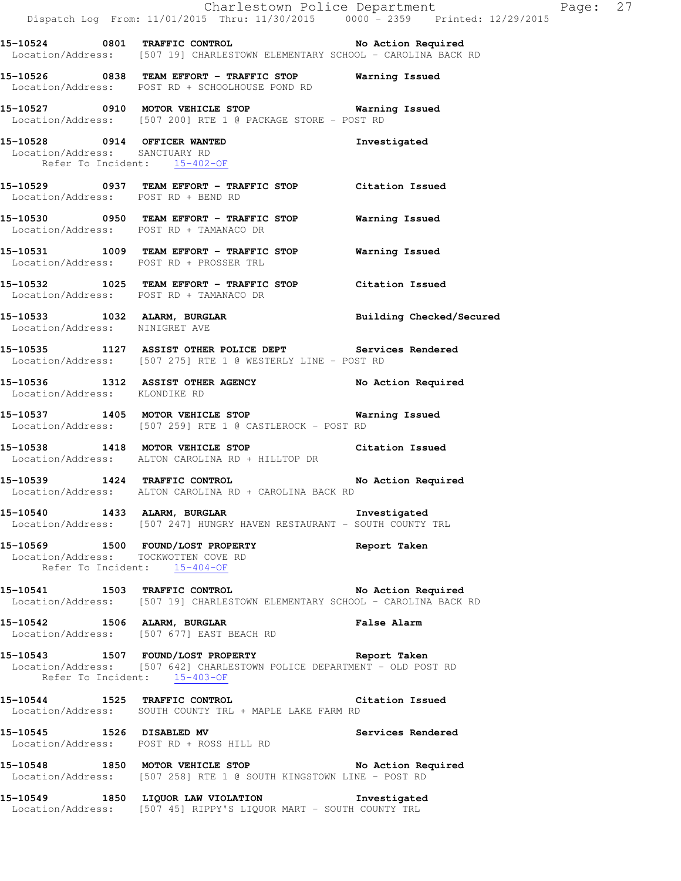15-10524 0801 **TRAFFIC CONTROL** **No Action Required**
Location/Address: [507 19] CHARLESTOWN ELEMENTARY SCHOOL - CAROLINA BACK RD

15-10526 0838 **TEAM EFFORT - TRAFFIC STOP** **Warning Issued**
Location/Address: POST RD + SCHOOLHOUSE POND RD

15-10527 0910 **MOTOR VEHICLE STOP** **Warning Issued**
Location/Address: [507 200] RTE 1 @ PACKAGE STORE - POST RD

15-10528 0914 **OFFICER WANTED** **Investigated**
Location/Address: SANCTUARY RD
Refer To Incident: 15-402-OF

15-10529 0937 **TEAM EFFORT - TRAFFIC STOP** **Citation Issued**
Location/Address: POST RD + BEND RD

15-10530 0950 **TEAM EFFORT - TRAFFIC STOP** **Warning Issued**
Location/Address: POST RD + TAMANACO DR

15-10531 1009 **TEAM EFFORT - TRAFFIC STOP** **Warning Issued**
Location/Address: POST RD + PROSSER TRL

15-10532 1025 **TEAM EFFORT - TRAFFIC STOP** **Citation Issued**
Location/Address: POST RD + TAMANACO DR

15-10533 1032 **ALARM, BURGLAR** **Building Checked/Secured**
Location/Address: NINIGRET AVE

15-10535 1127 **ASSIST OTHER POLICE DEPT** **Services Rendered**
Location/Address: [507 275] RTE 1 @ WESTERLY LINE - POST RD

15-10536 1312 **ASSIST OTHER AGENCY** **No Action Required**
Location/Address: KLONDIKE RD

15-10537 1405 **MOTOR VEHICLE STOP** **Warning Issued**
Location/Address: [507 259] RTE 1 @ CASTLEROCK - POST RD

15-10538 1418 **MOTOR VEHICLE STOP** **Citation Issued**
Location/Address: ALTON CAROLINA RD + HILLTOP DR

15-10539 1424 **TRAFFIC CONTROL** **No Action Required**
Location/Address: ALTON CAROLINA RD + CAROLINA BACK RD

15-10540 1433 **ALARM, BURGLAR** **Investigated**
Location/Address: [507 247] HUNGRY HAVEN RESTAURANT - SOUTH COUNTY TRL

15-10569 1500 **FOUND/LOST PROPERTY** **Report Taken**
Location/Address: TOCKWOTTEN COVE RD
Refer To Incident: 15-404-OF

15-10541 1503 **TRAFFIC CONTROL** **No Action Required**
Location/Address: [507 19] CHARLESTOWN ELEMENTARY SCHOOL - CAROLINA BACK RD

15-10542 1506 **ALARM, BURGLAR** **False Alarm**
Location/Address: [507 677] EAST BEACH RD

15-10543 1507 **FOUND/LOST PROPERTY** **Report Taken**
Location/Address: [507 642] CHARLESTOWN POLICE DEPARTMENT - OLD POST RD
Refer To Incident: 15-403-OF

15-10544 1525 **TRAFFIC CONTROL** **Citation Issued**
Location/Address: SOUTH COUNTY TRL + MAPLE LAKE FARM RD

15-10545 1526 **DISABLED MV** **Services Rendered**
Location/Address: POST RD + ROSS HILL RD

15-10548 1850 **MOTOR VEHICLE STOP** **No Action Required**
Location/Address: [507 258] RTE 1 @ SOUTH KINGSTOWN LINE - POST RD

15-10549 1850 **LIQUOR LAW VIOLATION** **Investigated**
Location/Address: [507 45] RIPPY'S LIQUOR MART - SOUTH COUNTY TRL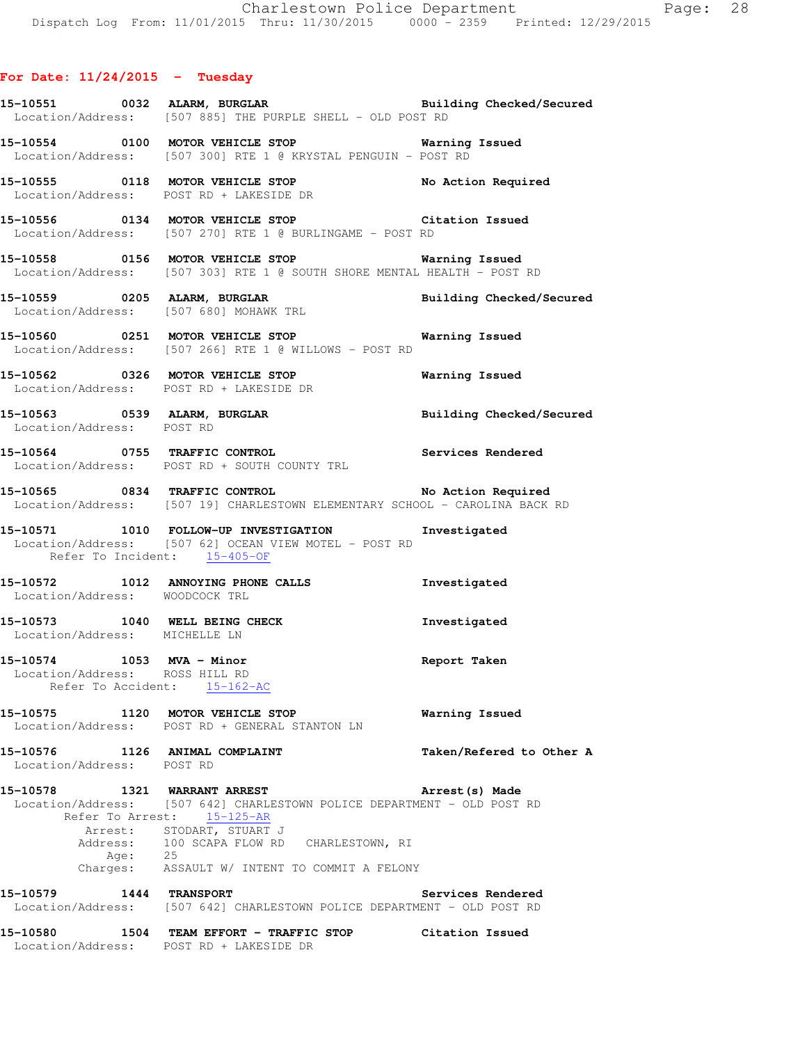## For Date: 11/24/2015 - Tuesday

**15-10551 0032 ALARM, BURGLAR** Building Checked/Secured
Location/Address: [507 885] THE PURPLE SHELL - OLD POST RD

**15-10554 0100 MOTOR VEHICLE STOP** Warning Issued
Location/Address: [507 300] RTE 1 @ KRYSTAL PENGUIN - POST RD

**15-10555 0118 MOTOR VEHICLE STOP** No Action Required
Location/Address: POST RD + LAKESIDE DR

**15-10556 0134 MOTOR VEHICLE STOP** Citation Issued
Location/Address: [507 270] RTE 1 @ BURLINGAME - POST RD

**15-10558 0156 MOTOR VEHICLE STOP** Warning Issued
Location/Address: [507 303] RTE 1 @ SOUTH SHORE MENTAL HEALTH - POST RD

**15-10559 0205 ALARM, BURGLAR** Building Checked/Secured
Location/Address: [507 680] MOHAWK TRL

**15-10560 0251 MOTOR VEHICLE STOP** Warning Issued
Location/Address: [507 266] RTE 1 @ WILLOWS - POST RD

**15-10562 0326 MOTOR VEHICLE STOP** Warning Issued
Location/Address: POST RD + LAKESIDE DR

**15-10563 0539 ALARM, BURGLAR** Building Checked/Secured
Location/Address: POST RD

**15-10564 0755 TRAFFIC CONTROL** Services Rendered
Location/Address: POST RD + SOUTH COUNTY TRL

**15-10565 0834 TRAFFIC CONTROL** No Action Required
Location/Address: [507 19] CHARLESTOWN ELEMENTARY SCHOOL - CAROLINA BACK RD

**15-10571 1010 FOLLOW-UP INVESTIGATION** Investigated
Location/Address: [507 62] OCEAN VIEW MOTEL - POST RD
Refer To Incident: 15-405-OF

**15-10572 1012 ANNOYING PHONE CALLS** Investigated
Location/Address: WOODCOCK TRL

**15-10573 1040 WELL BEING CHECK** Investigated
Location/Address: MICHELLE LN

**15-10574 1053 MVA - Minor** Report Taken
Location/Address: ROSS HILL RD
Refer To Accident: 15-162-AC

**15-10575 1120 MOTOR VEHICLE STOP** Warning Issued
Location/Address: POST RD + GENERAL STANTON LN

**15-10576 1126 ANIMAL COMPLAINT** Taken/Refered to Other A
Location/Address: POST RD

**15-10578 1321 WARRANT ARREST** Arrest(s) Made
Location/Address: [507 642] CHARLESTOWN POLICE DEPARTMENT - OLD POST RD
Refer To Arrest: 15-125-AR
Arrest: STODART, STUART J
Address: 100 SCAPA FLOW RD CHARLESTOWN, RI
Age: 25
Charges: ASSAULT W/ INTENT TO COMMIT A FELONY

**15-10579 1444 TRANSPORT** Services Rendered
Location/Address: [507 642] CHARLESTOWN POLICE DEPARTMENT - OLD POST RD

**15-10580 1504 TEAM EFFORT - TRAFFIC STOP** Citation Issued
Location/Address: POST RD + LAKESIDE DR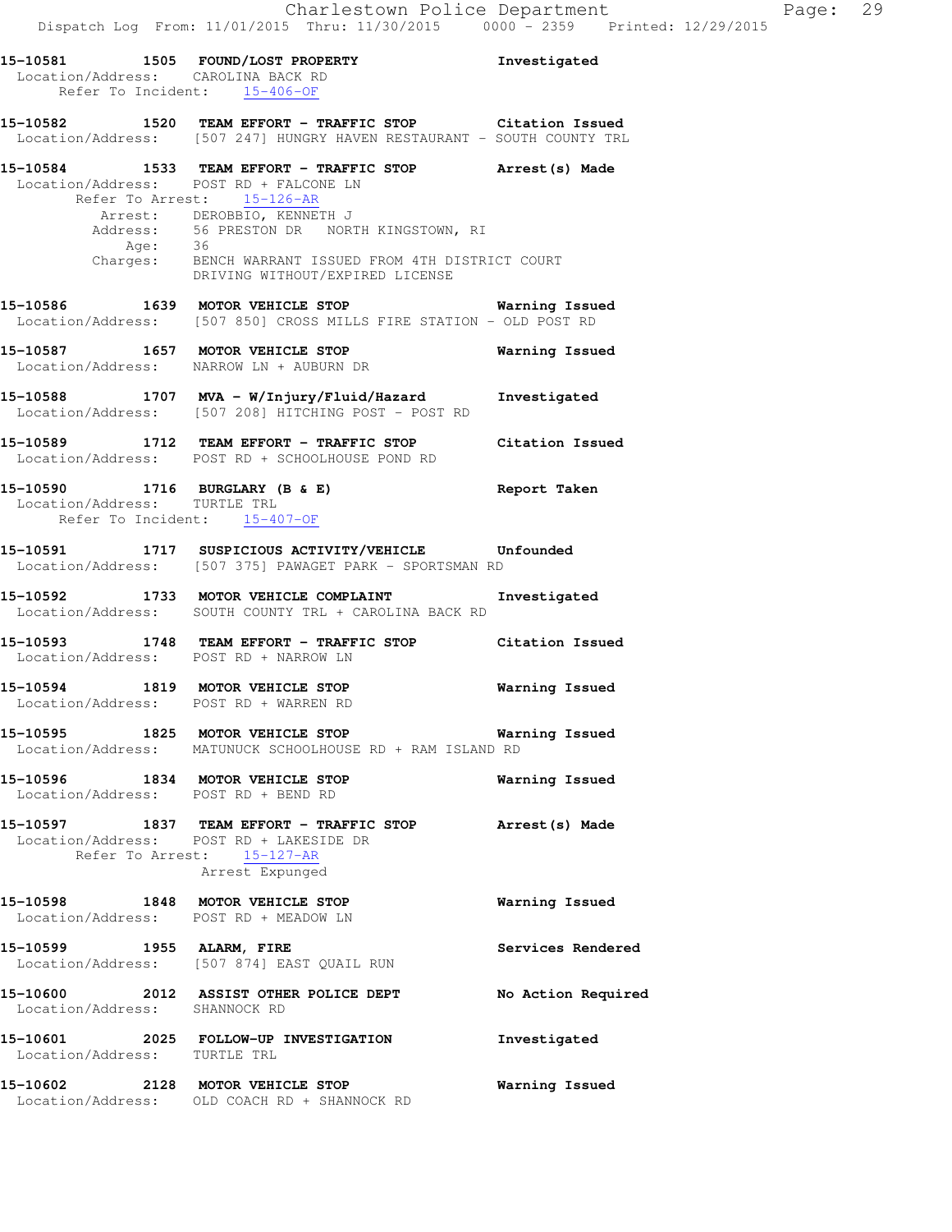15-10581 1505 **FOUND/LOST PROPERTY** Investigated
Location/Address: CAROLINA BACK RD
Refer To Incident: 15-406-OF

15-10582 1520 **TEAM EFFORT - TRAFFIC STOP** Citation Issued
Location/Address: [507 247] HUNGRY HAVEN RESTAURANT - SOUTH COUNTY TRL

15-10584 1533 **TEAM EFFORT - TRAFFIC STOP** Arrest(s) Made
Location/Address: POST RD + FALCONE LN
Refer To Arrest: 15-126-AR
Arrest: DEROBBIO, KENNETH J
Address: 56 PRESTON DR NORTH KINGSTOWN, RI
Age: 36
Charges: BENCH WARRANT ISSUED FROM 4TH DISTRICT COURT
DRIVING WITHOUT/EXPIRED LICENSE

15-10586 1639 **MOTOR VEHICLE STOP** Warning Issued
Location/Address: [507 850] CROSS MILLS FIRE STATION - OLD POST RD

15-10587 1657 **MOTOR VEHICLE STOP** Warning Issued
Location/Address: NARROW LN + AUBURN DR

15-10588 1707 **MVA - W/Injury/Fluid/Hazard** Investigated
Location/Address: [507 208] HITCHING POST - POST RD

15-10589 1712 **TEAM EFFORT - TRAFFIC STOP** Citation Issued
Location/Address: POST RD + SCHOOLHOUSE POND RD

15-10590 1716 **BURGLARY (B & E)** Report Taken
Location/Address: TURTLE TRL
Refer To Incident: 15-407-OF

15-10591 1717 **SUSPICIOUS ACTIVITY/VEHICLE** Unfounded
Location/Address: [507 375] PAWAGET PARK - SPORTSMAN RD

15-10592 1733 **MOTOR VEHICLE COMPLAINT** Investigated
Location/Address: SOUTH COUNTY TRL + CAROLINA BACK RD

15-10593 1748 **TEAM EFFORT - TRAFFIC STOP** Citation Issued
Location/Address: POST RD + NARROW LN

15-10594 1819 **MOTOR VEHICLE STOP** Warning Issued
Location/Address: POST RD + WARREN RD

15-10595 1825 **MOTOR VEHICLE STOP** Warning Issued
Location/Address: MATUNUCK SCHOOLHOUSE RD + RAM ISLAND RD

15-10596 1834 **MOTOR VEHICLE STOP** Warning Issued
Location/Address: POST RD + BEND RD

15-10597 1837 **TEAM EFFORT - TRAFFIC STOP** Arrest(s) Made
Location/Address: POST RD + LAKESIDE DR
Refer To Arrest: 15-127-AR
Arrest Expunged

15-10598 1848 **MOTOR VEHICLE STOP** Warning Issued
Location/Address: POST RD + MEADOW LN

15-10599 1955 **ALARM, FIRE** Services Rendered
Location/Address: [507 874] EAST QUAIL RUN

15-10600 2012 **ASSIST OTHER POLICE DEPT** No Action Required
Location/Address: SHANNOCK RD

15-10601 2025 **FOLLOW-UP INVESTIGATION** Investigated
Location/Address: TURTLE TRL

15-10602 2128 **MOTOR VEHICLE STOP** Warning Issued
Location/Address: OLD COACH RD + SHANNOCK RD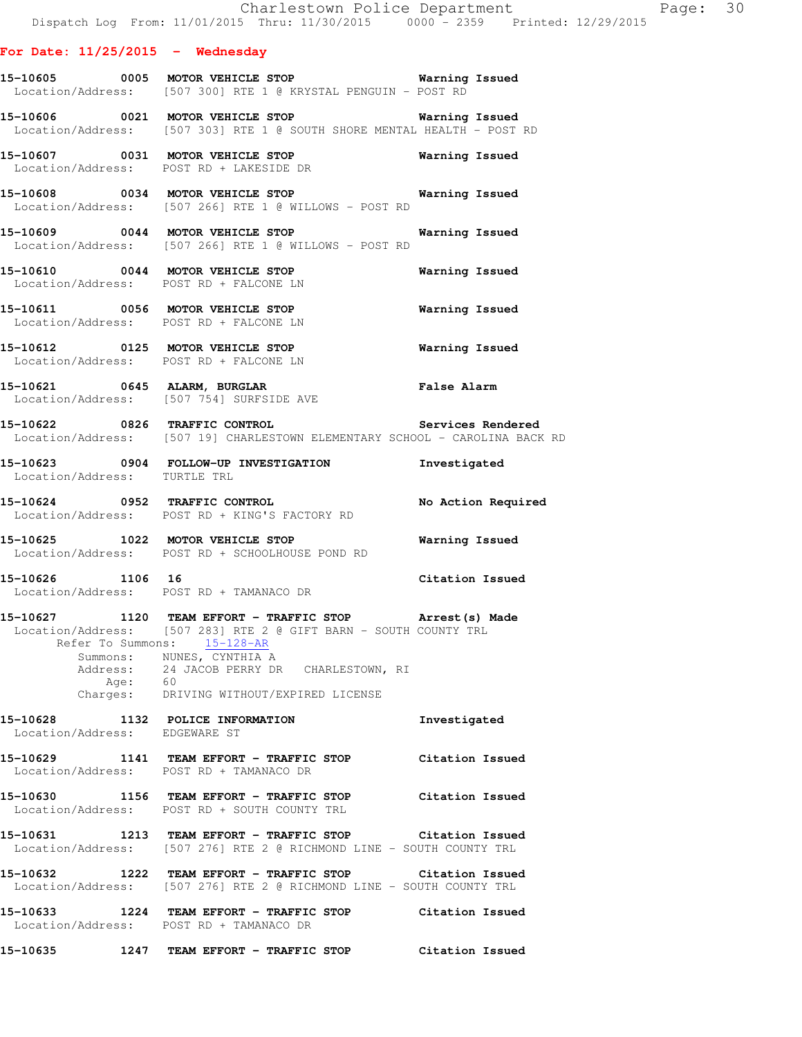## For Date: 11/25/2015 - Wednesday

**15-10605 0005 MOTOR VEHICLE STOP** Warning Issued
Location/Address: [507 300] RTE 1 @ KRYSTAL PENGUIN - POST RD

**15-10606 0021 MOTOR VEHICLE STOP** Warning Issued
Location/Address: [507 303] RTE 1 @ SOUTH SHORE MENTAL HEALTH - POST RD

**15-10607 0031 MOTOR VEHICLE STOP** Warning Issued
Location/Address: POST RD + LAKESIDE DR

**15-10608 0034 MOTOR VEHICLE STOP** Warning Issued
Location/Address: [507 266] RTE 1 @ WILLOWS - POST RD

**15-10609 0044 MOTOR VEHICLE STOP** Warning Issued
Location/Address: [507 266] RTE 1 @ WILLOWS - POST RD

**15-10610 0044 MOTOR VEHICLE STOP** Warning Issued
Location/Address: POST RD + FALCONE LN

**15-10611 0056 MOTOR VEHICLE STOP** Warning Issued
Location/Address: POST RD + FALCONE LN

**15-10612 0125 MOTOR VEHICLE STOP** Warning Issued
Location/Address: POST RD + FALCONE LN

**15-10621 0645 ALARM, BURGLAR** False Alarm
Location/Address: [507 754] SURFSIDE AVE

**15-10622 0826 TRAFFIC CONTROL** Services Rendered
Location/Address: [507 19] CHARLESTOWN ELEMENTARY SCHOOL - CAROLINA BACK RD

**15-10623 0904 FOLLOW-UP INVESTIGATION** Investigated
Location/Address: TURTLE TRL

**15-10624 0952 TRAFFIC CONTROL** No Action Required
Location/Address: POST RD + KING'S FACTORY RD

**15-10625 1022 MOTOR VEHICLE STOP** Warning Issued
Location/Address: POST RD + SCHOOLHOUSE POND RD

**15-10626 1106 16** Citation Issued
Location/Address: POST RD + TAMANACO DR

**15-10627 1120 TEAM EFFORT - TRAFFIC STOP** Arrest(s) Made
Location/Address: [507 283] RTE 2 @ GIFT BARN - SOUTH COUNTY TRL
Refer To Summons: 15-128-AR
Summons: NUNES, CYNTHIA A
Address: 24 JACOB PERRY DR CHARLESTOWN, RI
Age: 60
Charges: DRIVING WITHOUT/EXPIRED LICENSE

**15-10628 1132 POLICE INFORMATION** Investigated
Location/Address: EDGEWARE ST

**15-10629 1141 TEAM EFFORT - TRAFFIC STOP** Citation Issued
Location/Address: POST RD + TAMANACO DR

**15-10630 1156 TEAM EFFORT - TRAFFIC STOP** Citation Issued
Location/Address: POST RD + SOUTH COUNTY TRL

**15-10631 1213 TEAM EFFORT - TRAFFIC STOP** Citation Issued
Location/Address: [507 276] RTE 2 @ RICHMOND LINE - SOUTH COUNTY TRL

**15-10632 1222 TEAM EFFORT - TRAFFIC STOP** Citation Issued
Location/Address: [507 276] RTE 2 @ RICHMOND LINE - SOUTH COUNTY TRL

**15-10633 1224 TEAM EFFORT - TRAFFIC STOP** Citation Issued
Location/Address: POST RD + TAMANACO DR

**15-10635 1247 TEAM EFFORT - TRAFFIC STOP** Citation Issued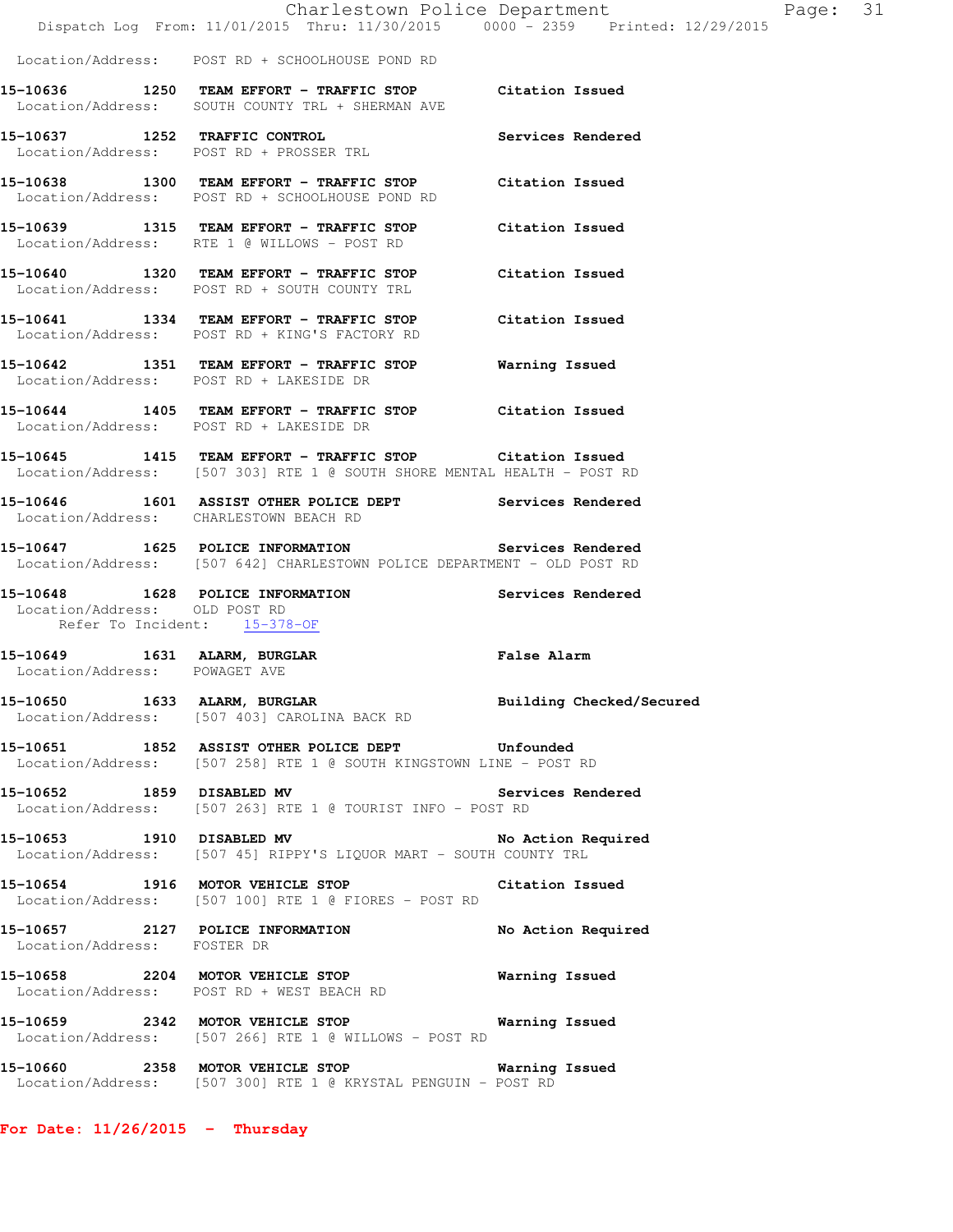Location/Address: POST RD + SCHOOLHOUSE POND RD

**15-10636 1250 TEAM EFFORT - TRAFFIC STOP Citation Issued**
Location/Address: SOUTH COUNTY TRL + SHERMAN AVE

**15-10637 1252 TRAFFIC CONTROL Services Rendered**
Location/Address: POST RD + PROSSER TRL

**15-10638 1300 TEAM EFFORT - TRAFFIC STOP Citation Issued**
Location/Address: POST RD + SCHOOLHOUSE POND RD

**15-10639 1315 TEAM EFFORT - TRAFFIC STOP Citation Issued**
Location/Address: RTE 1 @ WILLOWS - POST RD

**15-10640 1320 TEAM EFFORT - TRAFFIC STOP Citation Issued**
Location/Address: POST RD + SOUTH COUNTY TRL

**15-10641 1334 TEAM EFFORT - TRAFFIC STOP Citation Issued**
Location/Address: POST RD + KING'S FACTORY RD

**15-10642 1351 TEAM EFFORT - TRAFFIC STOP Warning Issued**
Location/Address: POST RD + LAKESIDE DR

**15-10644 1405 TEAM EFFORT - TRAFFIC STOP Citation Issued**
Location/Address: POST RD + LAKESIDE DR

**15-10645 1415 TEAM EFFORT - TRAFFIC STOP Citation Issued**
Location/Address: [507 303] RTE 1 @ SOUTH SHORE MENTAL HEALTH - POST RD

**15-10646 1601 ASSIST OTHER POLICE DEPT Services Rendered**
Location/Address: CHARLESTOWN BEACH RD

**15-10647 1625 POLICE INFORMATION Services Rendered**
Location/Address: [507 642] CHARLESTOWN POLICE DEPARTMENT - OLD POST RD

**15-10648 1628 POLICE INFORMATION Services Rendered**
Location/Address: OLD POST RD
Refer To Incident: 15-378-OF

**15-10649 1631 ALARM, BURGLAR False Alarm**
Location/Address: POWAGET AVE

**15-10650 1633 ALARM, BURGLAR Building Checked/Secured**
Location/Address: [507 403] CAROLINA BACK RD

**15-10651 1852 ASSIST OTHER POLICE DEPT Unfounded**
Location/Address: [507 258] RTE 1 @ SOUTH KINGSTOWN LINE - POST RD

**15-10652 1859 DISABLED MV Services Rendered**
Location/Address: [507 263] RTE 1 @ TOURIST INFO - POST RD

**15-10653 1910 DISABLED MV No Action Required**
Location/Address: [507 45] RIPPY'S LIQUOR MART - SOUTH COUNTY TRL

**15-10654 1916 MOTOR VEHICLE STOP Citation Issued**
Location/Address: [507 100] RTE 1 @ FIORES - POST RD

**15-10657 2127 POLICE INFORMATION No Action Required**
Location/Address: FOSTER DR

**15-10658 2204 MOTOR VEHICLE STOP Warning Issued**
Location/Address: POST RD + WEST BEACH RD

**15-10659 2342 MOTOR VEHICLE STOP Warning Issued**
Location/Address: [507 266] RTE 1 @ WILLOWS - POST RD

**15-10660 2358 MOTOR VEHICLE STOP Warning Issued**
Location/Address: [507 300] RTE 1 @ KRYSTAL PENGUIN - POST RD

**For Date: 11/26/2015 - Thursday**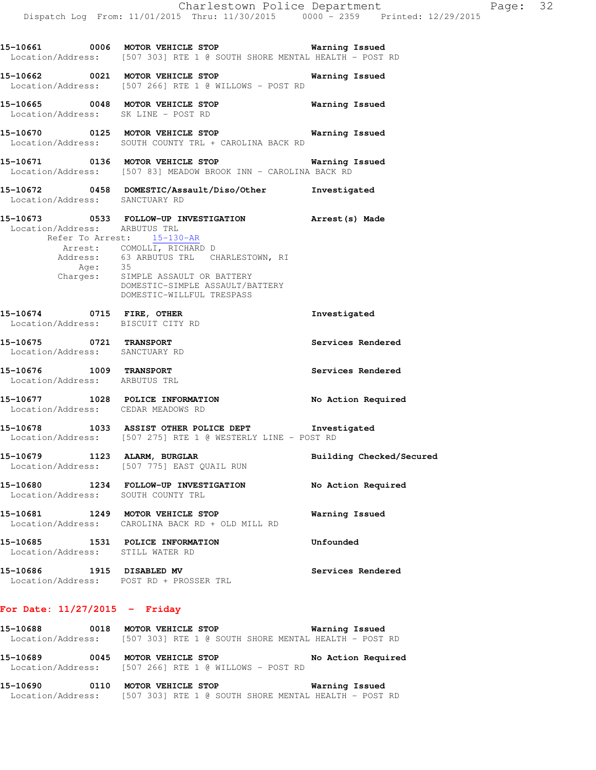**15-10661 0006 MOTOR VEHICLE STOP** Warning Issued
Location/Address: [507 303] RTE 1 @ SOUTH SHORE MENTAL HEALTH - POST RD

**15-10662 0021 MOTOR VEHICLE STOP** Warning Issued
Location/Address: [507 266] RTE 1 @ WILLOWS - POST RD

**15-10665 0048 MOTOR VEHICLE STOP** Warning Issued
Location/Address: SK LINE - POST RD

**15-10670 0125 MOTOR VEHICLE STOP** Warning Issued
Location/Address: SOUTH COUNTY TRL + CAROLINA BACK RD

**15-10671 0136 MOTOR VEHICLE STOP** Warning Issued
Location/Address: [507 83] MEADOW BROOK INN - CAROLINA BACK RD

**15-10672 0458 DOMESTIC/Assault/Diso/Other** Investigated
Location/Address: SANCTUARY RD

**15-10673 0533 FOLLOW-UP INVESTIGATION** Arrest(s) Made
Location/Address: ARBUTUS TRL
Refer To Arrest: 15-130-AR
Arrest: COMOLLI, RICHARD D
Address: 63 ARBUTUS TRL CHARLESTOWN, RI
Age: 35
Charges: SIMPLE ASSAULT OR BATTERY
DOMESTIC-SIMPLE ASSAULT/BATTERY
DOMESTIC-WILLFUL TRESPASS

**15-10674 0715 FIRE, OTHER** Investigated
Location/Address: BISCUIT CITY RD

**15-10675 0721 TRANSPORT** Services Rendered
Location/Address: SANCTUARY RD

**15-10676 1009 TRANSPORT** Services Rendered
Location/Address: ARBUTUS TRL

**15-10677 1028 POLICE INFORMATION** No Action Required
Location/Address: CEDAR MEADOWS RD

**15-10678 1033 ASSIST OTHER POLICE DEPT** Investigated
Location/Address: [507 275] RTE 1 @ WESTERLY LINE - POST RD

**15-10679 1123 ALARM, BURGLAR** Building Checked/Secured
Location/Address: [507 775] EAST QUAIL RUN

**15-10680 1234 FOLLOW-UP INVESTIGATION** No Action Required
Location/Address: SOUTH COUNTY TRL

**15-10681 1249 MOTOR VEHICLE STOP** Warning Issued
Location/Address: CAROLINA BACK RD + OLD MILL RD

**15-10685 1531 POLICE INFORMATION** Unfounded
Location/Address: STILL WATER RD

**15-10686 1915 DISABLED MV** Services Rendered
Location/Address: POST RD + PROSSER TRL

## For Date: 11/27/2015 - Friday

**15-10688 0018 MOTOR VEHICLE STOP** Warning Issued
Location/Address: [507 303] RTE 1 @ SOUTH SHORE MENTAL HEALTH - POST RD

**15-10689 0045 MOTOR VEHICLE STOP** No Action Required
Location/Address: [507 266] RTE 1 @ WILLOWS - POST RD

**15-10690 0110 MOTOR VEHICLE STOP** Warning Issued
Location/Address: [507 303] RTE 1 @ SOUTH SHORE MENTAL HEALTH - POST RD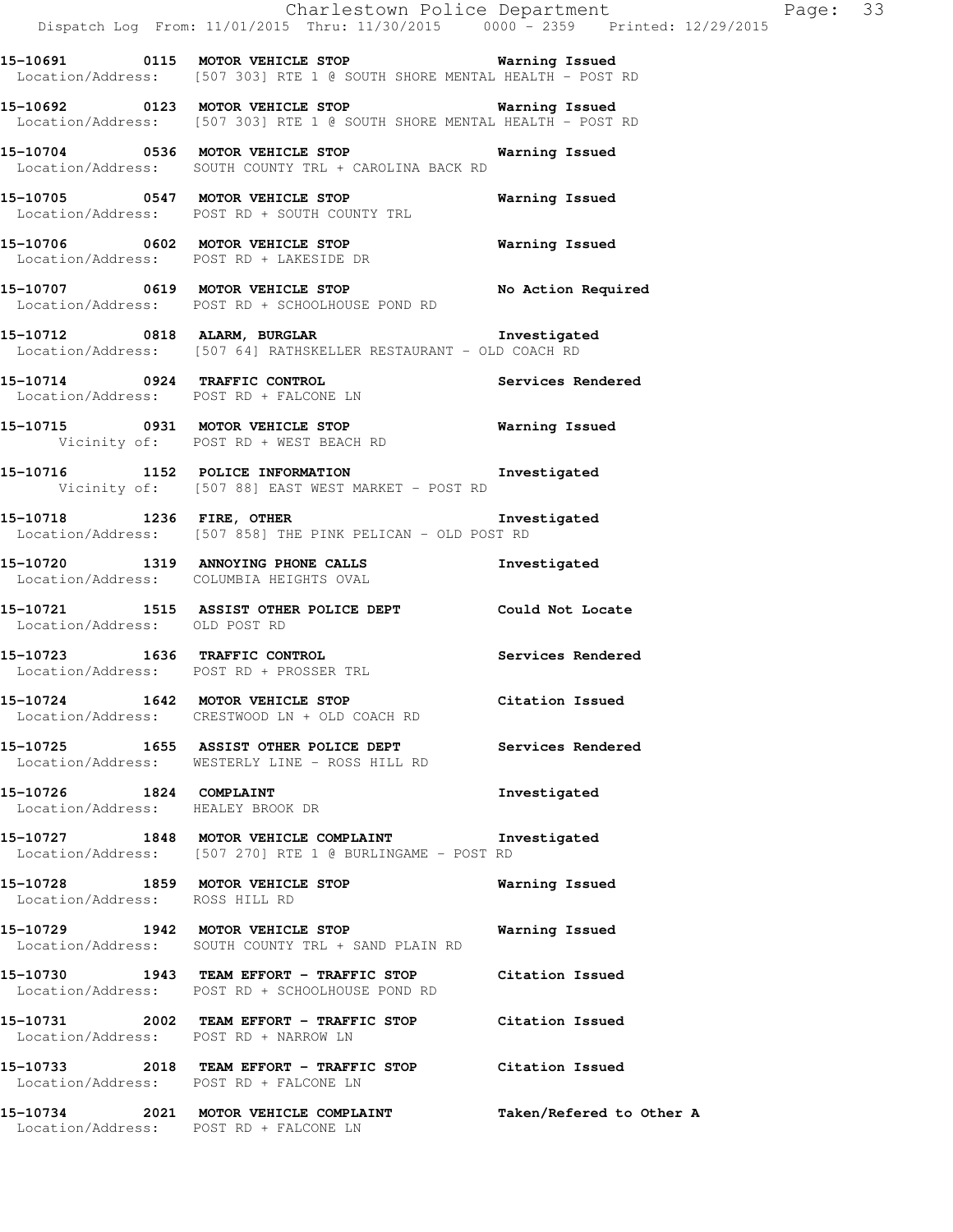15-10691 0115 MOTOR VEHICLE STOP Warning Issued
Location/Address: [507 303] RTE 1 @ SOUTH SHORE MENTAL HEALTH - POST RD

15-10692 0123 MOTOR VEHICLE STOP Warning Issued
Location/Address: [507 303] RTE 1 @ SOUTH SHORE MENTAL HEALTH - POST RD

15-10704 0536 MOTOR VEHICLE STOP Warning Issued
Location/Address: SOUTH COUNTY TRL + CAROLINA BACK RD

15-10705 0547 MOTOR VEHICLE STOP Warning Issued
Location/Address: POST RD + SOUTH COUNTY TRL

15-10706 0602 MOTOR VEHICLE STOP Warning Issued
Location/Address: POST RD + LAKESIDE DR

15-10707 0619 MOTOR VEHICLE STOP No Action Required
Location/Address: POST RD + SCHOOLHOUSE POND RD

15-10712 0818 ALARM, BURGLAR Investigated
Location/Address: [507 64] RATHSKELLER RESTAURANT - OLD COACH RD

15-10714 0924 TRAFFIC CONTROL Services Rendered
Location/Address: POST RD + FALCONE LN

15-10715 0931 MOTOR VEHICLE STOP Warning Issued
Vicinity of: POST RD + WEST BEACH RD

15-10716 1152 POLICE INFORMATION Investigated
Vicinity of: [507 88] EAST WEST MARKET - POST RD

15-10718 1236 FIRE, OTHER Investigated
Location/Address: [507 858] THE PINK PELICAN - OLD POST RD

15-10720 1319 ANNOYING PHONE CALLS Investigated
Location/Address: COLUMBIA HEIGHTS OVAL

15-10721 1515 ASSIST OTHER POLICE DEPT Could Not Locate
Location/Address: OLD POST RD

15-10723 1636 TRAFFIC CONTROL Services Rendered
Location/Address: POST RD + PROSSER TRL

15-10724 1642 MOTOR VEHICLE STOP Citation Issued
Location/Address: CRESTWOOD LN + OLD COACH RD

15-10725 1655 ASSIST OTHER POLICE DEPT Services Rendered
Location/Address: WESTERLY LINE - ROSS HILL RD

15-10726 1824 COMPLAINT Investigated
Location/Address: HEALEY BROOK DR

15-10727 1848 MOTOR VEHICLE COMPLAINT Investigated
Location/Address: [507 270] RTE 1 @ BURLINGAME - POST RD

15-10728 1859 MOTOR VEHICLE STOP Warning Issued
Location/Address: ROSS HILL RD

15-10729 1942 MOTOR VEHICLE STOP Warning Issued
Location/Address: SOUTH COUNTY TRL + SAND PLAIN RD

15-10730 1943 TEAM EFFORT - TRAFFIC STOP Citation Issued
Location/Address: POST RD + SCHOOLHOUSE POND RD

15-10731 2002 TEAM EFFORT - TRAFFIC STOP Citation Issued
Location/Address: POST RD + NARROW LN

15-10733 2018 TEAM EFFORT - TRAFFIC STOP Citation Issued
Location/Address: POST RD + FALCONE LN

15-10734 2021 MOTOR VEHICLE COMPLAINT Taken/Refered to Other A
Location/Address: POST RD + FALCONE LN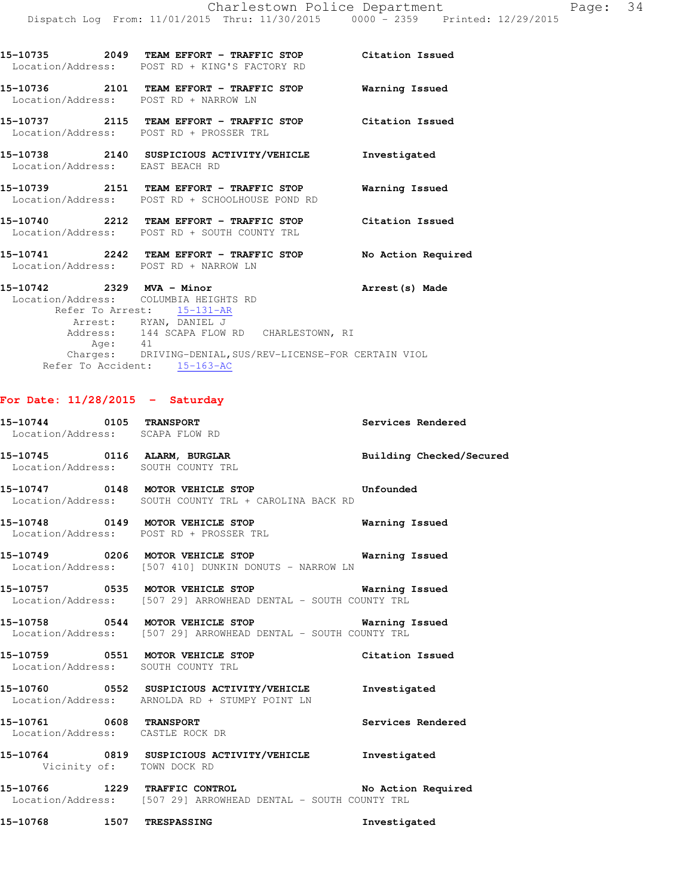**15-10735 2049 TEAM EFFORT - TRAFFIC STOP** Citation Issued
Location/Address: POST RD + KING'S FACTORY RD

**15-10736 2101 TEAM EFFORT - TRAFFIC STOP** Warning Issued
Location/Address: POST RD + NARROW LN

**15-10737 2115 TEAM EFFORT - TRAFFIC STOP** Citation Issued
Location/Address: POST RD + PROSSER TRL

**15-10738 2140 SUSPICIOUS ACTIVITY/VEHICLE** Investigated
Location/Address: EAST BEACH RD

**15-10739 2151 TEAM EFFORT - TRAFFIC STOP** Warning Issued
Location/Address: POST RD + SCHOOLHOUSE POND RD

**15-10740 2212 TEAM EFFORT - TRAFFIC STOP** Citation Issued
Location/Address: POST RD + SOUTH COUNTY TRL

**15-10741 2242 TEAM EFFORT - TRAFFIC STOP** No Action Required
Location/Address: POST RD + NARROW LN

**15-10742 2329 MVA - Minor** Arrest(s) Made
Location/Address: COLUMBIA HEIGHTS RD
Refer To Arrest: 15-131-AR
Arrest: RYAN, DANIEL J
Address: 144 SCAPA FLOW RD CHARLESTOWN, RI
Age: 41
Charges: DRIVING-DENIAL,SUS/REV-LICENSE-FOR CERTAIN VIOL
Refer To Accident: 15-163-AC

## For Date: 11/28/2015 - Saturday

**15-10744 0105 TRANSPORT** Services Rendered
Location/Address: SCAPA FLOW RD

**15-10745 0116 ALARM, BURGLAR** Building Checked/Secured
Location/Address: SOUTH COUNTY TRL

**15-10747 0148 MOTOR VEHICLE STOP** Unfounded
Location/Address: SOUTH COUNTY TRL + CAROLINA BACK RD

**15-10748 0149 MOTOR VEHICLE STOP** Warning Issued
Location/Address: POST RD + PROSSER TRL

**15-10749 0206 MOTOR VEHICLE STOP** Warning Issued
Location/Address: [507 410] DUNKIN DONUTS - NARROW LN

**15-10757 0535 MOTOR VEHICLE STOP** Warning Issued
Location/Address: [507 29] ARROWHEAD DENTAL - SOUTH COUNTY TRL

**15-10758 0544 MOTOR VEHICLE STOP** Warning Issued
Location/Address: [507 29] ARROWHEAD DENTAL - SOUTH COUNTY TRL

**15-10759 0551 MOTOR VEHICLE STOP** Citation Issued
Location/Address: SOUTH COUNTY TRL

**15-10760 0552 SUSPICIOUS ACTIVITY/VEHICLE** Investigated
Location/Address: ARNOLDA RD + STUMPY POINT LN

**15-10761 0608 TRANSPORT** Services Rendered
Location/Address: CASTLE ROCK DR

**15-10764 0819 SUSPICIOUS ACTIVITY/VEHICLE** Investigated
Vicinity of: TOWN DOCK RD

**15-10766 1229 TRAFFIC CONTROL** No Action Required
Location/Address: [507 29] ARROWHEAD DENTAL - SOUTH COUNTY TRL

**15-10768 1507 TRESPASSING** Investigated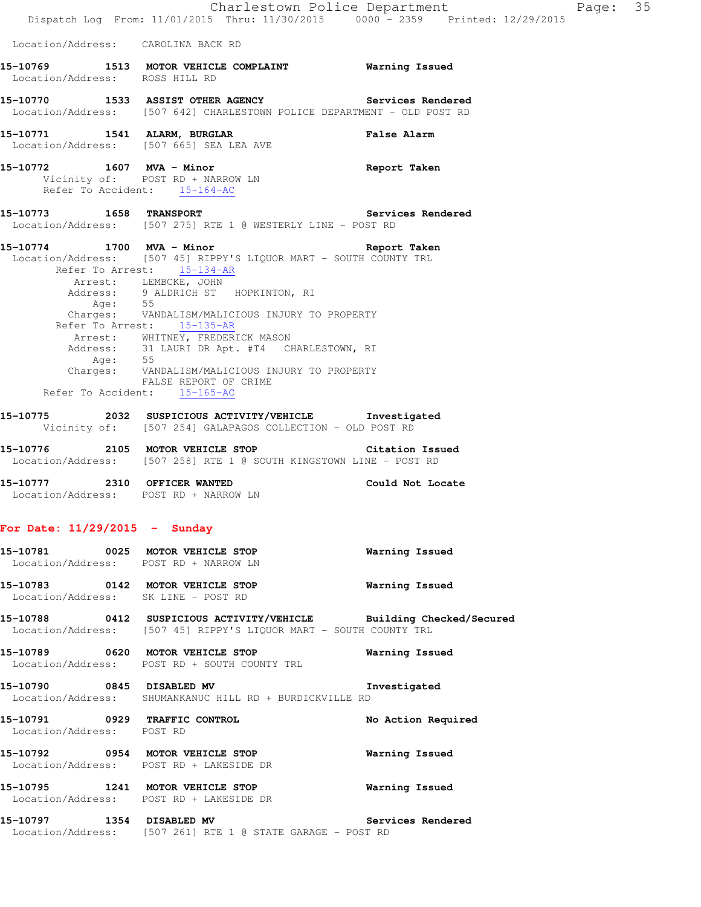Location/Address: CAROLINA BACK RD

**15-10769 1513 MOTOR VEHICLE COMPLAINT Warning Issued**
Location/Address: ROSS HILL RD

**15-10770 1533 ASSIST OTHER AGENCY Services Rendered**
Location/Address: [507 642] CHARLESTOWN POLICE DEPARTMENT - OLD POST RD

**15-10771 1541 ALARM, BURGLAR False Alarm**
Location/Address: [507 665] SEA LEA AVE

**15-10772 1607 MVA - Minor Report Taken**
Vicinity of: POST RD + NARROW LN
Refer To Accident: 15-164-AC

**15-10773 1658 TRANSPORT Services Rendered**
Location/Address: [507 275] RTE 1 @ WESTERLY LINE - POST RD

**15-10774 1700 MVA - Minor Report Taken**
Location/Address: [507 45] RIPPY'S LIQUOR MART - SOUTH COUNTY TRL
Refer To Arrest: 15-134-AR
Arrest: LEMBCKE, JOHN
Address: 9 ALDRICH ST HOPKINTON, RI
Age: 55
Charges: VANDALISM/MALICIOUS INJURY TO PROPERTY
Refer To Arrest: 15-135-AR
Arrest: WHITNEY, FREDERICK MASON
Address: 31 LAURI DR Apt. #T4 CHARLESTOWN, RI
Age: 55
Charges: VANDALISM/MALICIOUS INJURY TO PROPERTY
FALSE REPORT OF CRIME
Refer To Accident: 15-165-AC

**15-10775 2032 SUSPICIOUS ACTIVITY/VEHICLE Investigated**
Vicinity of: [507 254] GALAPAGOS COLLECTION - OLD POST RD

**15-10776 2105 MOTOR VEHICLE STOP Citation Issued**
Location/Address: [507 258] RTE 1 @ SOUTH KINGSTOWN LINE - POST RD

**15-10777 2310 OFFICER WANTED Could Not Locate**
Location/Address: POST RD + NARROW LN

## For Date: 11/29/2015 - Sunday

**15-10781 0025 MOTOR VEHICLE STOP Warning Issued**
Location/Address: POST RD + NARROW LN

**15-10783 0142 MOTOR VEHICLE STOP Warning Issued**
Location/Address: SK LINE - POST RD

**15-10788 0412 SUSPICIOUS ACTIVITY/VEHICLE Building Checked/Secured**
Location/Address: [507 45] RIPPY'S LIQUOR MART - SOUTH COUNTY TRL

**15-10789 0620 MOTOR VEHICLE STOP Warning Issued**
Location/Address: POST RD + SOUTH COUNTY TRL

**15-10790 0845 DISABLED MV Investigated**
Location/Address: SHUMANKANUC HILL RD + BURDICKVILLE RD

**15-10791 0929 TRAFFIC CONTROL No Action Required**
Location/Address: POST RD

**15-10792 0954 MOTOR VEHICLE STOP Warning Issued**
Location/Address: POST RD + LAKESIDE DR

**15-10795 1241 MOTOR VEHICLE STOP Warning Issued**
Location/Address: POST RD + LAKESIDE DR

**15-10797 1354 DISABLED MV Services Rendered**
Location/Address: [507 261] RTE 1 @ STATE GARAGE - POST RD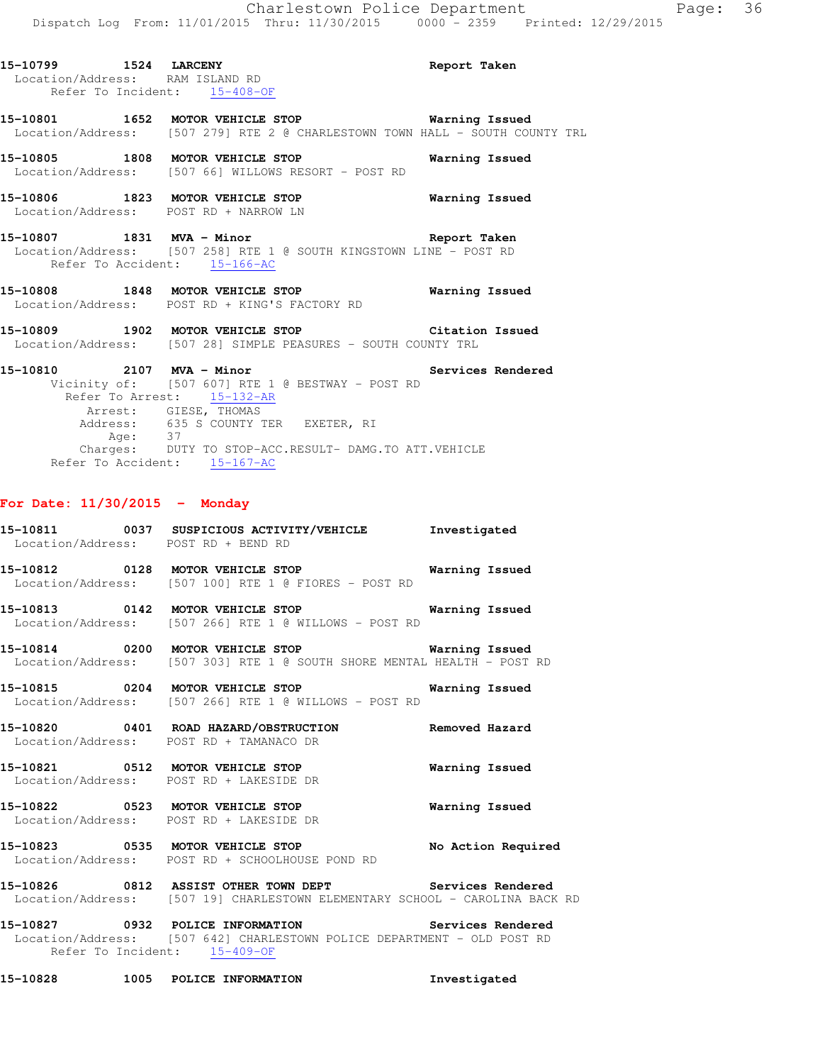**15-10799 1524 LARCENY** Report Taken
Location/Address: RAM ISLAND RD
Refer To Incident: 15-408-OF

**15-10801 1652 MOTOR VEHICLE STOP** Warning Issued
Location/Address: [507 279] RTE 2 @ CHARLESTOWN TOWN HALL - SOUTH COUNTY TRL

**15-10805 1808 MOTOR VEHICLE STOP** Warning Issued
Location/Address: [507 66] WILLOWS RESORT - POST RD

**15-10806 1823 MOTOR VEHICLE STOP** Warning Issued
Location/Address: POST RD + NARROW LN

**15-10807 1831 MVA - Minor** Report Taken
Location/Address: [507 258] RTE 1 @ SOUTH KINGSTOWN LINE - POST RD
Refer To Accident: 15-166-AC

**15-10808 1848 MOTOR VEHICLE STOP** Warning Issued
Location/Address: POST RD + KING'S FACTORY RD

**15-10809 1902 MOTOR VEHICLE STOP** Citation Issued
Location/Address: [507 28] SIMPLE PEASURES - SOUTH COUNTY TRL

**15-10810 2107 MVA - Minor** Services Rendered
Vicinity of: [507 607] RTE 1 @ BESTWAY - POST RD
Refer To Arrest: 15-132-AR
Arrest: GIESE, THOMAS
Address: 635 S COUNTY TER EXETER, RI
Age: 37
Charges: DUTY TO STOP-ACC.RESULT- DAMG.TO ATT.VEHICLE
Refer To Accident: 15-167-AC

## For Date: 11/30/2015 - Monday

**15-10811 0037 SUSPICIOUS ACTIVITY/VEHICLE** Investigated
Location/Address: POST RD + BEND RD

**15-10812 0128 MOTOR VEHICLE STOP** Warning Issued
Location/Address: [507 100] RTE 1 @ FIORES - POST RD

**15-10813 0142 MOTOR VEHICLE STOP** Warning Issued
Location/Address: [507 266] RTE 1 @ WILLOWS - POST RD

**15-10814 0200 MOTOR VEHICLE STOP** Warning Issued
Location/Address: [507 303] RTE 1 @ SOUTH SHORE MENTAL HEALTH - POST RD

**15-10815 0204 MOTOR VEHICLE STOP** Warning Issued
Location/Address: [507 266] RTE 1 @ WILLOWS - POST RD

**15-10820 0401 ROAD HAZARD/OBSTRUCTION** Removed Hazard
Location/Address: POST RD + TAMANACO DR

**15-10821 0512 MOTOR VEHICLE STOP** Warning Issued
Location/Address: POST RD + LAKESIDE DR

**15-10822 0523 MOTOR VEHICLE STOP** Warning Issued
Location/Address: POST RD + LAKESIDE DR

**15-10823 0535 MOTOR VEHICLE STOP** No Action Required
Location/Address: POST RD + SCHOOLHOUSE POND RD

**15-10826 0812 ASSIST OTHER TOWN DEPT** Services Rendered
Location/Address: [507 19] CHARLESTOWN ELEMENTARY SCHOOL - CAROLINA BACK RD

**15-10827 0932 POLICE INFORMATION** Services Rendered
Location/Address: [507 642] CHARLESTOWN POLICE DEPARTMENT - OLD POST RD
Refer To Incident: 15-409-OF

**15-10828 1005 POLICE INFORMATION** Investigated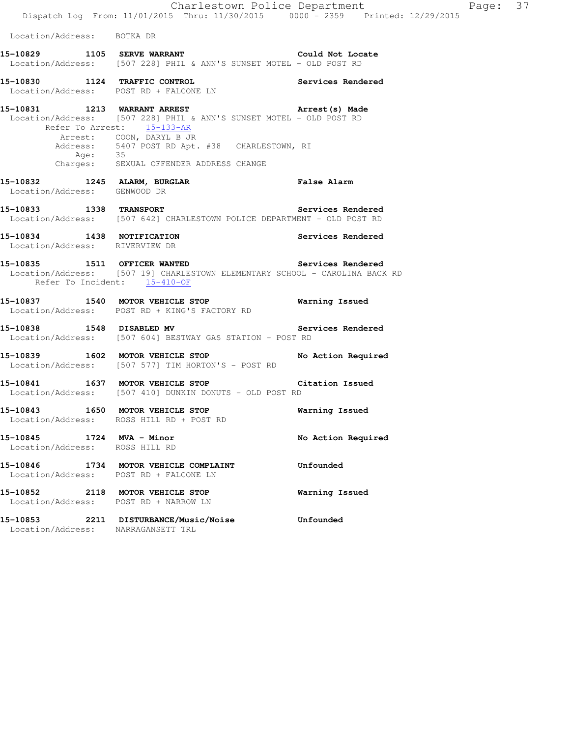Location/Address: BOTKA DR

**15-10829 1105 SERVE WARRANT** Could Not Locate
Location/Address: [507 228] PHIL & ANN'S SUNSET MOTEL - OLD POST RD

**15-10830 1124 TRAFFIC CONTROL** Services Rendered
Location/Address: POST RD + FALCONE LN

**15-10831 1213 WARRANT ARREST** Arrest(s) Made
Location/Address: [507 228] PHIL & ANN'S SUNSET MOTEL - OLD POST RD
Refer To Arrest: 15-133-AR
Arrest: COON, DARYL B JR
Address: 5407 POST RD Apt. #38 CHARLESTOWN, RI
Age: 35
Charges: SEXUAL OFFENDER ADDRESS CHANGE

**15-10832 1245 ALARM, BURGLAR** False Alarm
Location/Address: GENWOOD DR

**15-10833 1338 TRANSPORT** Services Rendered
Location/Address: [507 642] CHARLESTOWN POLICE DEPARTMENT - OLD POST RD

**15-10834 1438 NOTIFICATION** Services Rendered
Location/Address: RIVERVIEW DR

**15-10835 1511 OFFICER WANTED** Services Rendered
Location/Address: [507 19] CHARLESTOWN ELEMENTARY SCHOOL - CAROLINA BACK RD
Refer To Incident: 15-410-OF

**15-10837 1540 MOTOR VEHICLE STOP** Warning Issued
Location/Address: POST RD + KING'S FACTORY RD

**15-10838 1548 DISABLED MV** Services Rendered
Location/Address: [507 604] BESTWAY GAS STATION - POST RD

**15-10839 1602 MOTOR VEHICLE STOP** No Action Required
Location/Address: [507 577] TIM HORTON'S - POST RD

**15-10841 1637 MOTOR VEHICLE STOP** Citation Issued
Location/Address: [507 410] DUNKIN DONUTS - OLD POST RD

**15-10843 1650 MOTOR VEHICLE STOP** Warning Issued
Location/Address: ROSS HILL RD + POST RD

**15-10845 1724 MVA - Minor** No Action Required
Location/Address: ROSS HILL RD

**15-10846 1734 MOTOR VEHICLE COMPLAINT** Unfounded
Location/Address: POST RD + FALCONE LN

**15-10852 2118 MOTOR VEHICLE STOP** Warning Issued
Location/Address: POST RD + NARROW LN

**15-10853 2211 DISTURBANCE/Music/Noise** Unfounded
Location/Address: NARRAGANSETT TRL